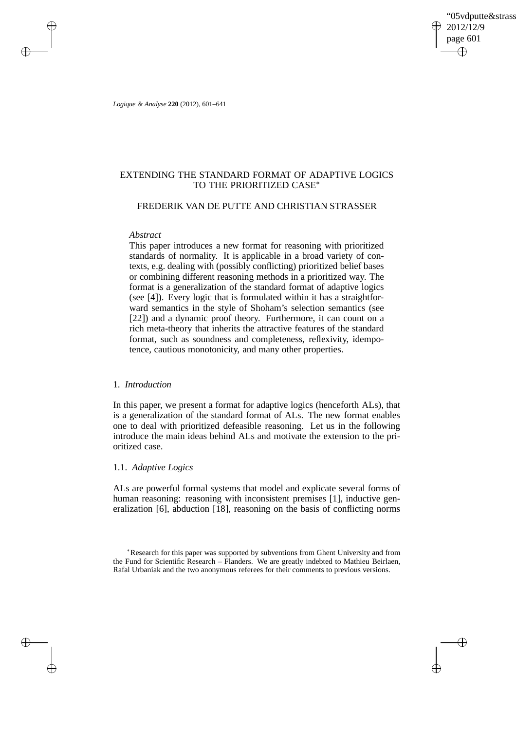# EXTENDING THE STANDARD FORMAT OF ADAPTIVE LOGICS TO THE PRIORITIZED CASE*

FREDERIK VAN DE PUTTE AND CHRISTIAN STRASSER

*Abstract*

This paper introduces a new format for reasoning with prioritized standards of normality. It is applicable in a broad variety of contexts, e.g. dealing with (possibly conflicting) prioritized belief bases or combining different reasoning methods in a prioritized way. The format is a generalization of the standard format of adaptive logics (see [4]). Every logic that is formulated within it has a straightforward semantics in the style of Shoham's selection semantics (see [22]) and a dynamic proof theory. Furthermore, it can count on a rich meta-theory that inherits the attractive features of the standard format, such as soundness and completeness, reflexivity, idempotence, cautious monotonicity, and many other properties.

## 1. *Introduction*

In this paper, we present a format for adaptive logics (henceforth ALs), that is a generalization of the standard format of ALs. The new format enables one to deal with prioritized defeasible reasoning. Let us in the following introduce the main ideas behind ALs and motivate the extension to the prioritized case.

### 1.1. *Adaptive Logics*

ALs are powerful formal systems that model and explicate several forms of human reasoning: reasoning with inconsistent premises [1], inductive generalization [6], abduction [18], reasoning on the basis of conflicting norms

---

*Research for this paper was supported by subventions from Ghent University and from the Fund for Scientific Research – Flanders. We are greatly indebted to Mathieu Beirlaen, Rafal Urbaniak and the two anonymous referees for their comments to previous versions.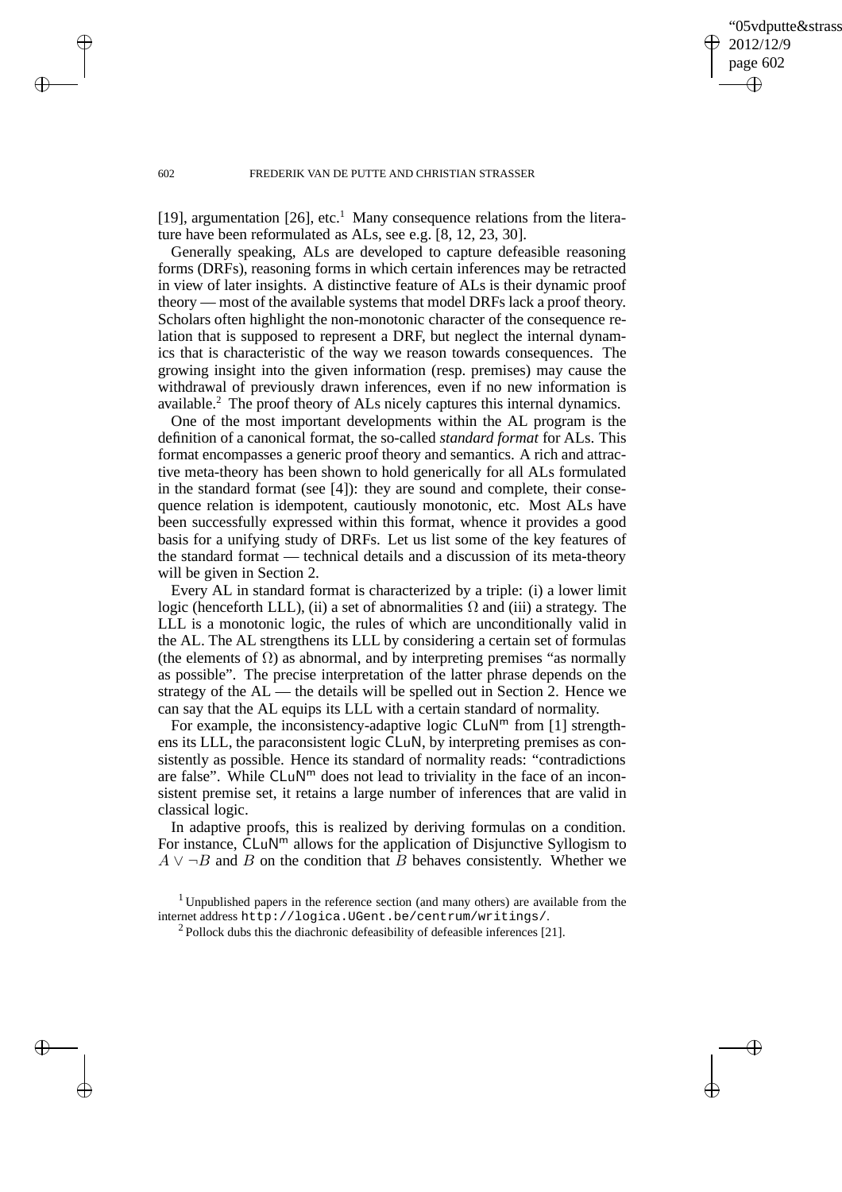[19], argumentation [26], etc.[1] Many consequence relations from the literature have been reformulated as ALs, see e.g. [8, 12, 23, 30].

Generally speaking, ALs are developed to capture defeasible reasoning forms (DRFs), reasoning forms in which certain inferences may be retracted in view of later insights. A distinctive feature of ALs is their dynamic proof theory — most of the available systems that model DRFs lack a proof theory. Scholars often highlight the non-monotonic character of the consequence relation that is supposed to represent a DRF, but neglect the internal dynamics that is characteristic of the way we reason towards consequences. The growing insight into the given information (resp. premises) may cause the withdrawal of previously drawn inferences, even if no new information is available.[2] The proof theory of ALs nicely captures this internal dynamics.

One of the most important developments within the AL program is the definition of a canonical format, the so-called *standard format* for ALs. This format encompasses a generic proof theory and semantics. A rich and attractive meta-theory has been shown to hold generically for all ALs formulated in the standard format (see [4]): they are sound and complete, their consequence relation is idempotent, cautiously monotonic, etc. Most ALs have been successfully expressed within this format, whence it provides a good basis for a unifying study of DRFs. Let us list some of the key features of the standard format — technical details and a discussion of its meta-theory will be given in Section 2.

Every AL in standard format is characterized by a triple: (i) a lower limit logic (henceforth LLL), (ii) a set of abnormalities $\Omega$ and (iii) a strategy. The LLL is a monotonic logic, the rules of which are unconditionally valid in the AL. The AL strengthens its LLL by considering a certain set of formulas (the elements of $\Omega$) as abnormal, and by interpreting premises "as normally as possible". The precise interpretation of the latter phrase depends on the strategy of the AL — the details will be spelled out in Section 2. Hence we can say that the AL equips its LLL with a certain standard of normality.

For example, the inconsistency-adaptive logic $\mathsf{CLuN}^{\mathsf{m}}$ from [1] strengthens its LLL, the paraconsistent logic $\mathsf{CLuN}$, by interpreting premises as consistently as possible. Hence its standard of normality reads: "contradictions are false". While $\mathsf{CLuN}^{\mathsf{m}}$ does not lead to triviality in the face of an inconsistent premise set, it retains a large number of inferences that are valid in classical logic.

In adaptive proofs, this is realized by deriving formulas on a condition. For instance, $\mathsf{CLuN}^{\mathsf{m}}$ allows for the application of Disjunctive Syllogism to $A \vee \neg B$ and $B$ on the condition that $B$ behaves consistently. Whether we

[1] Unpublished papers in the reference section (and many others) are available from the internet address http://logica.UGent.be/centrum/writings/.

[2] Pollock dubs this the diachronic defeasibility of defeasible inferences [21].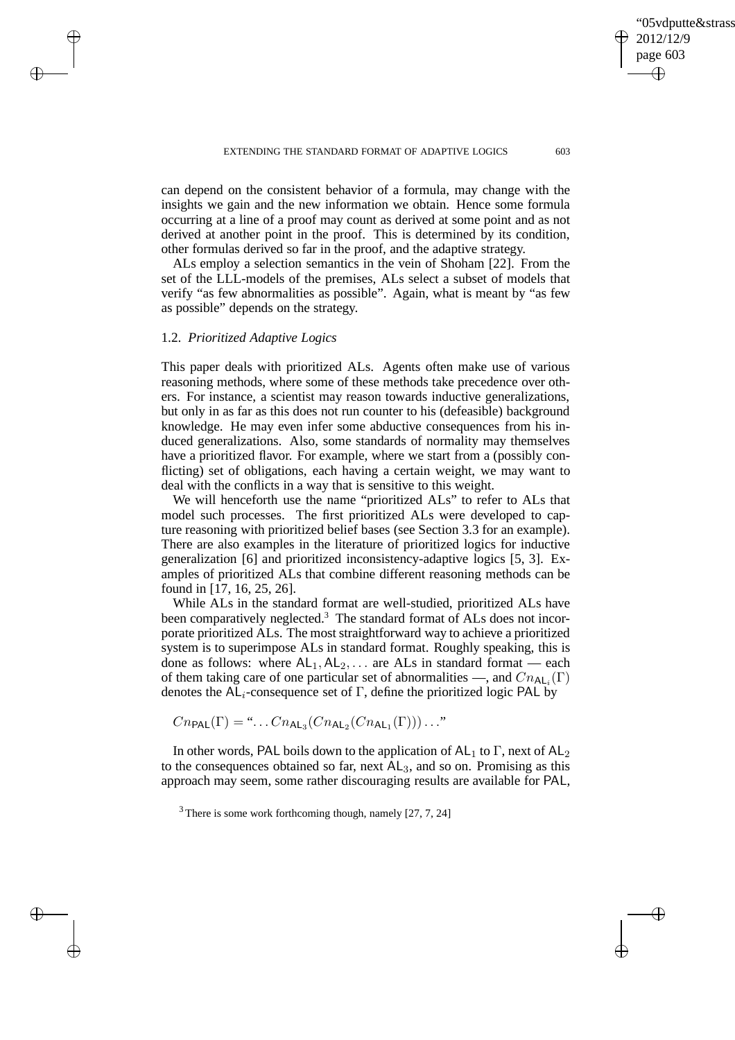can depend on the consistent behavior of a formula, may change with the insights we gain and the new information we obtain. Hence some formula occurring at a line of a proof may count as derived at some point and as not derived at another point in the proof. This is determined by its condition, other formulas derived so far in the proof, and the adaptive strategy.

ALs employ a selection semantics in the vein of Shoham [22]. From the set of the LLL-models of the premises, ALs select a subset of models that verify "as few abnormalities as possible". Again, what is meant by "as few as possible" depends on the strategy.

### 1.2. *Prioritized Adaptive Logics*

This paper deals with prioritized ALs. Agents often make use of various reasoning methods, where some of these methods take precedence over others. For instance, a scientist may reason towards inductive generalizations, but only in as far as this does not run counter to his (defeasible) background knowledge. He may even infer some abductive consequences from his induced generalizations. Also, some standards of normality may themselves have a prioritized flavor. For example, where we start from a (possibly conflicting) set of obligations, each having a certain weight, we may want to deal with the conflicts in a way that is sensitive to this weight.

We will henceforth use the name "prioritized ALs" to refer to ALs that model such processes. The first prioritized ALs were developed to capture reasoning with prioritized belief bases (see Section 3.3 for an example). There are also examples in the literature of prioritized logics for inductive generalization [6] and prioritized inconsistency-adaptive logics [5, 3]. Examples of prioritized ALs that combine different reasoning methods can be found in [17, 16, 25, 26].

While ALs in the standard format are well-studied, prioritized ALs have been comparatively neglected.[3] The standard format of ALs does not incorporate prioritized ALs. The most straightforward way to achieve a prioritized system is to superimpose ALs in standard format. Roughly speaking, this is done as follows: where $\mathsf{AL}_1, \mathsf{AL}_2, \ldots$ are ALs in standard format — each of them taking care of one particular set of abnormalities —, and $Cn_{\mathsf{AL}_i}(\Gamma)$ denotes the $\mathsf{AL}_i$-consequence set of $\Gamma$, define the prioritized logic PAL by

$$Cn_{\mathsf{PAL}}(\Gamma) = \text{“}\ldots Cn_{\mathsf{AL}_3}(Cn_{\mathsf{AL}_2}(Cn_{\mathsf{AL}_1}(\Gamma)))\ldots\text{”}$$

In other words, PAL boils down to the application of $\mathsf{AL}_1$ to $\Gamma$, next of $\mathsf{AL}_2$ to the consequences obtained so far, next $\mathsf{AL}_3$, and so on. Promising as this approach may seem, some rather discouraging results are available for PAL,

[3] There is some work forthcoming though, namely [27, 7, 24]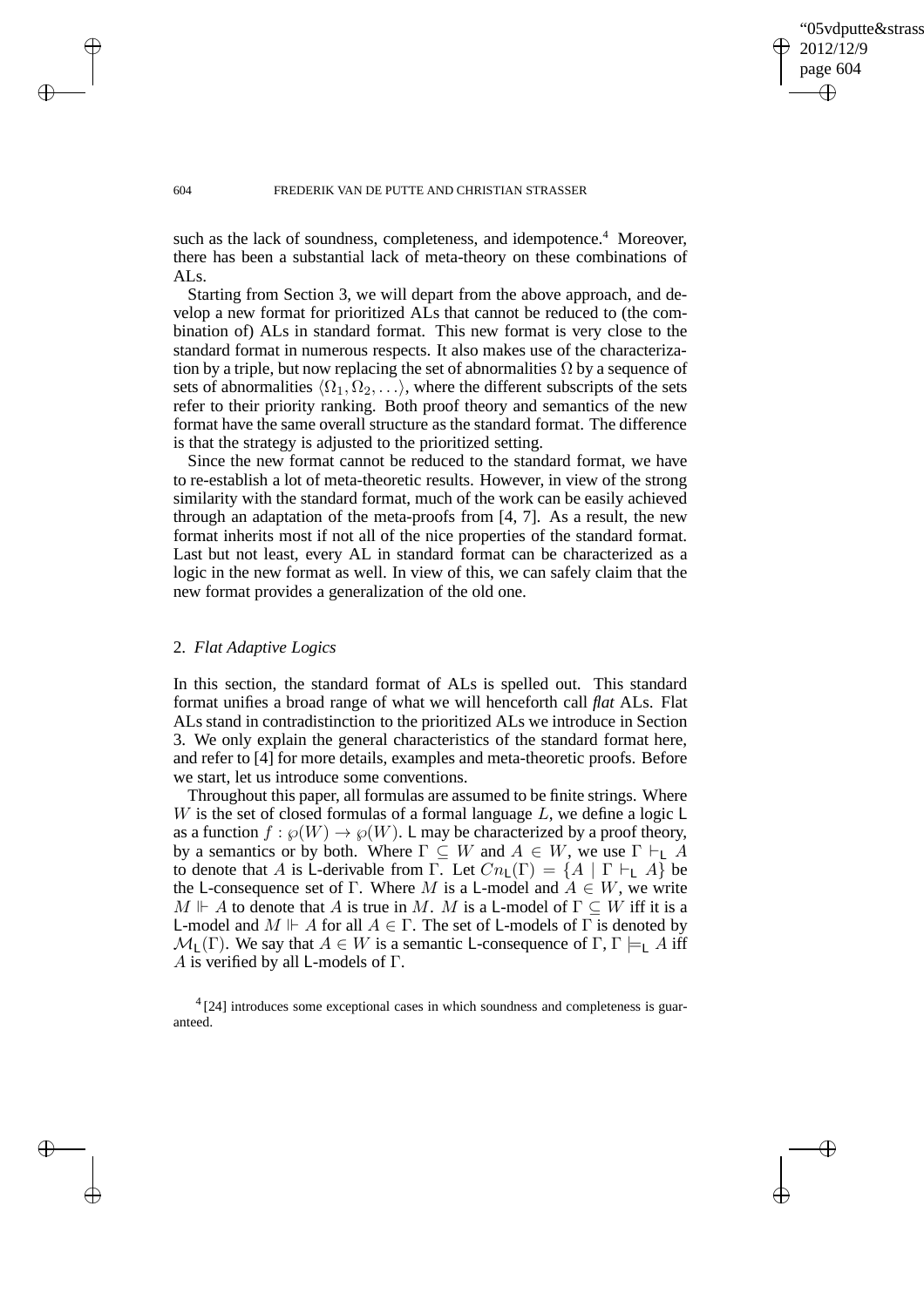such as the lack of soundness, completeness, and idempotence.[4] Moreover, there has been a substantial lack of meta-theory on these combinations of ALs.

Starting from Section 3, we will depart from the above approach, and develop a new format for prioritized ALs that cannot be reduced to (the combination of) ALs in standard format. This new format is very close to the standard format in numerous respects. It also makes use of the characterization by a triple, but now replacing the set of abnormalities $\Omega$ by a sequence of sets of abnormalities $\langle \Omega_1, \Omega_2, \ldots \rangle$, where the different subscripts of the sets refer to their priority ranking. Both proof theory and semantics of the new format have the same overall structure as the standard format. The difference is that the strategy is adjusted to the prioritized setting.

Since the new format cannot be reduced to the standard format, we have to re-establish a lot of meta-theoretic results. However, in view of the strong similarity with the standard format, much of the work can be easily achieved through an adaptation of the meta-proofs from [4, 7]. As a result, the new format inherits most if not all of the nice properties of the standard format. Last but not least, every AL in standard format can be characterized as a logic in the new format as well. In view of this, we can safely claim that the new format provides a generalization of the old one.

## 2. *Flat Adaptive Logics*

In this section, the standard format of ALs is spelled out. This standard format unifies a broad range of what we will henceforth call *flat* ALs. Flat ALs stand in contradistinction to the prioritized ALs we introduce in Section 3. We only explain the general characteristics of the standard format here, and refer to [4] for more details, examples and meta-theoretic proofs. Before we start, let us introduce some conventions.

Throughout this paper, all formulas are assumed to be finite strings. Where $W$ is the set of closed formulas of a formal language $L$, we define a logic $\mathsf{L}$ as a function $f : \wp(W) \to \wp(W)$. $\mathsf{L}$ may be characterized by a proof theory, by a semantics or by both. Where $\Gamma \subseteq W$ and $A \in W$, we use $\Gamma \vdash_{\mathsf{L}} A$ to denote that $A$ is $\mathsf{L}$-derivable from $\Gamma$. Let $Cn_{\mathsf{L}}(\Gamma) = \{A \mid \Gamma \vdash_{\mathsf{L}} A\}$ be the $\mathsf{L}$-consequence set of $\Gamma$. Where $M$ is a $\mathsf{L}$-model and $A \in W$, we write $M \Vdash A$ to denote that $A$ is true in $M$. $M$ is a $\mathsf{L}$-model of $\Gamma \subseteq W$ iff it is a $\mathsf{L}$-model and $M \Vdash A$ for all $A \in \Gamma$. The set of $\mathsf{L}$-models of $\Gamma$ is denoted by $\mathcal{M}_{\mathsf{L}}(\Gamma)$. We say that $A \in W$ is a semantic $\mathsf{L}$-consequence of $\Gamma$, $\Gamma \models_{\mathsf{L}} A$ iff $A$ is verified by all $\mathsf{L}$-models of $\Gamma$.

[4] [24] introduces some exceptional cases in which soundness and completeness is guaranteed.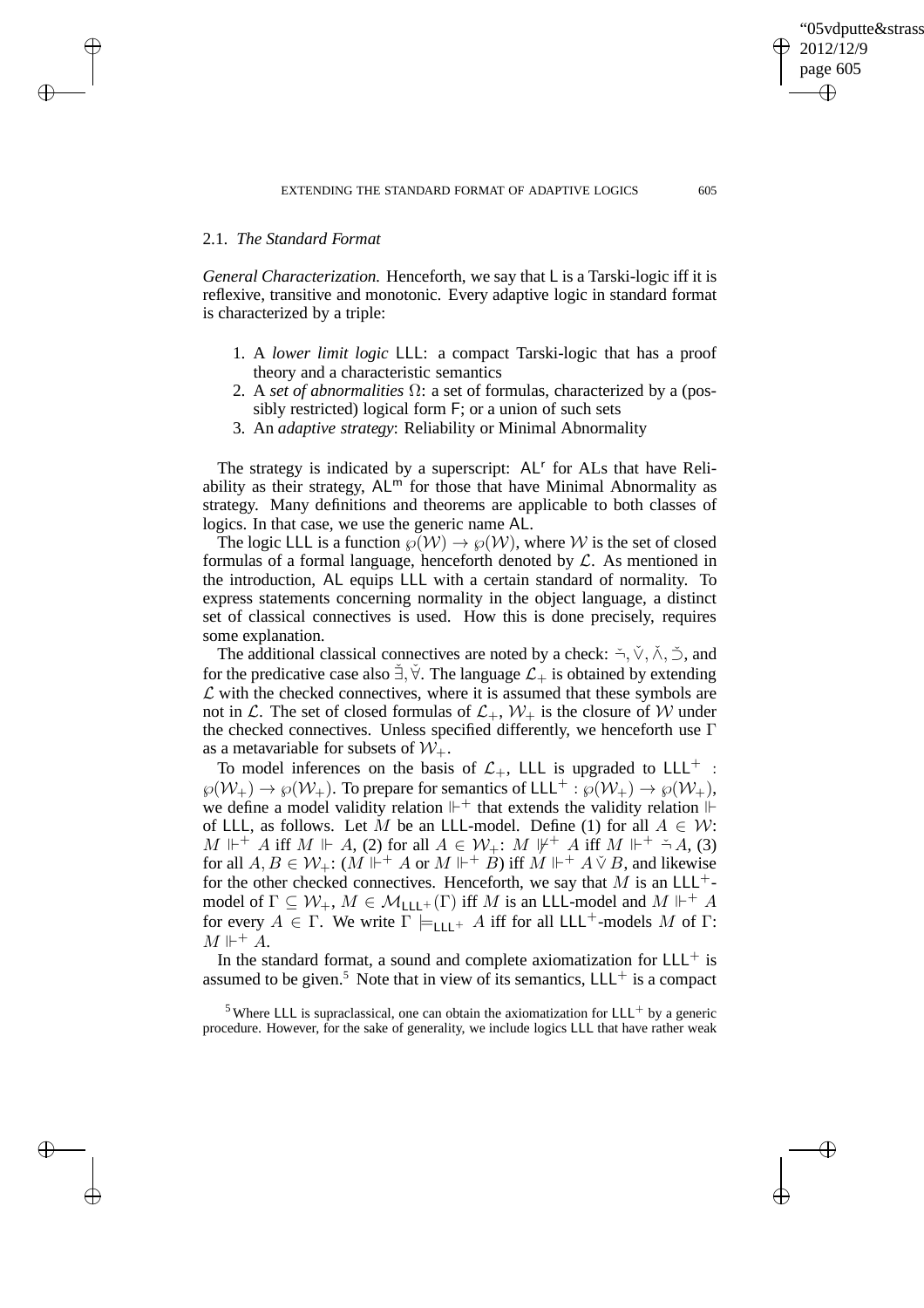### 2.1. *The Standard Format*

*General Characterization.* Henceforth, we say that L is a Tarski-logic iff it is reflexive, transitive and monotonic. Every adaptive logic in standard format is characterized by a triple:

1. A *lower limit logic* LLL: a compact Tarski-logic that has a proof theory and a characteristic semantics
2. A *set of abnormalities* $\Omega$: a set of formulas, characterized by a (possibly restricted) logical form F; or a union of such sets
3. An *adaptive strategy*: Reliability or Minimal Abnormality

The strategy is indicated by a superscript: $\mathsf{AL}^{\mathsf{r}}$ for ALs that have Reliability as their strategy, $\mathsf{AL}^{\mathsf{m}}$ for those that have Minimal Abnormality as strategy. Many definitions and theorems are applicable to both classes of logics. In that case, we use the generic name AL.

The logic LLL is a function $\wp(\mathcal{W}) \to \wp(\mathcal{W})$, where $\mathcal{W}$ is the set of closed formulas of a formal language, henceforth denoted by $\mathcal{L}$. As mentioned in the introduction, AL equips LLL with a certain standard of normality. To express statements concerning normality in the object language, a distinct set of classical connectives is used. How this is done precisely, requires some explanation.

The additional classical connectives are noted by a check: $\check{\neg}, \check{\vee}, \check{\wedge}, \check{\supset}$, and for the predicative case also $\check{\exists}, \check{\forall}$. The language $\mathcal{L}_+$ is obtained by extending $\mathcal{L}$ with the checked connectives, where it is assumed that these symbols are not in $\mathcal{L}$. The set of closed formulas of $\mathcal{L}_+$, $\mathcal{W}_+$ is the closure of $\mathcal{W}$ under the checked connectives. Unless specified differently, we henceforth use $\Gamma$ as a metavariable for subsets of $\mathcal{W}_+$.

To model inferences on the basis of $\mathcal{L}_+$, LLL is upgraded to $\mathsf{LLL}^+$ : $\wp(\mathcal{W}_+) \to \wp(\mathcal{W}_+)$. To prepare for semantics of $\mathsf{LLL}^+ : \wp(\mathcal{W}_+) \to \wp(\mathcal{W}_+)$, we define a model validity relation $\Vdash^+$ that extends the validity relation $\Vdash$ of LLL, as follows. Let $M$ be an LLL-model. Define (1) for all $A \in \mathcal{W}$: $M \Vdash^+ A$ iff $M \Vdash A$, (2) for all $A \in \mathcal{W}_+$: $M \nVdash^+ A$ iff $M \Vdash^+ \check{\neg} A$, (3) for all $A, B \in \mathcal{W}_+$: ($M \Vdash^+ A$ or $M \Vdash^+ B$) iff $M \Vdash^+ A \check{\vee} B$, and likewise for the other checked connectives. Henceforth, we say that $M$ is an $\mathsf{LLL}^+$-model of $\Gamma \subseteq \mathcal{W}_+$, $M \in \mathcal{M}_{\mathsf{LLL}^+}(\Gamma)$ iff $M$ is an LLL-model and $M \Vdash^+ A$ for every $A \in \Gamma$. We write $\Gamma \models_{\mathsf{LLL}^+} A$ iff for all $\mathsf{LLL}^+$-models $M$ of $\Gamma$: $M \Vdash^+ A$.

In the standard format, a sound and complete axiomatization for $\mathsf{LLL}^+$ is assumed to be given.[5] Note that in view of its semantics, $\mathsf{LLL}^+$ is a compact

[5] Where LLL is supraclassical, one can obtain the axiomatization for $\mathsf{LLL}^+$ by a generic procedure. However, for the sake of generality, we include logics LLL that have rather weak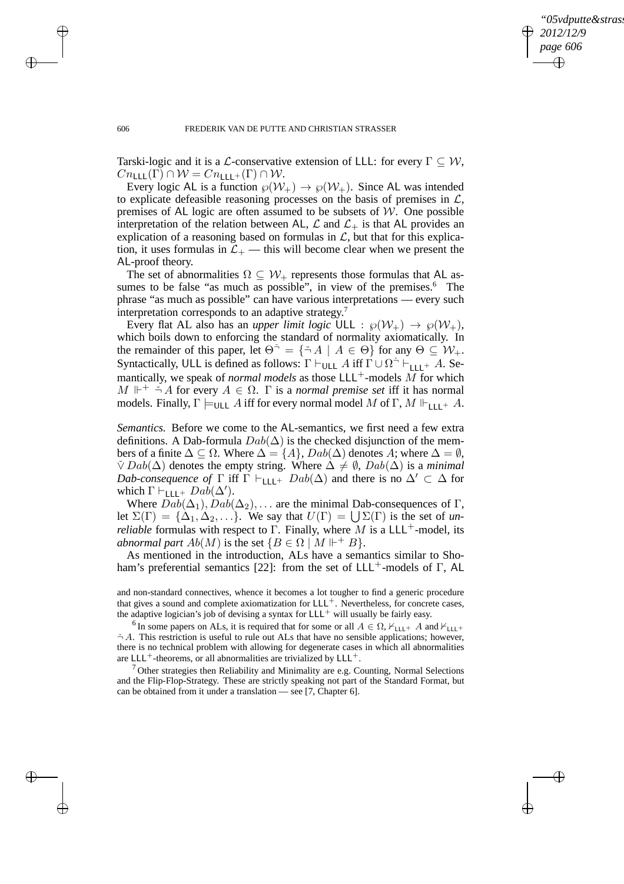Tarski-logic and it is a $\mathcal{L}$-conservative extension of LLL: for every $\Gamma \subseteq \mathcal{W}$, $Cn_{\mathsf{LLL}}(\Gamma) \cap \mathcal{W} = Cn_{\mathsf{LLL}^+}(\Gamma) \cap \mathcal{W}$.

Every logic AL is a function $\wp(\mathcal{W}_+) \to \wp(\mathcal{W}_+)$. Since AL was intended to explicate defeasible reasoning processes on the basis of premises in $\mathcal{L}$, premises of AL logic are often assumed to be subsets of $\mathcal{W}$. One possible interpretation of the relation between AL, $\mathcal{L}$ and $\mathcal{L}_+$ is that AL provides an explication of a reasoning based on formulas in $\mathcal{L}$, but that for this explication, it uses formulas in $\mathcal{L}_+$ — this will become clear when we present the AL-proof theory.

The set of abnormalities $\Omega \subseteq \mathcal{W}_+$ represents those formulas that AL assumes to be false "as much as possible", in view of the premises.[6] The phrase "as much as possible" can have various interpretations — every such interpretation corresponds to an adaptive strategy.[7]

Every flat AL also has an *upper limit logic* ULL : $\wp(\mathcal{W}_+) \to \wp(\mathcal{W}_+)$, which boils down to enforcing the standard of normality axiomatically. In the remainder of this paper, let $\Theta^{\check{\neg}} = \{\check{\neg} A \mid A \in \Theta\}$ for any $\Theta \subseteq \mathcal{W}_+$. Syntactically, ULL is defined as follows: $\Gamma \vdash_{\mathsf{ULL}} A$ iff $\Gamma \cup \Omega^{\check{\neg}} \vdash_{\mathsf{LLL}^+} A$. Semantically, we speak of *normal models* as those $\mathsf{LLL}^+$-models $M$ for which $M \Vdash^+ \check{\neg} A$ for every $A \in \Omega$. $\Gamma$ is a *normal premise set* iff it has normal models. Finally, $\Gamma \models_{\mathsf{ULL}} A$ iff for every normal model $M$ of $\Gamma$, $M \Vdash_{\mathsf{LLL}^+} A$.

*Semantics.* Before we come to the AL-semantics, we first need a few extra definitions. A Dab-formula $Dab(\Delta)$ is the checked disjunction of the members of a finite $\Delta \subseteq \Omega$. Where $\Delta = \{A\}$, $Dab(\Delta)$ denotes $A$; where $\Delta = \emptyset$, $\check{\vee} Dab(\Delta)$ denotes the empty string. Where $\Delta \neq \emptyset$, $Dab(\Delta)$ is a *minimal Dab-consequence of* $\Gamma$ iff $\Gamma \vdash_{\mathsf{LLL}^+} Dab(\Delta)$ and there is no $\Delta' \subset \Delta$ for which $\Gamma \vdash_{\mathsf{LLL}^+} Dab(\Delta')$.

Where $Dab(\Delta_1), Dab(\Delta_2), \ldots$ are the minimal Dab-consequences of $\Gamma$, let $\Sigma(\Gamma) = \{\Delta_1, \Delta_2, \ldots\}$. We say that $U(\Gamma) = \bigcup \Sigma(\Gamma)$ is the set of *unreliable* formulas with respect to $\Gamma$. Finally, where $M$ is a $\mathsf{LLL}^+$-model, its *abnormal part* $Ab(M)$ is the set $\{B \in \Omega \mid M \Vdash^+ B\}$.

As mentioned in the introduction, ALs have a semantics similar to Shoham's preferential semantics [22]: from the set of $\mathsf{LLL}^+$-models of $\Gamma$, AL

and non-standard connectives, whence it becomes a lot tougher to find a generic procedure that gives a sound and complete axiomatization for $\mathsf{LLL}^+$. Nevertheless, for concrete cases, the adaptive logician's job of devising a syntax for $\mathsf{LLL}^+$ will usually be fairly easy.

[6] In some papers on ALs, it is required that for some or all $A \in \Omega$, $\nvdash_{\mathsf{LLL}^+} A$ and $\nvdash_{\mathsf{LLL}^+} \check{\neg} A$. This restriction is useful to rule out ALs that have no sensible applications; however, there is no technical problem with allowing for degenerate cases in which all abnormalities are $\mathsf{LLL}^+$-theorems, or all abnormalities are trivialized by $\mathsf{LLL}^+$.

[7] Other strategies then Reliability and Minimality are e.g. Counting, Normal Selections and the Flip-Flop-Strategy. These are strictly speaking not part of the Standard Format, but can be obtained from it under a translation — see [7, Chapter 6].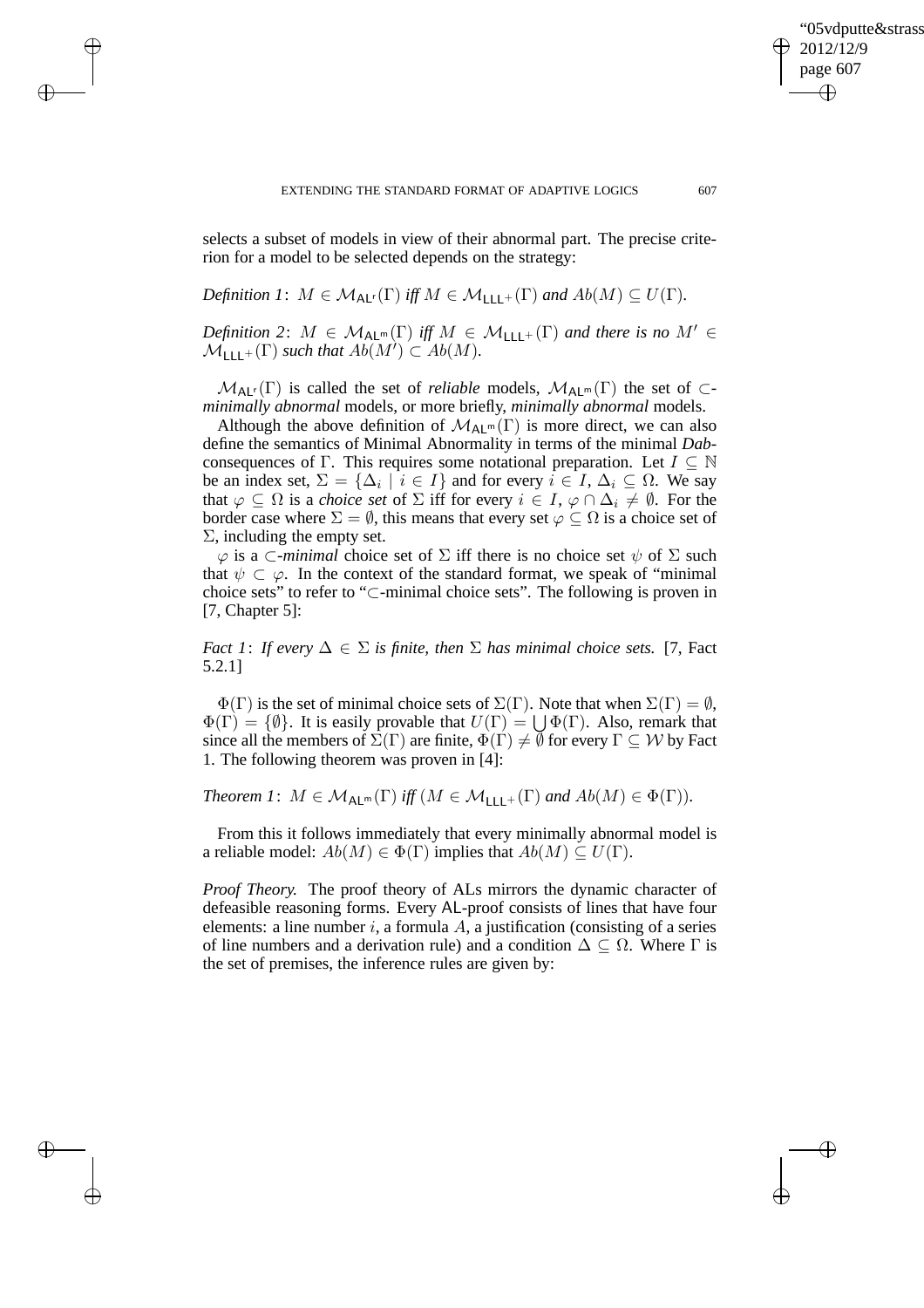selects a subset of models in view of their abnormal part. The precise criterion for a model to be selected depends on the strategy:

*Definition 1*: $M \in \mathcal{M}_{\mathsf{AL}^r}(\Gamma)$ *iff* $M \in \mathcal{M}_{\mathsf{LLL}^+}(\Gamma)$ *and* $Ab(M) \subseteq U(\Gamma)$.

*Definition 2*: $M \in \mathcal{M}_{\mathsf{AL}^m}(\Gamma)$ *iff* $M \in \mathcal{M}_{\mathsf{LLL}^+}(\Gamma)$ *and there is no* $M' \in \mathcal{M}_{\mathsf{LLL}^+}(\Gamma)$ *such that* $Ab(M') \subset Ab(M)$.

$\mathcal{M}_{\mathsf{AL}^r}(\Gamma)$ is called the set of *reliable* models, $\mathcal{M}_{\mathsf{AL}^m}(\Gamma)$ the set of $\subset$-*minimally abnormal* models, or more briefly, *minimally abnormal* models.

Although the above definition of $\mathcal{M}_{\mathsf{AL}^m}(\Gamma)$ is more direct, we can also define the semantics of Minimal Abnormality in terms of the minimal *Dab*-consequences of $\Gamma$. This requires some notational preparation. Let $I \subseteq \mathbb{N}$ be an index set, $\Sigma = \{\Delta_i \mid i \in I\}$ and for every $i \in I$, $\Delta_i \subseteq \Omega$. We say that $\varphi \subseteq \Omega$ is a *choice set* of $\Sigma$ iff for every $i \in I$, $\varphi \cap \Delta_i \neq \emptyset$. For the border case where $\Sigma = \emptyset$, this means that every set $\varphi \subseteq \Omega$ is a choice set of $\Sigma$, including the empty set.

$\varphi$ is a $\subset$-*minimal* choice set of $\Sigma$ iff there is no choice set $\psi$ of $\Sigma$ such that $\psi \subset \varphi$. In the context of the standard format, we speak of "minimal choice sets" to refer to "$\subset$-minimal choice sets". The following is proven in [7, Chapter 5]:

*Fact 1*: *If every* $\Delta \in \Sigma$ *is finite, then* $\Sigma$ *has minimal choice sets.* [7, Fact 5.2.1]

$\Phi(\Gamma)$ is the set of minimal choice sets of $\Sigma(\Gamma)$. Note that when $\Sigma(\Gamma) = \emptyset$, $\Phi(\Gamma) = \{\emptyset\}$. It is easily provable that $U(\Gamma) = \bigcup \Phi(\Gamma)$. Also, remark that since all the members of $\Sigma(\Gamma)$ are finite, $\Phi(\Gamma) \neq \emptyset$ for every $\Gamma \subseteq \mathcal{W}$ by Fact 1. The following theorem was proven in [4]:

*Theorem 1*: $M \in \mathcal{M}_{\mathsf{AL}^m}(\Gamma)$ *iff* $(M \in \mathcal{M}_{\mathsf{LLL}^+}(\Gamma)$ *and* $Ab(M) \in \Phi(\Gamma))$.

From this it follows immediately that every minimally abnormal model is a reliable model: $Ab(M) \in \Phi(\Gamma)$ implies that $Ab(M) \subseteq U(\Gamma)$.

*Proof Theory.* The proof theory of ALs mirrors the dynamic character of defeasible reasoning forms. Every AL-proof consists of lines that have four elements: a line number $i$, a formula $A$, a justification (consisting of a series of line numbers and a derivation rule) and a condition $\Delta \subseteq \Omega$. Where $\Gamma$ is the set of premises, the inference rules are given by: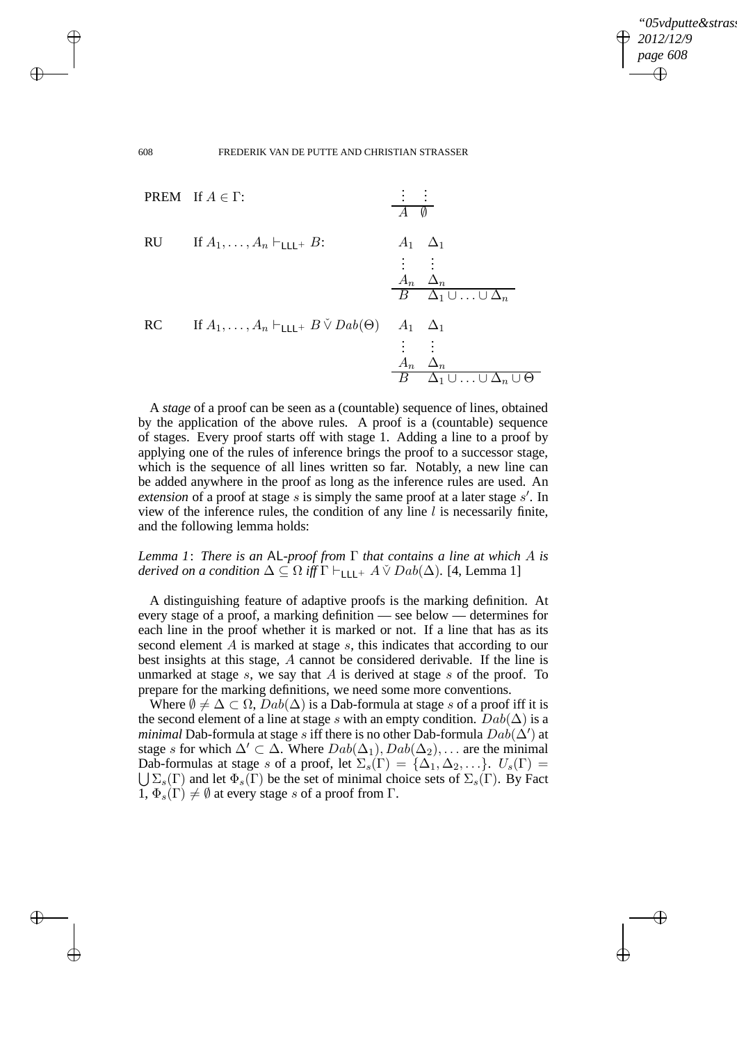PREM If $A \in \Gamma$:

$$\begin{array}{ll} \vdots & \vdots \\ \hline A & \emptyset \end{array}$$

RU If $A_1, \ldots, A_n \vdash_{\mathsf{LLL}^+} B$:

$$\begin{array}{ll} A_1 & \Delta_1 \\ \vdots & \vdots \\ A_n & \Delta_n \\ \hline B & \Delta_1 \cup \ldots \cup \Delta_n \end{array}$$

RC If $A_1, \ldots, A_n \vdash_{\mathsf{LLL}^+} B \,\check{\vee}\, Dab(\Theta)$

$$\begin{array}{ll} A_1 & \Delta_1 \\ \vdots & \vdots \\ A_n & \Delta_n \\ \hline B & \Delta_1 \cup \ldots \cup \Delta_n \cup \Theta \end{array}$$

A *stage* of a proof can be seen as a (countable) sequence of lines, obtained by the application of the above rules. A proof is a (countable) sequence of stages. Every proof starts off with stage 1. Adding a line to a proof by applying one of the rules of inference brings the proof to a successor stage, which is the sequence of all lines written so far. Notably, a new line can be added anywhere in the proof as long as the inference rules are used. An *extension* of a proof at stage $s$ is simply the same proof at a later stage $s'$. In view of the inference rules, the condition of any line $l$ is necessarily finite, and the following lemma holds:

*Lemma 1*: *There is an* AL*-proof from* $\Gamma$ *that contains a line at which* $A$ *is derived on a condition* $\Delta \subseteq \Omega$ *iff* $\Gamma \vdash_{\mathsf{LLL}^+} A \,\check{\vee}\, Dab(\Delta)$. [4, Lemma 1]

A distinguishing feature of adaptive proofs is the marking definition. At every stage of a proof, a marking definition — see below — determines for each line in the proof whether it is marked or not. If a line that has as its second element $A$ is marked at stage $s$, this indicates that according to our best insights at this stage, $A$ cannot be considered derivable. If the line is unmarked at stage $s$, we say that $A$ is derived at stage $s$ of the proof. To prepare for the marking definitions, we need some more conventions.

Where $\emptyset \neq \Delta \subset \Omega$, $Dab(\Delta)$ is a Dab-formula at stage $s$ of a proof iff it is the second element of a line at stage $s$ with an empty condition. $Dab(\Delta)$ is a *minimal* Dab-formula at stage $s$ iff there is no other Dab-formula $Dab(\Delta')$ at stage $s$ for which $\Delta' \subset \Delta$. Where $Dab(\Delta_1), Dab(\Delta_2), \ldots$ are the minimal Dab-formulas at stage $s$ of a proof, let $\Sigma_s(\Gamma) = \{\Delta_1, \Delta_2, \ldots\}$. $U_s(\Gamma) = \bigcup \Sigma_s(\Gamma)$ and let $\Phi_s(\Gamma)$ be the set of minimal choice sets of $\Sigma_s(\Gamma)$. By Fact 1, $\Phi_s(\Gamma) \neq \emptyset$ at every stage $s$ of a proof from $\Gamma$.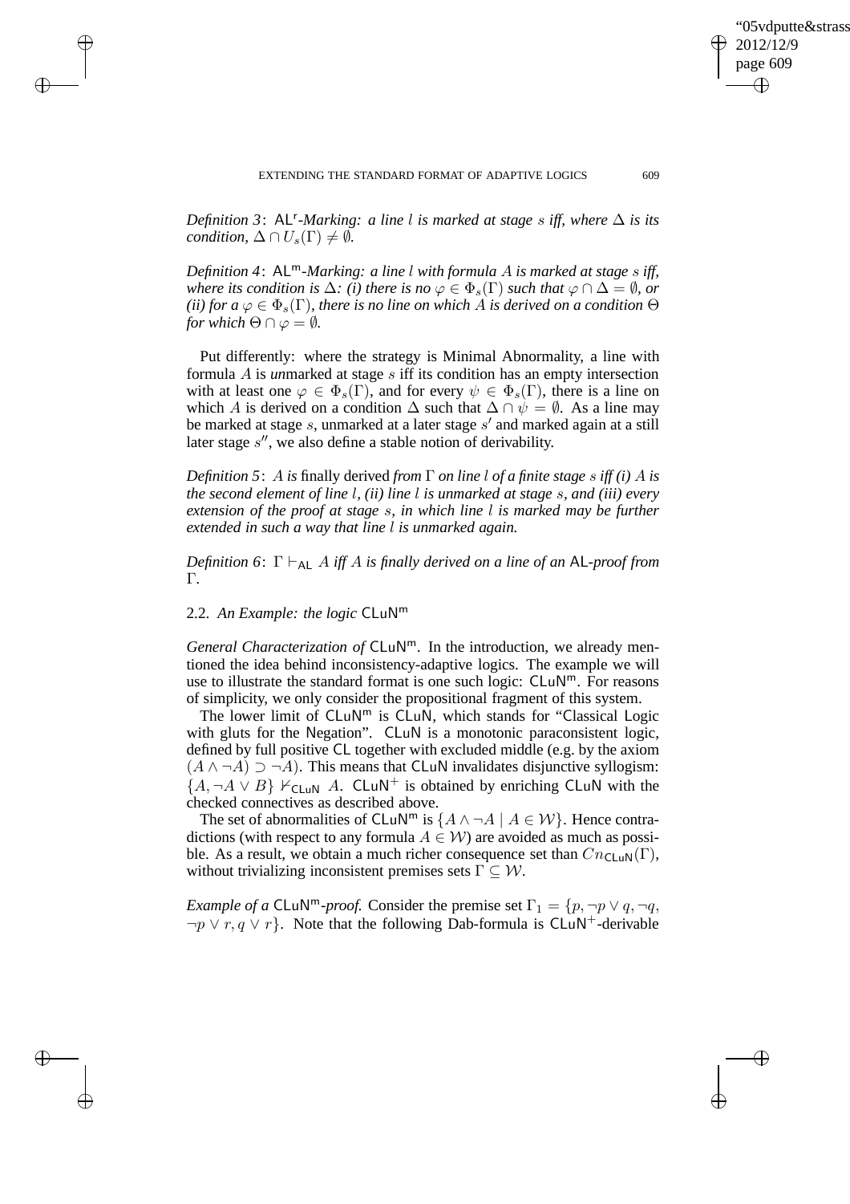*Definition 3*: $\mathsf{AL^r}$*-Marking: a line $l$ is marked at stage $s$ iff, where $\Delta$ is its condition, $\Delta \cap U_s(\Gamma) \neq \emptyset$.*

*Definition 4*: $\mathsf{AL^m}$*-Marking: a line $l$ with formula $A$ is marked at stage $s$ iff, where its condition is $\Delta$: (i) there is no $\varphi \in \Phi_s(\Gamma)$ such that $\varphi \cap \Delta = \emptyset$, or (ii) for a $\varphi \in \Phi_s(\Gamma)$, there is no line on which $A$ is derived on a condition $\Theta$ for which $\Theta \cap \varphi = \emptyset$.*

Put differently: where the strategy is Minimal Abnormality, a line with formula $A$ is *un*marked at stage $s$ iff its condition has an empty intersection with at least one $\varphi \in \Phi_s(\Gamma)$, and for every $\psi \in \Phi_s(\Gamma)$, there is a line on which $A$ is derived on a condition $\Delta$ such that $\Delta \cap \psi = \emptyset$. As a line may be marked at stage $s$, unmarked at a later stage $s'$ and marked again at a still later stage $s''$, we also define a stable notion of derivability.

*Definition 5*: *$A$ is* finally derived *from $\Gamma$ on line $l$ of a finite stage $s$ iff (i) $A$ is the second element of line $l$, (ii) line $l$ is unmarked at stage $s$, and (iii) every extension of the proof at stage $s$, in which line $l$ is marked may be further extended in such a way that line $l$ is unmarked again.*

*Definition 6*: *$\Gamma \vdash_{\mathsf{AL}} A$ iff $A$ is finally derived on a line of an* $\mathsf{AL}$*-proof from $\Gamma$.*

## 2.2. *An Example: the logic* $\mathsf{CLuN^m}$

*General Characterization of* $\mathsf{CLuN^m}$. In the introduction, we already mentioned the idea behind inconsistency-adaptive logics. The example we will use to illustrate the standard format is one such logic: $\mathsf{CLuN^m}$. For reasons of simplicity, we only consider the propositional fragment of this system.

The lower limit of $\mathsf{CLuN^m}$ is $\mathsf{CLuN}$, which stands for "Classical Logic with gluts for the Negation". $\mathsf{CLuN}$ is a monotonic paraconsistent logic, defined by full positive $\mathsf{CL}$ together with excluded middle (e.g. by the axiom $(A \wedge \neg A) \supset \neg A$). This means that $\mathsf{CLuN}$ invalidates disjunctive syllogism: $\{A, \neg A \vee B\} \nvdash_{\mathsf{CLuN}} A$. $\mathsf{CLuN}^+$ is obtained by enriching $\mathsf{CLuN}$ with the checked connectives as described above.

The set of abnormalities of $\mathsf{CLuN^m}$ is $\{A \wedge \neg A \mid A \in \mathcal{W}\}$. Hence contradictions (with respect to any formula $A \in \mathcal{W}$) are avoided as much as possible. As a result, we obtain a much richer consequence set than $Cn_{\mathsf{CLuN}}(\Gamma)$, without trivializing inconsistent premises sets $\Gamma \subseteq \mathcal{W}$.

*Example of a* $\mathsf{CLuN^m}$*-proof.* Consider the premise set $\Gamma_1 = \{p, \neg p \vee q, \neg q, \neg p \vee r, q \vee r\}$. Note that the following Dab-formula is $\mathsf{CLuN}^+$-derivable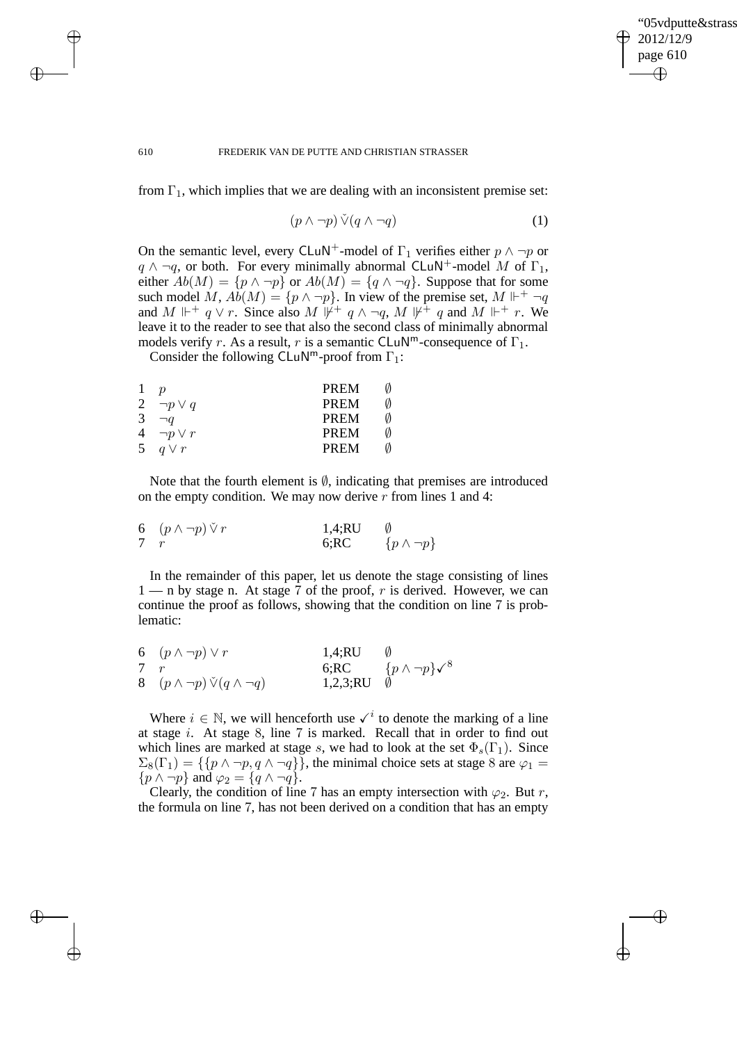from $\Gamma_1$, which implies that we are dealing with an inconsistent premise set:

$$(p \wedge \neg p) \check{\vee} (q \wedge \neg q) \tag{1}$$

On the semantic level, every $\mathsf{CLuN}^+$-model of $\Gamma_1$ verifies either $p \wedge \neg p$ or $q \wedge \neg q$, or both. For every minimally abnormal $\mathsf{CLuN}^+$-model $M$ of $\Gamma_1$, either $Ab(M) = \{p \wedge \neg p\}$ or $Ab(M) = \{q \wedge \neg q\}$. Suppose that for some such model $M$, $Ab(M) = \{p \wedge \neg p\}$. In view of the premise set, $M \Vdash^+ \neg q$ and $M \Vdash^+ q \vee r$. Since also $M \nVdash^+ q \wedge \neg q$, $M \nVdash^+ q$ and $M \Vdash^+ r$. We leave it to the reader to see that also the second class of minimally abnormal models verify $r$. As a result, $r$ is a semantic $\mathsf{CLuN}^{\mathsf{m}}$-consequence of $\Gamma_1$.

Consider the following $\mathsf{CLuN}^{\mathsf{m}}$-proof from $\Gamma_1$:

| | | | |
|---|---|---|---|
| 1 | $p$ | PREM | $\emptyset$ |
| 2 | $\neg p \vee q$ | PREM | $\emptyset$ |
| 3 | $\neg q$ | PREM | $\emptyset$ |
| 4 | $\neg p \vee r$ | PREM | $\emptyset$ |
| 5 | $q \vee r$ | PREM | $\emptyset$ |

Note that the fourth element is $\emptyset$, indicating that premises are introduced on the empty condition. We may now derive $r$ from lines 1 and 4:

| | | | |
|---|---|---|---|
| 6 | $(p \wedge \neg p) \check{\vee} r$ | 1,4;RU | $\emptyset$ |
| 7 | $r$ | 6;RC | $\{p \wedge \neg p\}$ |

In the remainder of this paper, let us denote the stage consisting of lines 1 — n by stage n. At stage 7 of the proof, $r$ is derived. However, we can continue the proof as follows, showing that the condition on line 7 is problematic:

| | | | |
|---|---|---|---|
| 6 | $(p \wedge \neg p) \vee r$ | 1,4;RU | $\emptyset$ |
| 7 | $r$ | 6;RC | $\{p \wedge \neg p\}\checkmark^8$ |
| 8 | $(p \wedge \neg p) \check{\vee} (q \wedge \neg q)$ | 1,2,3;RU | $\emptyset$ |

Where $i \in \mathbb{N}$, we will henceforth use $\checkmark^i$ to denote the marking of a line at stage $i$. At stage 8, line 7 is marked. Recall that in order to find out which lines are marked at stage $s$, we had to look at the set $\Phi_s(\Gamma_1)$. Since $\Sigma_8(\Gamma_1) = \{\{p \wedge \neg p, q \wedge \neg q\}\}$, the minimal choice sets at stage 8 are $\varphi_1 = \{p \wedge \neg p\}$ and $\varphi_2 = \{q \wedge \neg q\}$.

Clearly, the condition of line 7 has an empty intersection with $\varphi_2$. But $r$, the formula on line 7, has not been derived on a condition that has an empty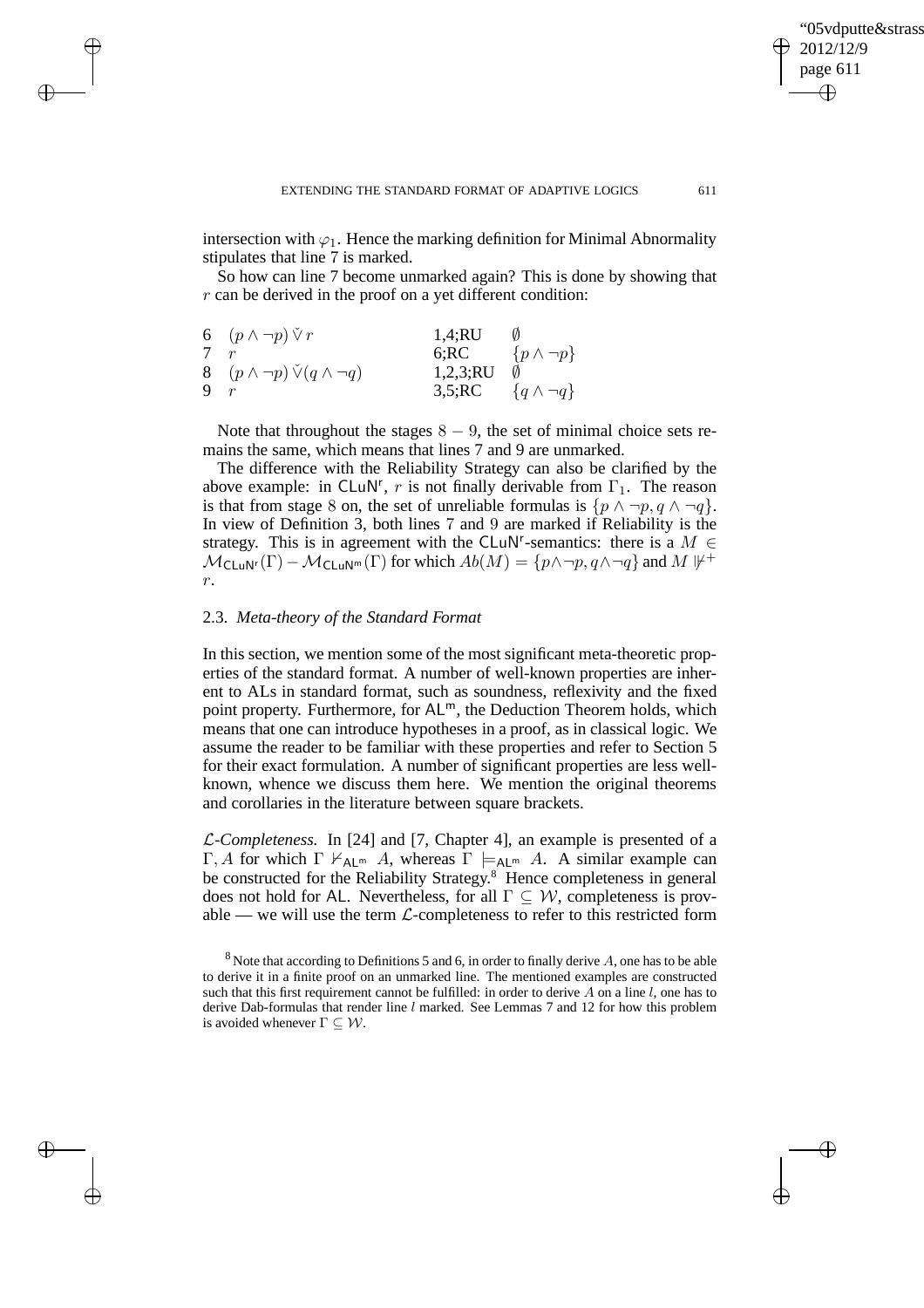intersection with $\varphi_1$. Hence the marking definition for Minimal Abnormality stipulates that line 7 is marked.

So how can line 7 become unmarked again? This is done by showing that $r$ can be derived in the proof on a yet different condition:

| | | | |
|---|---|---|---|
| 6 | $(p \wedge \neg p) \check{\vee} r$ | 1,4;RU | $\emptyset$ |
| 7 | $r$ | 6;RC | $\{p \wedge \neg p\}$ |
| 8 | $(p \wedge \neg p) \check{\vee} (q \wedge \neg q)$ | 1,2,3;RU | $\emptyset$ |
| 9 | $r$ | 3,5;RC | $\{q \wedge \neg q\}$ |

Note that throughout the stages $8 - 9$, the set of minimal choice sets remains the same, which means that lines 7 and 9 are unmarked.

The difference with the Reliability Strategy can also be clarified by the above example: in $\mathsf{CLuN^r}$, $r$ is not finally derivable from $\Gamma_1$. The reason is that from stage 8 on, the set of unreliable formulas is $\{p \wedge \neg p, q \wedge \neg q\}$. In view of Definition 3, both lines 7 and 9 are marked if Reliability is the strategy. This is in agreement with the $\mathsf{CLuN^r}$-semantics: there is a $M \in \mathcal{M}_{\mathsf{CLuN^r}}(\Gamma) - \mathcal{M}_{\mathsf{CLuN^m}}(\Gamma)$ for which $Ab(M) = \{p \wedge \neg p, q \wedge \neg q\}$ and $M \not\Vdash^+ r$.

### 2.3. *Meta-theory of the Standard Format*

In this section, we mention some of the most significant meta-theoretic properties of the standard format. A number of well-known properties are inherent to ALs in standard format, such as soundness, reflexivity and the fixed point property. Furthermore, for $\mathsf{AL^m}$, the Deduction Theorem holds, which means that one can introduce hypotheses in a proof, as in classical logic. We assume the reader to be familiar with these properties and refer to Section 5 for their exact formulation. A number of significant properties are less well-known, whence we discuss them here. We mention the original theorems and corollaries in the literature between square brackets.

*$\mathcal{L}$-Completeness.* In [24] and [7, Chapter 4], an example is presented of a $\Gamma, A$ for which $\Gamma \nvdash_{\mathsf{AL^m}} A$, whereas $\Gamma \models_{\mathsf{AL^m}} A$. A similar example can be constructed for the Reliability Strategy.[8] Hence completeness in general does not hold for AL. Nevertheless, for all $\Gamma \subseteq \mathcal{W}$, completeness is provable — we will use the term $\mathcal{L}$-completeness to refer to this restricted form

[8] Note that according to Definitions 5 and 6, in order to finally derive $A$, one has to be able to derive it in a finite proof on an unmarked line. The mentioned examples are constructed such that this first requirement cannot be fulfilled: in order to derive $A$ on a line $l$, one has to derive Dab-formulas that render line $l$ marked. See Lemmas 7 and 12 for how this problem is avoided whenever $\Gamma \subseteq \mathcal{W}$.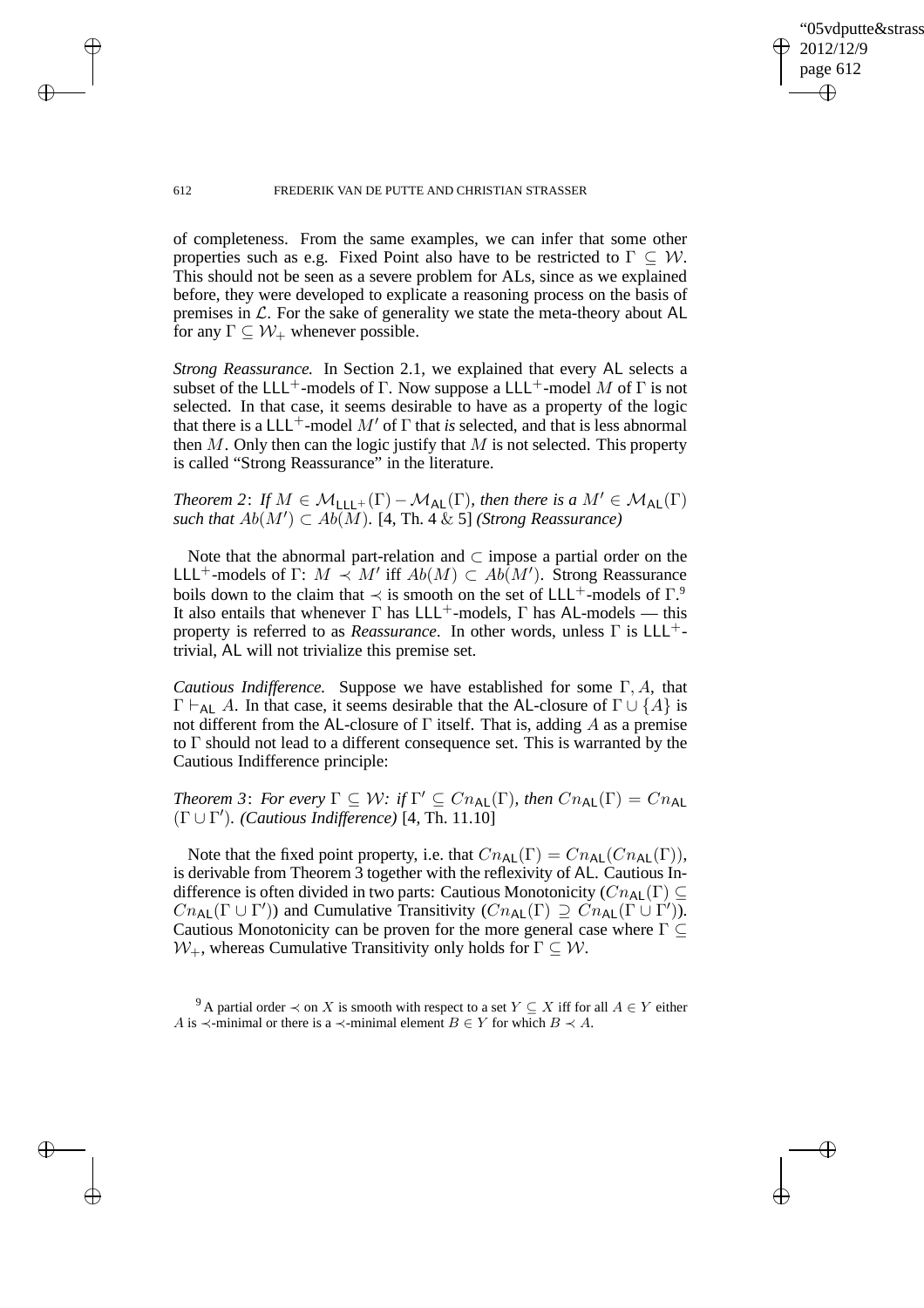of completeness. From the same examples, we can infer that some other properties such as e.g. Fixed Point also have to be restricted to $\Gamma \subseteq \mathcal{W}$. This should not be seen as a severe problem for ALs, since as we explained before, they were developed to explicate a reasoning process on the basis of premises in $\mathcal{L}$. For the sake of generality we state the meta-theory about AL for any $\Gamma \subseteq \mathcal{W}_+$ whenever possible.

*Strong Reassurance.* In Section 2.1, we explained that every AL selects a subset of the $\mathsf{LLL}^+$-models of $\Gamma$. Now suppose a $\mathsf{LLL}^+$-model $M$ of $\Gamma$ is not selected. In that case, it seems desirable to have as a property of the logic that there is a $\mathsf{LLL}^+$-model $M'$ of $\Gamma$ that *is* selected, and that is less abnormal then $M$. Only then can the logic justify that $M$ is not selected. This property is called "Strong Reassurance" in the literature.

*Theorem 2*: *If* $M \in \mathcal{M}_{\mathsf{LLL}^+}(\Gamma) - \mathcal{M}_{\mathsf{AL}}(\Gamma)$*, then there is a* $M' \in \mathcal{M}_{\mathsf{AL}}(\Gamma)$ *such that* $Ab(M') \subset Ab(M)$*.* [4, Th. 4 & 5] *(Strong Reassurance)*

Note that the abnormal part-relation and $\subset$ impose a partial order on the $\mathsf{LLL}^+$-models of $\Gamma$: $M \prec M'$ iff $Ab(M) \subset Ab(M')$. Strong Reassurance boils down to the claim that $\prec$ is smooth on the set of $\mathsf{LLL}^+$-models of $\Gamma$.[9] It also entails that whenever $\Gamma$ has $\mathsf{LLL}^+$-models, $\Gamma$ has AL-models — this property is referred to as *Reassurance*. In other words, unless $\Gamma$ is $\mathsf{LLL}^+$-trivial, AL will not trivialize this premise set.

*Cautious Indifference.* Suppose we have established for some $\Gamma, A$, that $\Gamma \vdash_{\mathsf{AL}} A$. In that case, it seems desirable that the AL-closure of $\Gamma \cup \{A\}$ is not different from the AL-closure of $\Gamma$ itself. That is, adding $A$ as a premise to $\Gamma$ should not lead to a different consequence set. This is warranted by the Cautious Indifference principle:

*Theorem 3*: *For every* $\Gamma \subseteq \mathcal{W}$*: if* $\Gamma' \subseteq Cn_{\mathsf{AL}}(\Gamma)$*, then* $Cn_{\mathsf{AL}}(\Gamma) = Cn_{\mathsf{AL}}(\Gamma \cup \Gamma')$*. (Cautious Indifference)* [4, Th. 11.10]

Note that the fixed point property, i.e. that $Cn_{\mathsf{AL}}(\Gamma) = Cn_{\mathsf{AL}}(Cn_{\mathsf{AL}}(\Gamma))$, is derivable from Theorem 3 together with the reflexivity of AL. Cautious Indifference is often divided in two parts: Cautious Monotonicity ($Cn_{\mathsf{AL}}(\Gamma) \subseteq Cn_{\mathsf{AL}}(\Gamma \cup \Gamma')$) and Cumulative Transitivity ($Cn_{\mathsf{AL}}(\Gamma) \supseteq Cn_{\mathsf{AL}}(\Gamma \cup \Gamma')$). Cautious Monotonicity can be proven for the more general case where $\Gamma \subseteq \mathcal{W}_+$, whereas Cumulative Transitivity only holds for $\Gamma \subseteq \mathcal{W}$.

[9] A partial order $\prec$ on $X$ is smooth with respect to a set $Y \subseteq X$ iff for all $A \in Y$ either $A$ is $\prec$-minimal or there is a $\prec$-minimal element $B \in Y$ for which $B \prec A$.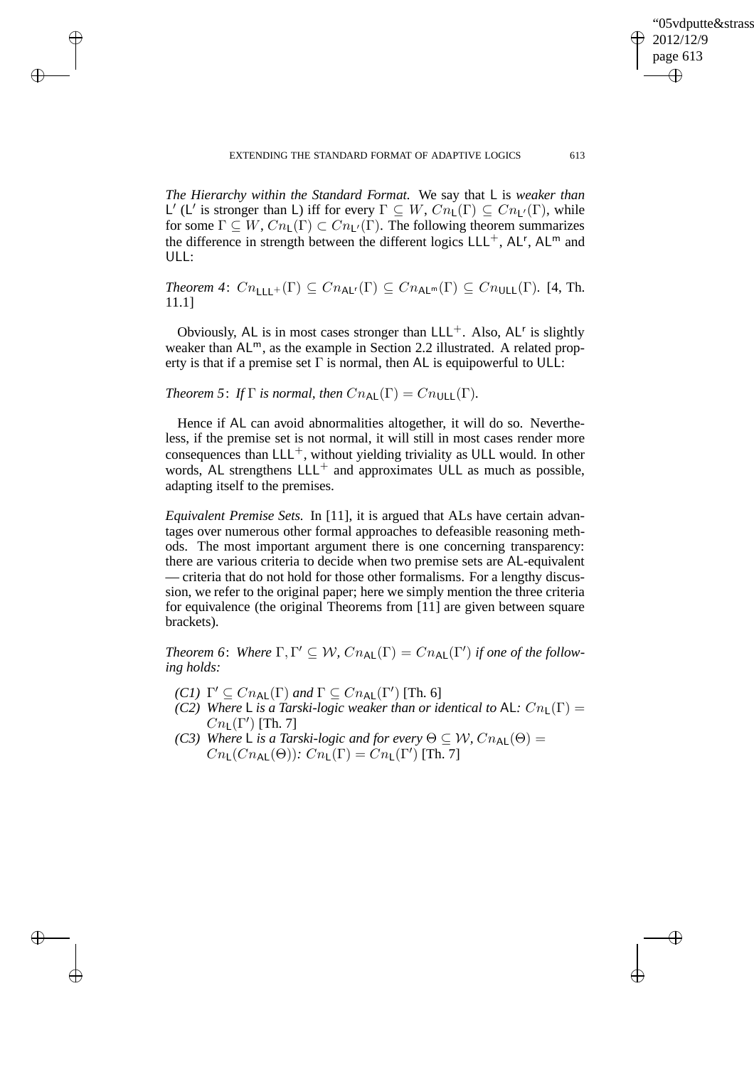*The Hierarchy within the Standard Format.* We say that $\mathsf{L}$ is *weaker than* $\mathsf{L}'$ ($\mathsf{L}'$ is stronger than $\mathsf{L}$) iff for every $\Gamma \subseteq W$, $Cn_{\mathsf{L}}(\Gamma) \subseteq Cn_{\mathsf{L}'}(\Gamma)$, while for some $\Gamma \subseteq W$, $Cn_{\mathsf{L}}(\Gamma) \subset Cn_{\mathsf{L}'}(\Gamma)$. The following theorem summarizes the difference in strength between the different logics $\mathsf{LLL}^+$, $\mathsf{AL}^\mathsf{r}$, $\mathsf{AL}^\mathsf{m}$ and $\mathsf{ULL}$:

*Theorem 4*: $Cn_{\mathsf{LLL}^+}(\Gamma) \subseteq Cn_{\mathsf{AL}^\mathsf{r}}(\Gamma) \subseteq Cn_{\mathsf{AL}^\mathsf{m}}(\Gamma) \subseteq Cn_{\mathsf{ULL}}(\Gamma)$. [4, Th. 11.1]

Obviously, $\mathsf{AL}$ is in most cases stronger than $\mathsf{LLL}^+$. Also, $\mathsf{AL}^\mathsf{r}$ is slightly weaker than $\mathsf{AL}^\mathsf{m}$, as the example in Section 2.2 illustrated. A related property is that if a premise set $\Gamma$ is normal, then $\mathsf{AL}$ is equipowerful to $\mathsf{ULL}$:

*Theorem 5*: *If $\Gamma$ is normal, then $Cn_{\mathsf{AL}}(\Gamma) = Cn_{\mathsf{ULL}}(\Gamma)$.*

Hence if $\mathsf{AL}$ can avoid abnormalities altogether, it will do so. Nevertheless, if the premise set is not normal, it will still in most cases render more consequences than $\mathsf{LLL}^+$, without yielding triviality as $\mathsf{ULL}$ would. In other words, $\mathsf{AL}$ strengthens $\mathsf{LLL}^+$ and approximates $\mathsf{ULL}$ as much as possible, adapting itself to the premises.

*Equivalent Premise Sets.* In [11], it is argued that ALs have certain advantages over numerous other formal approaches to defeasible reasoning methods. The most important argument there is one concerning transparency: there are various criteria to decide when two premise sets are $\mathsf{AL}$-equivalent — criteria that do not hold for those other formalisms. For a lengthy discussion, we refer to the original paper; here we simply mention the three criteria for equivalence (the original Theorems from [11] are given between square brackets).

*Theorem 6*: *Where $\Gamma, \Gamma' \subseteq \mathcal{W}$, $Cn_{\mathsf{AL}}(\Gamma) = Cn_{\mathsf{AL}}(\Gamma')$ if one of the following holds:*

- *(C1)* $\Gamma' \subseteq Cn_{\mathsf{AL}}(\Gamma)$ *and* $\Gamma \subseteq Cn_{\mathsf{AL}}(\Gamma')$ [Th. 6]
- *(C2) Where $\mathsf{L}$ is a Tarski-logic weaker than or identical to $\mathsf{AL}$: $Cn_{\mathsf{L}}(\Gamma) = Cn_{\mathsf{L}}(\Gamma')$* [Th. 7]
- *(C3) Where $\mathsf{L}$ is a Tarski-logic and for every $\Theta \subseteq \mathcal{W}$, $Cn_{\mathsf{AL}}(\Theta) = Cn_{\mathsf{L}}(Cn_{\mathsf{AL}}(\Theta))$: $Cn_{\mathsf{L}}(\Gamma) = Cn_{\mathsf{L}}(\Gamma')$* [Th. 7]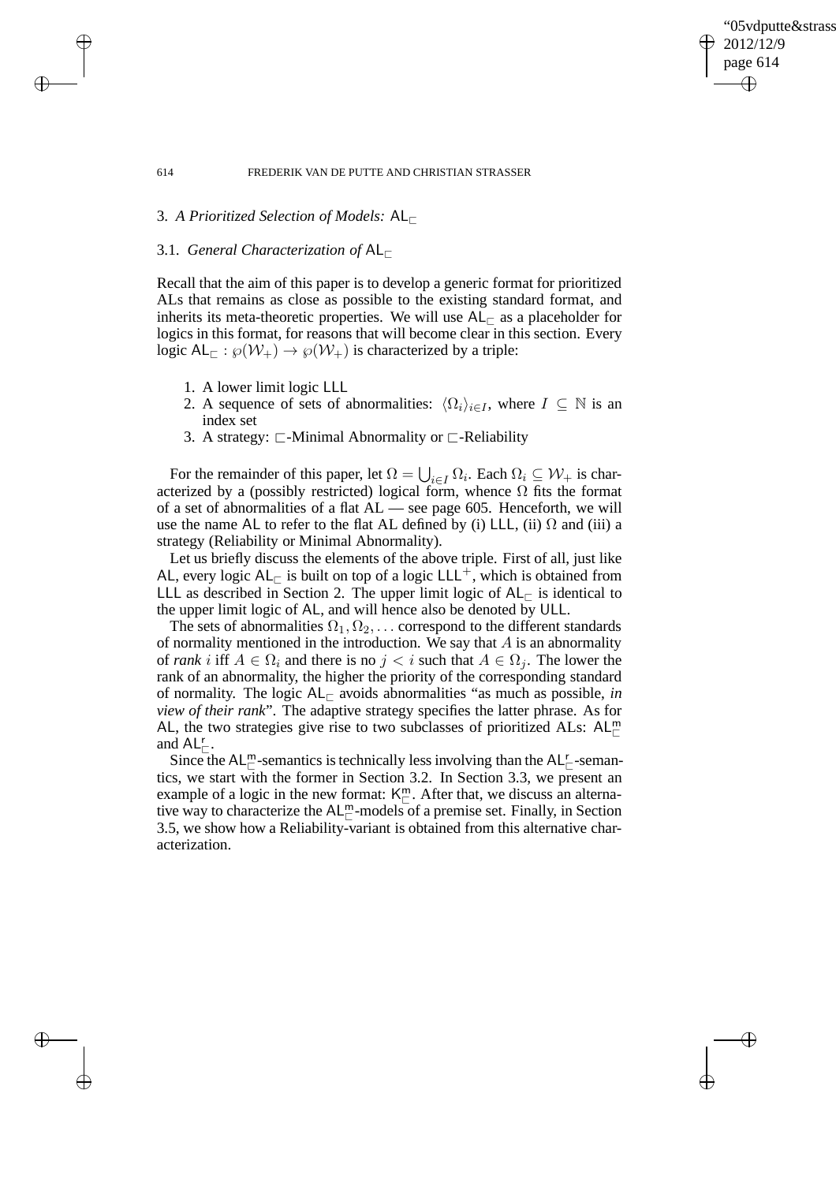## 3. *A Prioritized Selection of Models:* $\mathsf{AL}_{\sqsubset}$

### 3.1. *General Characterization of* $\mathsf{AL}_{\sqsubset}$

Recall that the aim of this paper is to develop a generic format for prioritized ALs that remains as close as possible to the existing standard format, and inherits its meta-theoretic properties. We will use $\mathsf{AL}_{\sqsubset}$ as a placeholder for logics in this format, for reasons that will become clear in this section. Every logic $\mathsf{AL}_{\sqsubset} : \wp(\mathcal{W}_+) \to \wp(\mathcal{W}_+)$ is characterized by a triple:

1. A lower limit logic LLL
2. A sequence of sets of abnormalities: $\langle \Omega_i \rangle_{i \in I}$, where $I \subseteq \mathbb{N}$ is an index set
3. A strategy: $\sqsubset$-Minimal Abnormality or $\sqsubset$-Reliability

For the remainder of this paper, let $\Omega = \bigcup_{i \in I} \Omega_i$. Each $\Omega_i \subseteq \mathcal{W}_+$ is characterized by a (possibly restricted) logical form, whence $\Omega$ fits the format of a set of abnormalities of a flat AL — see page 605. Henceforth, we will use the name AL to refer to the flat AL defined by (i) LLL, (ii) $\Omega$ and (iii) a strategy (Reliability or Minimal Abnormality).

Let us briefly discuss the elements of the above triple. First of all, just like AL, every logic $\mathsf{AL}_{\sqsubset}$ is built on top of a logic $\mathsf{LLL}^+$, which is obtained from LLL as described in Section 2. The upper limit logic of $\mathsf{AL}_{\sqsubset}$ is identical to the upper limit logic of AL, and will hence also be denoted by ULL.

The sets of abnormalities $\Omega_1, \Omega_2, \ldots$ correspond to the different standards of normality mentioned in the introduction. We say that $A$ is an abnormality of *rank* $i$ iff $A \in \Omega_i$ and there is no $j < i$ such that $A \in \Omega_j$. The lower the rank of an abnormality, the higher the priority of the corresponding standard of normality. The logic $\mathsf{AL}_{\sqsubset}$ avoids abnormalities "as much as possible, *in view of their rank*". The adaptive strategy specifies the latter phrase. As for AL, the two strategies give rise to two subclasses of prioritized ALs: $\mathsf{AL}^{\mathsf{m}}_{\sqsubset}$ and $\mathsf{AL}^{\mathsf{r}}_{\sqsubset}$.

Since the $\mathsf{AL}^{\mathsf{m}}_{\sqsubset}$-semantics is technically less involving than the $\mathsf{AL}^{\mathsf{r}}_{\sqsubset}$-semantics, we start with the former in Section 3.2. In Section 3.3, we present an example of a logic in the new format: $\mathsf{K}^{\mathsf{m}}_{\sqsubset}$. After that, we discuss an alternative way to characterize the $\mathsf{AL}^{\mathsf{m}}_{\sqsubset}$-models of a premise set. Finally, in Section 3.5, we show how a Reliability-variant is obtained from this alternative characterization.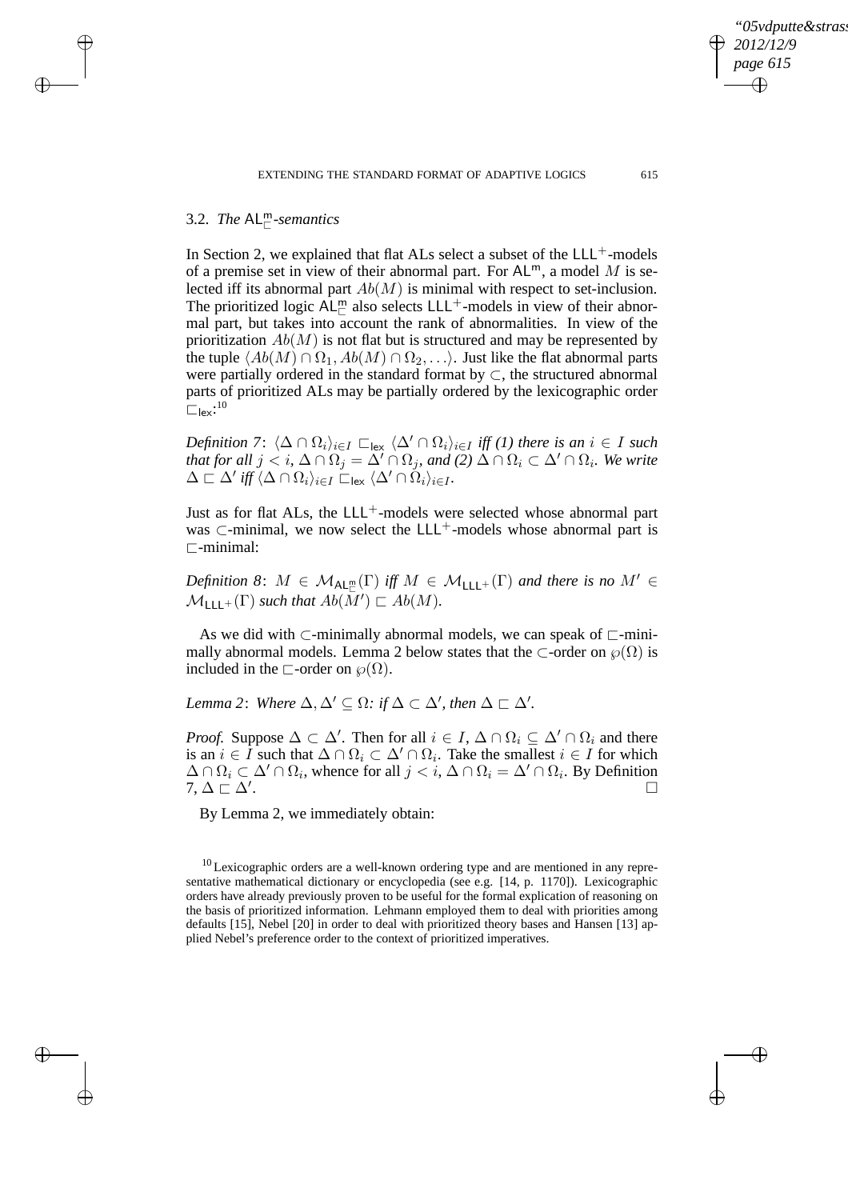### 3.2. *The* $\mathsf{AL}^{\mathsf{m}}_{\sqsubset}$*-semantics*

In Section 2, we explained that flat ALs select a subset of the $\mathsf{LLL}^{+}$-models of a premise set in view of their abnormal part. For $\mathsf{AL}^{\mathsf{m}}$, a model $M$ is selected iff its abnormal part $Ab(M)$ is minimal with respect to set-inclusion. The prioritized logic $\mathsf{AL}^{\mathsf{m}}_{\sqsubset}$ also selects $\mathsf{LLL}^{+}$-models in view of their abnormal part, but takes into account the rank of abnormalities. In view of the prioritization $Ab(M)$ is not flat but is structured and may be represented by the tuple $\langle Ab(M) \cap \Omega_1, Ab(M) \cap \Omega_2, \ldots \rangle$. Just like the flat abnormal parts were partially ordered in the standard format by $\subset$, the structured abnormal parts of prioritized ALs may be partially ordered by the lexicographic order $\sqsubset_{\mathsf{lex}}$:[10]

*Definition 7*: $\langle \Delta \cap \Omega_i \rangle_{i \in I} \sqsubset_{\mathsf{lex}} \langle \Delta' \cap \Omega_i \rangle_{i \in I}$ *iff (1) there is an* $i \in I$ *such that for all* $j < i$, $\Delta \cap \Omega_j = \Delta' \cap \Omega_j$, *and (2)* $\Delta \cap \Omega_i \subset \Delta' \cap \Omega_i$. *We write* $\Delta \sqsubset \Delta'$ *iff* $\langle \Delta \cap \Omega_i \rangle_{i \in I} \sqsubset_{\mathsf{lex}} \langle \Delta' \cap \Omega_i \rangle_{i \in I}$.

Just as for flat ALs, the $\mathsf{LLL}^{+}$-models were selected whose abnormal part was $\subset$-minimal, we now select the $\mathsf{LLL}^{+}$-models whose abnormal part is $\sqsubset$-minimal:

*Definition 8*: $M \in \mathcal{M}_{\mathsf{AL}^{\mathsf{m}}_{\sqsubset}}(\Gamma)$ *iff* $M \in \mathcal{M}_{\mathsf{LLL}^{+}}(\Gamma)$ *and there is no* $M' \in \mathcal{M}_{\mathsf{LLL}^{+}}(\Gamma)$ *such that* $Ab(M') \sqsubset Ab(M)$.

As we did with $\subset$-minimally abnormal models, we can speak of $\sqsubset$-minimally abnormal models. Lemma 2 below states that the $\subset$-order on $\wp(\Omega)$ is included in the $\sqsubset$-order on $\wp(\Omega)$.

*Lemma 2*: *Where* $\Delta, \Delta' \subseteq \Omega$*: if* $\Delta \subset \Delta'$, *then* $\Delta \sqsubset \Delta'$.

*Proof.* Suppose $\Delta \subset \Delta'$. Then for all $i \in I$, $\Delta \cap \Omega_i \subseteq \Delta' \cap \Omega_i$ and there is an $i \in I$ such that $\Delta \cap \Omega_i \subset \Delta' \cap \Omega_i$. Take the smallest $i \in I$ for which $\Delta \cap \Omega_i \subset \Delta' \cap \Omega_i$, whence for all $j < i$, $\Delta \cap \Omega_i = \Delta' \cap \Omega_i$. By Definition 7, $\Delta \sqsubset \Delta'$. □

By Lemma 2, we immediately obtain:

[10] Lexicographic orders are a well-known ordering type and are mentioned in any representative mathematical dictionary or encyclopedia (see e.g. [14, p. 1170]). Lexicographic orders have already previously proven to be useful for the formal explication of reasoning on the basis of prioritized information. Lehmann employed them to deal with priorities among defaults [15], Nebel [20] in order to deal with prioritized theory bases and Hansen [13] applied Nebel's preference order to the context of prioritized imperatives.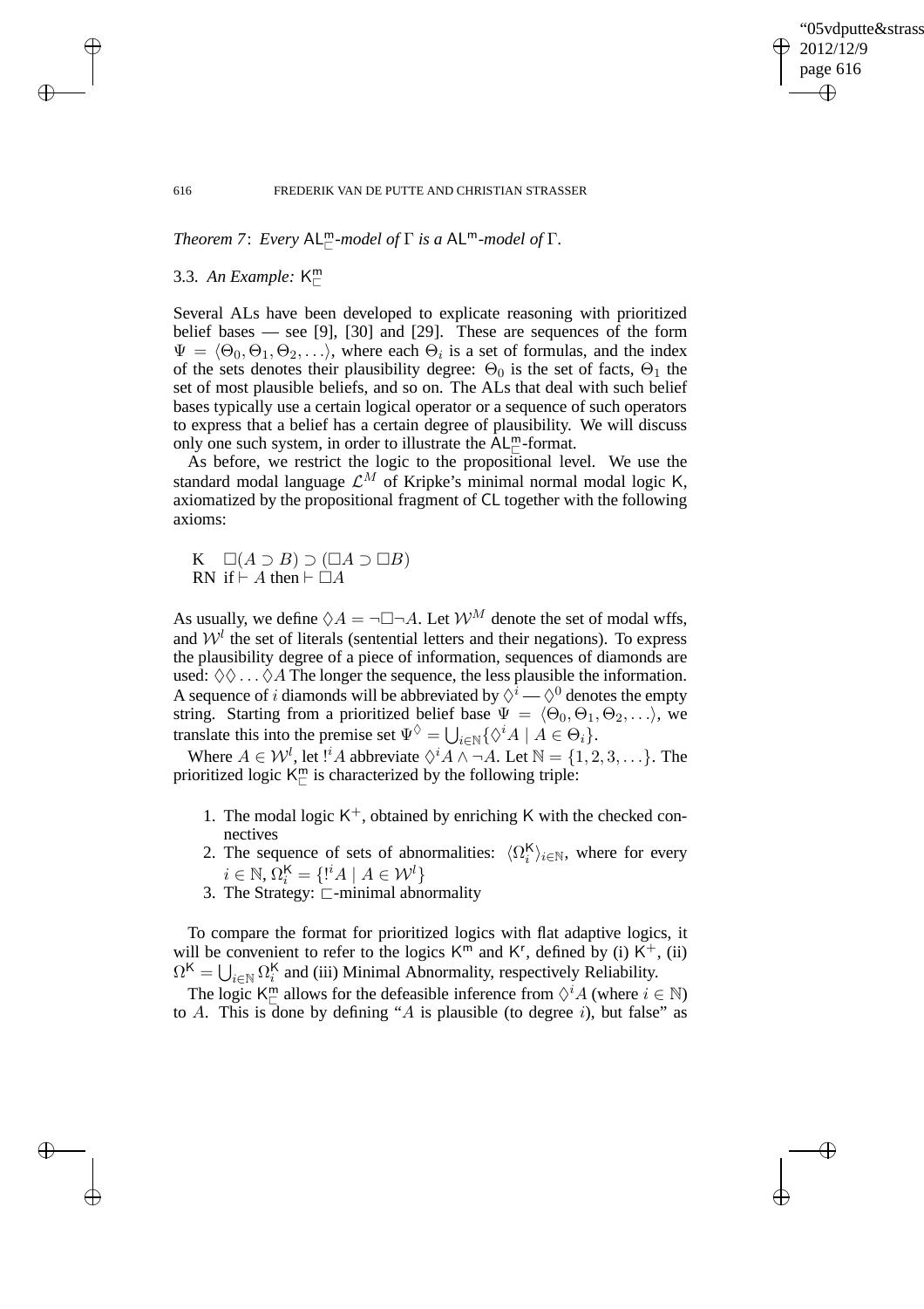*Theorem 7*: *Every* $\mathsf{AL}^{\mathsf{m}}_{\sqsubset}$*-model of* $\Gamma$ *is a* $\mathsf{AL}^{\mathsf{m}}$*-model of* $\Gamma$.

### 3.3. *An Example:* $\mathsf{K}^{\mathsf{m}}_{\sqsubset}$

Several ALs have been developed to explicate reasoning with prioritized belief bases — see [9], [30] and [29]. These are sequences of the form $\Psi = \langle \Theta_0, \Theta_1, \Theta_2, \ldots \rangle$, where each $\Theta_i$ is a set of formulas, and the index of the sets denotes their plausibility degree: $\Theta_0$ is the set of facts, $\Theta_1$ the set of most plausible beliefs, and so on. The ALs that deal with such belief bases typically use a certain logical operator or a sequence of such operators to express that a belief has a certain degree of plausibility. We will discuss only one such system, in order to illustrate the $\mathsf{AL}^{\mathsf{m}}_{\sqsubset}$-format.

As before, we restrict the logic to the propositional level. We use the standard modal language $\mathcal{L}^M$ of Kripke's minimal normal modal logic $\mathsf{K}$, axiomatized by the propositional fragment of $\mathsf{CL}$ together with the following axioms:

K $\quad \Box(A \supset B) \supset (\Box A \supset \Box B)$
RN if $\vdash A$ then $\vdash \Box A$

As usually, we define $\Diamond A = \neg\Box\neg A$. Let $\mathcal{W}^M$ denote the set of modal wffs, and $\mathcal{W}^l$ the set of literals (sentential letters and their negations). To express the plausibility degree of a piece of information, sequences of diamonds are used: $\Diamond\Diamond \ldots \Diamond A$ The longer the sequence, the less plausible the information. A sequence of $i$ diamonds will be abbreviated by $\Diamond^i$ — $\Diamond^0$ denotes the empty string. Starting from a prioritized belief base $\Psi = \langle \Theta_0, \Theta_1, \Theta_2, \ldots \rangle$, we translate this into the premise set $\Psi^{\Diamond} = \bigcup_{i \in \mathbb{N}} \{\Diamond^i A \mid A \in \Theta_i\}$.

Where $A \in \mathcal{W}^l$, let $!^i A$ abbreviate $\Diamond^i A \wedge \neg A$. Let $\mathbb{N} = \{1, 2, 3, \ldots\}$. The prioritized logic $\mathsf{K}^{\mathsf{m}}_{\sqsubset}$ is characterized by the following triple:

1. The modal logic $\mathsf{K}^+$, obtained by enriching $\mathsf{K}$ with the checked connectives
2. The sequence of sets of abnormalities: $\langle \Omega^{\mathsf{K}}_i \rangle_{i \in \mathbb{N}}$, where for every $i \in \mathbb{N}$, $\Omega^{\mathsf{K}}_i = \{!^i A \mid A \in \mathcal{W}^l\}$
3. The Strategy: $\sqsubset$-minimal abnormality

To compare the format for prioritized logics with flat adaptive logics, it will be convenient to refer to the logics $\mathsf{K}^{\mathsf{m}}$ and $\mathsf{K}^{\mathsf{r}}$, defined by (i) $\mathsf{K}^+$, (ii) $\Omega^{\mathsf{K}} = \bigcup_{i \in \mathbb{N}} \Omega^{\mathsf{K}}_i$ and (iii) Minimal Abnormality, respectively Reliability.

The logic $\mathsf{K}^{\mathsf{m}}_{\sqsubset}$ allows for the defeasible inference from $\Diamond^i A$ (where $i \in \mathbb{N}$) to $A$. This is done by defining "$A$ is plausible (to degree $i$), but false" as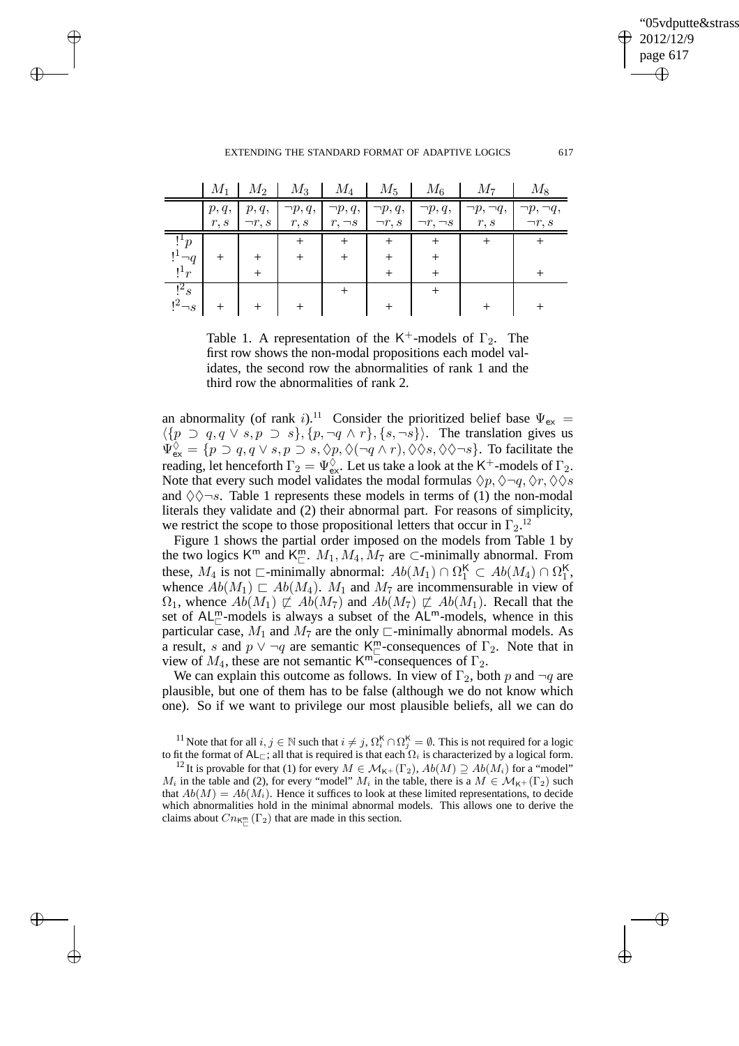|  | $M_1$ | $M_2$ | $M_3$ | $M_4$ | $M_5$ | $M_6$ | $M_7$ | $M_8$ |
|---|---|---|---|---|---|---|---|---|
|  | $p, q,$ $r, s$ | $p, q,$ $\neg r, s$ | $\neg p, q,$ $r, s$ | $\neg p, q,$ $r, \neg s$ | $\neg p, q,$ $\neg r, s$ | $\neg p, q,$ $\neg r, \neg s$ | $\neg p, \neg q,$ $r, s$ | $\neg p, \neg q,$ $\neg r, s$ |
| $!^1 p$ |  |  | $+$ | $+$ | $+$ | $+$ | $+$ | $+$ |
| $!^1 \neg q$ | $+$ | $+$ | $+$ | $+$ | $+$ | $+$ |  |  |
| $!^1 r$ |  | $+$ |  |  | $+$ | $+$ |  | $+$ |
| $!^2 s$ |  |  |  | $+$ |  | $+$ |  |  |
| $!^2 \neg s$ | $+$ | $+$ | $+$ |  | $+$ |  | $+$ | $+$ |

Table 1. A representation of the $\mathsf{K}^+$-models of $\Gamma_2$. The first row shows the non-modal propositions each model validates, the second row the abnormalities of rank 1 and the third row the abnormalities of rank 2.

an abnormality (of rank $i$).[11] Consider the prioritized belief base $\Psi_{\mathsf{ex}} = \langle \{p \supset q, q \vee s, p \supset s\}, \{p, \neg q \wedge r\}, \{s, \neg s\} \rangle$. The translation gives us $\Psi_{\mathsf{ex}}^{\Diamond} = \{p \supset q, q \vee s, p \supset s, \Diamond p, \Diamond(\neg q \wedge r), \Diamond\Diamond s, \Diamond\Diamond\neg s\}$. To facilitate the reading, let henceforth $\Gamma_2 = \Psi_{\mathsf{ex}}^{\Diamond}$. Let us take a look at the $\mathsf{K}^+$-models of $\Gamma_2$. Note that every such model validates the modal formulas $\Diamond p, \Diamond\neg q, \Diamond r, \Diamond\Diamond s$ and $\Diamond\Diamond\neg s$. Table 1 represents these models in terms of (1) the non-modal literals they validate and (2) their abnormal part. For reasons of simplicity, we restrict the scope to those propositional letters that occur in $\Gamma_2$.[12]

Figure 1 shows the partial order imposed on the models from Table 1 by the two logics $\mathsf{K}^{\mathsf{m}}$ and $\mathsf{K}^{\mathsf{m}}_{\sqsubset}$. $M_1, M_4, M_7$ are $\subset$-minimally abnormal. From these, $M_4$ is not $\sqsubset$-minimally abnormal: $Ab(M_1) \cap \Omega_1^{\mathsf{K}} \subset Ab(M_4) \cap \Omega_1^{\mathsf{K}}$, whence $Ab(M_1) \sqsubset Ab(M_4)$. $M_1$ and $M_7$ are incommensurable in view of $\Omega_1$, whence $Ab(M_1) \not\sqsubset Ab(M_7)$ and $Ab(M_7) \not\sqsubset Ab(M_1)$. Recall that the set of $\mathsf{AL}^{\mathsf{m}}_{\sqsubset}$-models is always a subset of the $\mathsf{AL}^{\mathsf{m}}$-models, whence in this particular case, $M_1$ and $M_7$ are the only $\sqsubset$-minimally abnormal models. As a result, $s$ and $p \vee \neg q$ are semantic $\mathsf{K}^{\mathsf{m}}_{\sqsubset}$-consequences of $\Gamma_2$. Note that in view of $M_4$, these are not semantic $\mathsf{K}^{\mathsf{m}}$-consequences of $\Gamma_2$.

We can explain this outcome as follows. In view of $\Gamma_2$, both $p$ and $\neg q$ are plausible, but one of them has to be false (although we do not know which one). So if we want to privilege our most plausible beliefs, all we can do

[11] Note that for all $i, j \in \mathbb{N}$ such that $i \neq j$, $\Omega_i^{\mathsf{K}} \cap \Omega_j^{\mathsf{K}} = \emptyset$. This is not required for a logic to fit the format of $\mathsf{AL}_{\sqsubset}$; all that is required is that each $\Omega_i$ is characterized by a logical form.

[12] It is provable for that (1) for every $M \in \mathcal{M}_{\mathsf{K}^+}(\Gamma_2)$, $Ab(M) \supseteq Ab(M_i)$ for a "model" $M_i$ in the table and (2), for every "model" $M_i$ in the table, there is a $M \in \mathcal{M}_{\mathsf{K}^+}(\Gamma_2)$ such that $Ab(M) = Ab(M_i)$. Hence it suffices to look at these limited representations, to decide which abnormalities hold in the minimal abnormal models. This allows one to derive the claims about $Cn_{\mathsf{K}^{\mathsf{m}}_{\sqsubset}}(\Gamma_2)$ that are made in this section.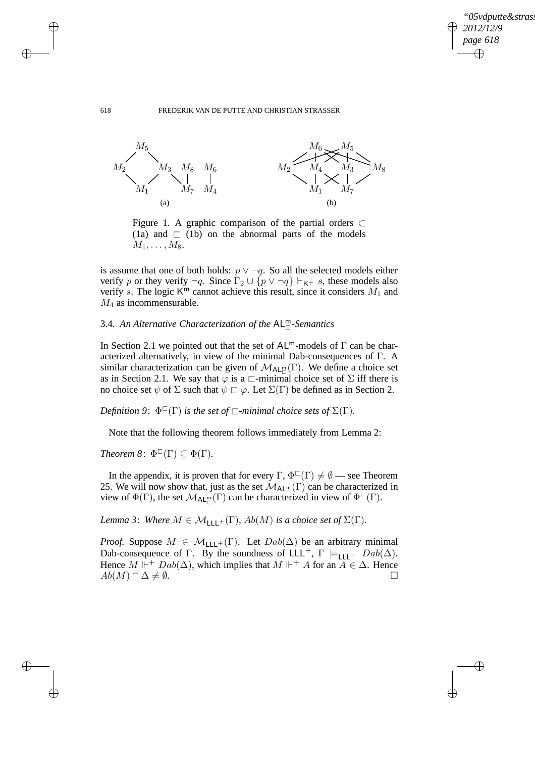Figure 1. A graphic comparison of the partial orders $\subset$ (1a) and $\sqsubset$ (1b) on the abnormal parts of the models $M_1, \ldots, M_8$.

is assume that one of both holds: $p \vee \neg q$. So all the selected models either verify $p$ or they verify $\neg q$. Since $\Gamma_2 \cup \{p \vee \neg q\} \vdash_{\mathsf{K}^+} s$, these models also verify $s$. The logic $\mathsf{K}^{\mathsf{m}}$ cannot achieve this result, since it considers $M_1$ and $M_4$ as incommensurable.

### 3.4. *An Alternative Characterization of the $\mathsf{AL}^{\mathsf{m}}_{\sqsubset}$-Semantics*

In Section 2.1 we pointed out that the set of $\mathsf{AL}^{\mathsf{m}}$-models of $\Gamma$ can be characterized alternatively, in view of the minimal Dab-consequences of $\Gamma$. A similar characterization can be given of $\mathcal{M}_{\mathsf{AL}^{\mathsf{m}}_{\sqsubset}}(\Gamma)$. We define a choice set as in Section 2.1. We say that $\varphi$ is a $\sqsubset$-minimal choice set of $\Sigma$ iff there is no choice set $\psi$ of $\Sigma$ such that $\psi \sqsubset \varphi$. Let $\Sigma(\Gamma)$ be defined as in Section 2.

*Definition 9*: $\Phi^{\sqsubset}(\Gamma)$ *is the set of* $\sqsubset$*-minimal choice sets of* $\Sigma(\Gamma)$.

Note that the following theorem follows immediately from Lemma 2:

*Theorem 8*: $\Phi^{\sqsubset}(\Gamma) \subseteq \Phi(\Gamma)$.

In the appendix, it is proven that for every $\Gamma$, $\Phi^{\sqsubset}(\Gamma) \neq \emptyset$ — see Theorem 25. We will now show that, just as the set $\mathcal{M}_{\mathsf{AL}^{\mathsf{m}}}(\Gamma)$ can be characterized in view of $\Phi(\Gamma)$, the set $\mathcal{M}_{\mathsf{AL}^{\mathsf{m}}_{\sqsubset}}(\Gamma)$ can be characterized in view of $\Phi^{\sqsubset}(\Gamma)$.

*Lemma 3*: *Where* $M \in \mathcal{M}_{\mathsf{LLL}^+}(\Gamma)$, $Ab(M)$ *is a choice set of* $\Sigma(\Gamma)$.

*Proof.* Suppose $M \in \mathcal{M}_{\mathsf{LLL}^+}(\Gamma)$. Let $Dab(\Delta)$ be an arbitrary minimal Dab-consequence of $\Gamma$. By the soundness of $\mathsf{LLL}^+$, $\Gamma \models_{\mathsf{LLL}^+} Dab(\Delta)$. Hence $M \Vdash^+ Dab(\Delta)$, which implies that $M \Vdash^+ A$ for an $A \in \Delta$. Hence $Ab(M) \cap \Delta \neq \emptyset$. $\square$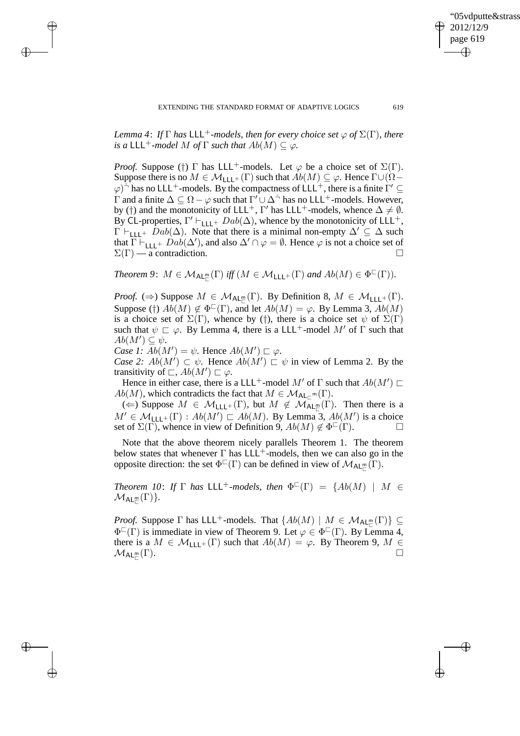*Lemma 4*: *If* $\Gamma$ *has* $\mathsf{LLL}^+$*-models, then for every choice set* $\varphi$ *of* $\Sigma(\Gamma)$*, there is a* $\mathsf{LLL}^+$*-model* $M$ *of* $\Gamma$ *such that* $Ab(M) \subseteq \varphi$*.*

*Proof.* Suppose (†) $\Gamma$ has $\mathsf{LLL}^+$-models. Let $\varphi$ be a choice set of $\Sigma(\Gamma)$. Suppose there is no $M \in \mathcal{M}_{\mathsf{LLL}^+}(\Gamma)$ such that $Ab(M) \subseteq \varphi$. Hence $\Gamma \cup (\Omega - \varphi)^{\check{\neg}}$ has no $\mathsf{LLL}^+$-models. By the compactness of $\mathsf{LLL}^+$, there is a finite $\Gamma' \subseteq \Gamma$ and a finite $\Delta \subseteq \Omega - \varphi$ such that $\Gamma' \cup \Delta^{\check{\neg}}$ has no $\mathsf{LLL}^+$-models. However, by (†) and the monotonicity of $\mathsf{LLL}^+$, $\Gamma'$ has $\mathsf{LLL}^+$-models, whence $\Delta \neq \emptyset$. By $\mathsf{CL}$-properties, $\Gamma' \vdash_{\mathsf{LLL}^+} Dab(\Delta)$, whence by the monotonicity of $\mathsf{LLL}^+$, $\Gamma \vdash_{\mathsf{LLL}^+} Dab(\Delta)$. Note that there is a minimal non-empty $\Delta' \subseteq \Delta$ such that $\Gamma \vdash_{\mathsf{LLL}^+} Dab(\Delta')$, and also $\Delta' \cap \varphi = \emptyset$. Hence $\varphi$ is not a choice set of $\Sigma(\Gamma)$ — a contradiction. □

*Theorem 9*: $M \in \mathcal{M}_{\mathsf{AL}^{\mathsf{m}}_{\sqsubset}}(\Gamma)$ *iff* ($M \in \mathcal{M}_{\mathsf{LLL}^+}(\Gamma)$ *and* $Ab(M) \in \Phi^{\sqsubset}(\Gamma)$).

*Proof.* (⇒) Suppose $M \in \mathcal{M}_{\mathsf{AL}^{\mathsf{m}}_{\sqsubset}}(\Gamma)$. By Definition 8, $M \in \mathcal{M}_{\mathsf{LLL}^+}(\Gamma)$. Suppose (†) $Ab(M) \notin \Phi^{\sqsubset}(\Gamma)$, and let $Ab(M) = \varphi$. By Lemma 3, $Ab(M)$ is a choice set of $\Sigma(\Gamma)$, whence by (†), there is a choice set $\psi$ of $\Sigma(\Gamma)$ such that $\psi \sqsubset \varphi$. By Lemma 4, there is a $\mathsf{LLL}^+$-model $M'$ of $\Gamma$ such that $Ab(M') \subseteq \psi$.

*Case 1:* $Ab(M') = \psi$. Hence $Ab(M') \sqsubset \varphi$.

*Case 2:* $Ab(M') \subset \psi$. Hence $Ab(M') \sqsubset \psi$ in view of Lemma 2. By the transitivity of $\sqsubset$, $Ab(M') \sqsubset \varphi$.

Hence in either case, there is a $\mathsf{LLL}^+$-model $M'$ of $\Gamma$ such that $Ab(M') \sqsubset Ab(M)$, which contradicts the fact that $M \in \mathcal{M}_{\mathsf{AL}_{\sqsubset}{}^{\mathsf{m}}}(\Gamma)$.

(⇐) Suppose $M \in \mathcal{M}_{\mathsf{LLL}^+}(\Gamma)$, but $M \notin \mathcal{M}_{\mathsf{AL}^{\mathsf{m}}_{\sqsubset}}(\Gamma)$. Then there is a $M' \in \mathcal{M}_{\mathsf{LLL}^+}(\Gamma) : Ab(M') \sqsubset Ab(M)$. By Lemma 3, $Ab(M')$ is a choice set of $\Sigma(\Gamma)$, whence in view of Definition 9, $Ab(M) \notin \Phi^{\sqsubset}(\Gamma)$. □

Note that the above theorem nicely parallels Theorem 1. The theorem below states that whenever $\Gamma$ has $\mathsf{LLL}^+$-models, then we can also go in the opposite direction: the set $\Phi^{\sqsubset}(\Gamma)$ can be defined in view of $\mathcal{M}_{\mathsf{AL}^{\mathsf{m}}_{\sqsubset}}(\Gamma)$.

*Theorem 10*: *If* $\Gamma$ *has* $\mathsf{LLL}^+$*-models, then* $\Phi^{\sqsubset}(\Gamma) = \{Ab(M) \mid M \in \mathcal{M}_{\mathsf{AL}^{\mathsf{m}}_{\sqsubset}}(\Gamma)\}$.

*Proof.* Suppose $\Gamma$ has $\mathsf{LLL}^+$-models. That $\{Ab(M) \mid M \in \mathcal{M}_{\mathsf{AL}^{\mathsf{m}}_{\sqsubset}}(\Gamma)\} \subseteq \Phi^{\sqsubset}(\Gamma)$ is immediate in view of Theorem 9. Let $\varphi \in \Phi^{\sqsubset}(\Gamma)$. By Lemma 4, there is a $M \in \mathcal{M}_{\mathsf{LLL}^+}(\Gamma)$ such that $Ab(M) = \varphi$. By Theorem 9, $M \in \mathcal{M}_{\mathsf{AL}^{\mathsf{m}}_{\sqsubset}}(\Gamma)$. □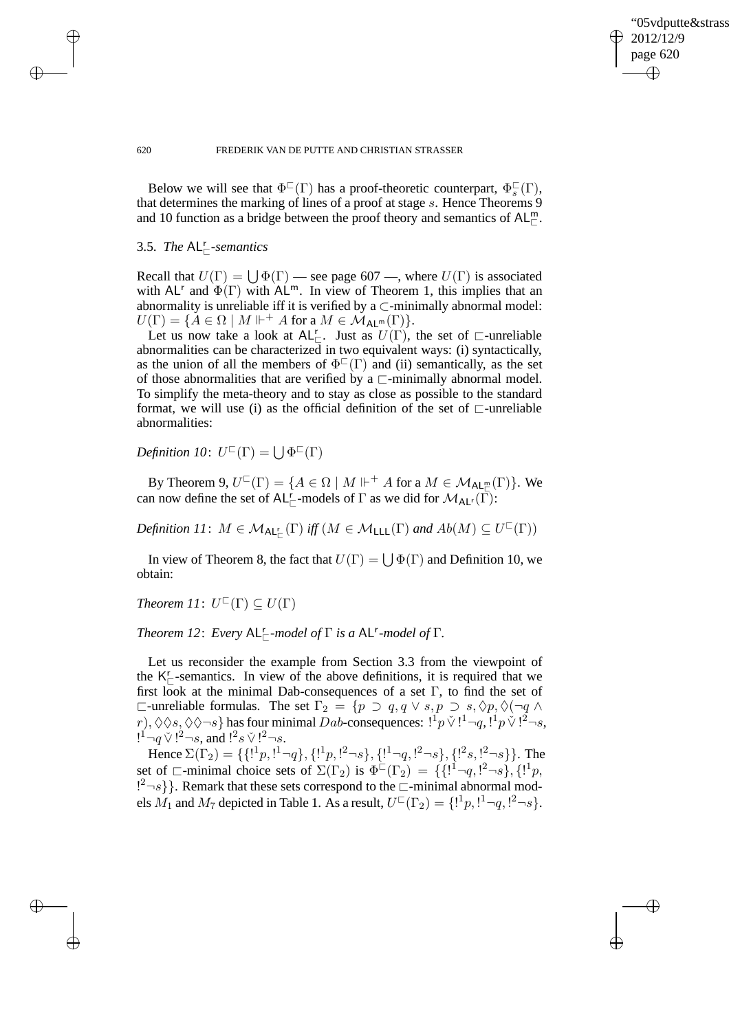Below we will see that $\Phi^{\sqsubset}(\Gamma)$ has a proof-theoretic counterpart, $\Phi^{\sqsubset}_s(\Gamma)$, that determines the marking of lines of a proof at stage $s$. Hence Theorems 9 and 10 function as a bridge between the proof theory and semantics of $\mathsf{AL}^{\mathsf{m}}_{\sqsubset}$.

### 3.5. *The* $\mathsf{AL}^{\mathsf{r}}_{\sqsubset}$*-semantics*

Recall that $U(\Gamma) = \bigcup \Phi(\Gamma)$ — see page 607 —, where $U(\Gamma)$ is associated with $\mathsf{AL}^{\mathsf{r}}$ and $\Phi(\Gamma)$ with $\mathsf{AL}^{\mathsf{m}}$. In view of Theorem 1, this implies that an abnormality is unreliable iff it is verified by a $\subset$-minimally abnormal model: $U(\Gamma) = \{A \in \Omega \mid M \Vdash^{+} A \text{ for a } M \in \mathcal{M}_{\mathsf{AL}^{\mathsf{m}}}(\Gamma)\}$.

Let us now take a look at $\mathsf{AL}^{\mathsf{r}}_{\sqsubset}$. Just as $U(\Gamma)$, the set of $\sqsubset$-unreliable abnormalities can be characterized in two equivalent ways: (i) syntactically, as the union of all the members of $\Phi^{\sqsubset}(\Gamma)$ and (ii) semantically, as the set of those abnormalities that are verified by a $\sqsubset$-minimally abnormal model. To simplify the meta-theory and to stay as close as possible to the standard format, we will use (i) as the official definition of the set of $\sqsubset$-unreliable abnormalities:

*Definition 10*: $U^{\sqsubset}(\Gamma) = \bigcup \Phi^{\sqsubset}(\Gamma)$

By Theorem 9, $U^{\sqsubset}(\Gamma) = \{A \in \Omega \mid M \Vdash^{+} A \text{ for a } M \in \mathcal{M}_{\mathsf{AL}^{\mathsf{m}}_{\sqsubset}}(\Gamma)\}$. We can now define the set of $\mathsf{AL}^{\mathsf{r}}_{\sqsubset}$-models of $\Gamma$ as we did for $\mathcal{M}_{\mathsf{AL}^{\mathsf{r}}}(\Gamma)$:

*Definition 11*: $M \in \mathcal{M}_{\mathsf{AL}^{\mathsf{r}}_{\sqsubset}}(\Gamma)$ *iff* $(M \in \mathcal{M}_{\mathsf{LLL}}(\Gamma)$ *and* $Ab(M) \subseteq U^{\sqsubset}(\Gamma))$

In view of Theorem 8, the fact that $U(\Gamma) = \bigcup \Phi(\Gamma)$ and Definition 10, we obtain:

*Theorem 11*: $U^{\sqsubset}(\Gamma) \subseteq U(\Gamma)$

*Theorem 12*: *Every* $\mathsf{AL}^{\mathsf{r}}_{\sqsubset}$*-model of* $\Gamma$ *is a* $\mathsf{AL}^{\mathsf{r}}$*-model of* $\Gamma$.

Let us reconsider the example from Section 3.3 from the viewpoint of the $\mathsf{K}^{\mathsf{r}}_{\sqsubset}$-semantics. In view of the above definitions, it is required that we first look at the minimal Dab-consequences of a set $\Gamma$, to find the set of $\sqsubset$-unreliable formulas. The set $\Gamma_2 = \{p \supset q, q \vee s, p \supset s, \Diamond p, \Diamond(\neg q \wedge r), \Diamond\Diamond s, \Diamond\Diamond\neg s\}$ has four minimal $Dab$-consequences: $!^1 p \check{\vee} !^1\neg q$, $!^1 p \check{\vee} !^2\neg s$, $!^1\neg q \check{\vee} !^2\neg s$, and $!^2 s \check{\vee} !^2\neg s$.

Hence $\Sigma(\Gamma_2) = \{\{!^1 p, !^1\neg q\}, \{!^1 p, !^2\neg s\}, \{!^1\neg q, !^2\neg s\}, \{!^2 s, !^2\neg s\}\}$. The set of $\sqsubset$-minimal choice sets of $\Sigma(\Gamma_2)$ is $\Phi^{\sqsubset}(\Gamma_2) = \{\{!^1\neg q, !^2\neg s\}, \{!^1 p, !^2\neg s\}\}$. Remark that these sets correspond to the $\sqsubset$-minimal abnormal models $M_1$ and $M_7$ depicted in Table 1. As a result, $U^{\sqsubset}(\Gamma_2) = \{!^1 p, !^1\neg q, !^2\neg s\}$.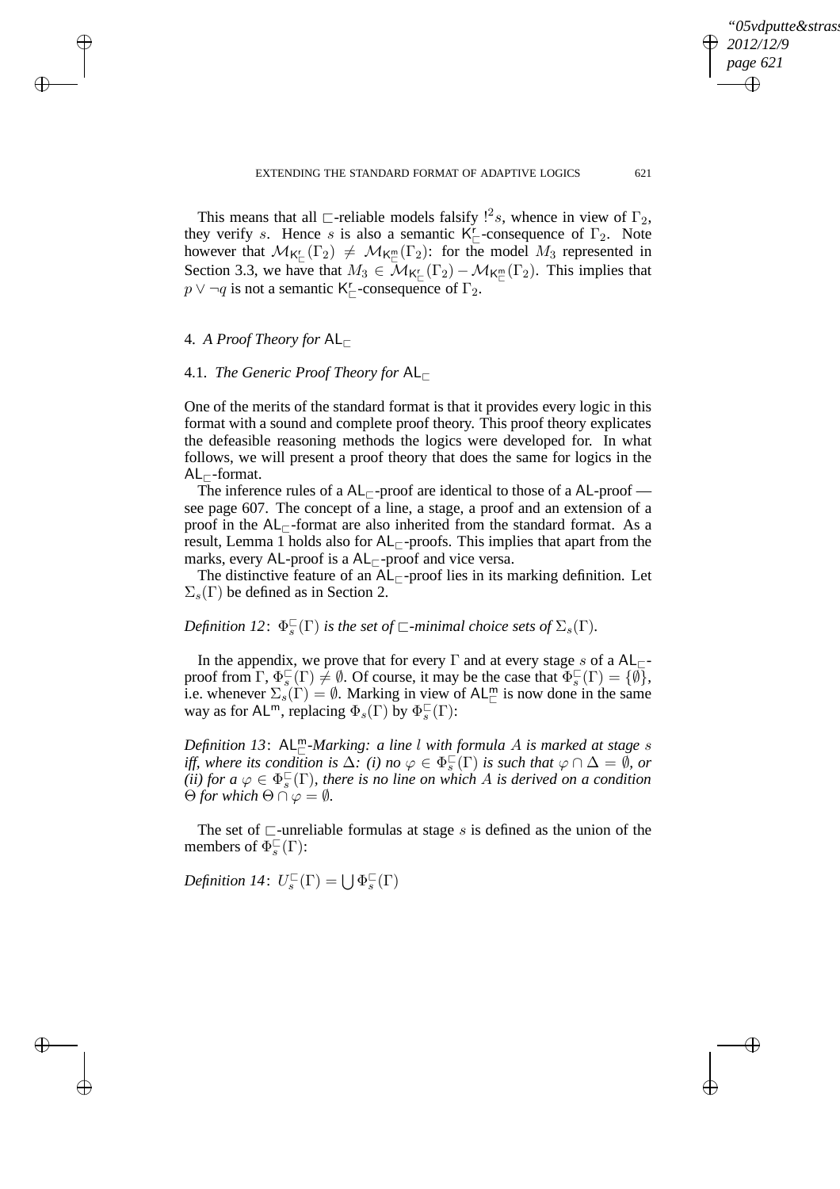This means that all $\sqsubset$-reliable models falsify $!^2 s$, whence in view of $\Gamma_2$, they verify $s$. Hence $s$ is also a semantic $\mathsf{K}^{\mathsf{r}}_{\sqsubset}$-consequence of $\Gamma_2$. Note however that $\mathcal{M}_{\mathsf{K}^{\mathsf{r}}_{\sqsubset}}(\Gamma_2) \neq \mathcal{M}_{\mathsf{K}^{\mathsf{m}}_{\sqsubset}}(\Gamma_2)$: for the model $M_3$ represented in Section 3.3, we have that $M_3 \in \mathcal{M}_{\mathsf{K}^{\mathsf{r}}_{\sqsubset}}(\Gamma_2) - \mathcal{M}_{\mathsf{K}^{\mathsf{m}}_{\sqsubset}}(\Gamma_2)$. This implies that $p \vee \neg q$ is not a semantic $\mathsf{K}^{\mathsf{r}}_{\sqsubset}$-consequence of $\Gamma_2$.

## 4. *A Proof Theory for* $\mathsf{AL}_{\sqsubset}$

### 4.1. *The Generic Proof Theory for* $\mathsf{AL}_{\sqsubset}$

One of the merits of the standard format is that it provides every logic in this format with a sound and complete proof theory. This proof theory explicates the defeasible reasoning methods the logics were developed for. In what follows, we will present a proof theory that does the same for logics in the $\mathsf{AL}_{\sqsubset}$-format.

The inference rules of a $\mathsf{AL}_{\sqsubset}$-proof are identical to those of a $\mathsf{AL}$-proof — see page 607. The concept of a line, a stage, a proof and an extension of a proof in the $\mathsf{AL}_{\sqsubset}$-format are also inherited from the standard format. As a result, Lemma 1 holds also for $\mathsf{AL}_{\sqsubset}$-proofs. This implies that apart from the marks, every $\mathsf{AL}$-proof is a $\mathsf{AL}_{\sqsubset}$-proof and vice versa.

The distinctive feature of an $\mathsf{AL}_{\sqsubset}$-proof lies in its marking definition. Let $\Sigma_s(\Gamma)$ be defined as in Section 2.

*Definition 12*: $\Phi^{\sqsubset}_s(\Gamma)$ *is the set of* $\sqsubset$*-minimal choice sets of* $\Sigma_s(\Gamma)$.

In the appendix, we prove that for every $\Gamma$ and at every stage $s$ of a $\mathsf{AL}_{\sqsubset}$-proof from $\Gamma$, $\Phi^{\sqsubset}_s(\Gamma) \neq \emptyset$. Of course, it may be the case that $\Phi^{\sqsubset}_s(\Gamma) = \{\emptyset\}$, i.e. whenever $\Sigma_s(\Gamma) = \emptyset$. Marking in view of $\mathsf{AL}^{\mathsf{m}}_{\sqsubset}$ is now done in the same way as for $\mathsf{AL}^{\mathsf{m}}$, replacing $\Phi_s(\Gamma)$ by $\Phi^{\sqsubset}_s(\Gamma)$:

*Definition 13*: $\mathsf{AL}^{\mathsf{m}}_{\sqsubset}$*-Marking: a line* $l$ *with formula* $A$ *is marked at stage* $s$ *iff, where its condition is* $\Delta$*: (i) no* $\varphi \in \Phi^{\sqsubset}_s(\Gamma)$ *is such that* $\varphi \cap \Delta = \emptyset$*, or (ii) for a* $\varphi \in \Phi^{\sqsubset}_s(\Gamma)$*, there is no line on which* $A$ *is derived on a condition* $\Theta$ *for which* $\Theta \cap \varphi = \emptyset$*.*

The set of $\sqsubset$-unreliable formulas at stage $s$ is defined as the union of the members of $\Phi^{\sqsubset}_s(\Gamma)$:

*Definition 14*: $U^{\sqsubset}_s(\Gamma) = \bigcup \Phi^{\sqsubset}_s(\Gamma)$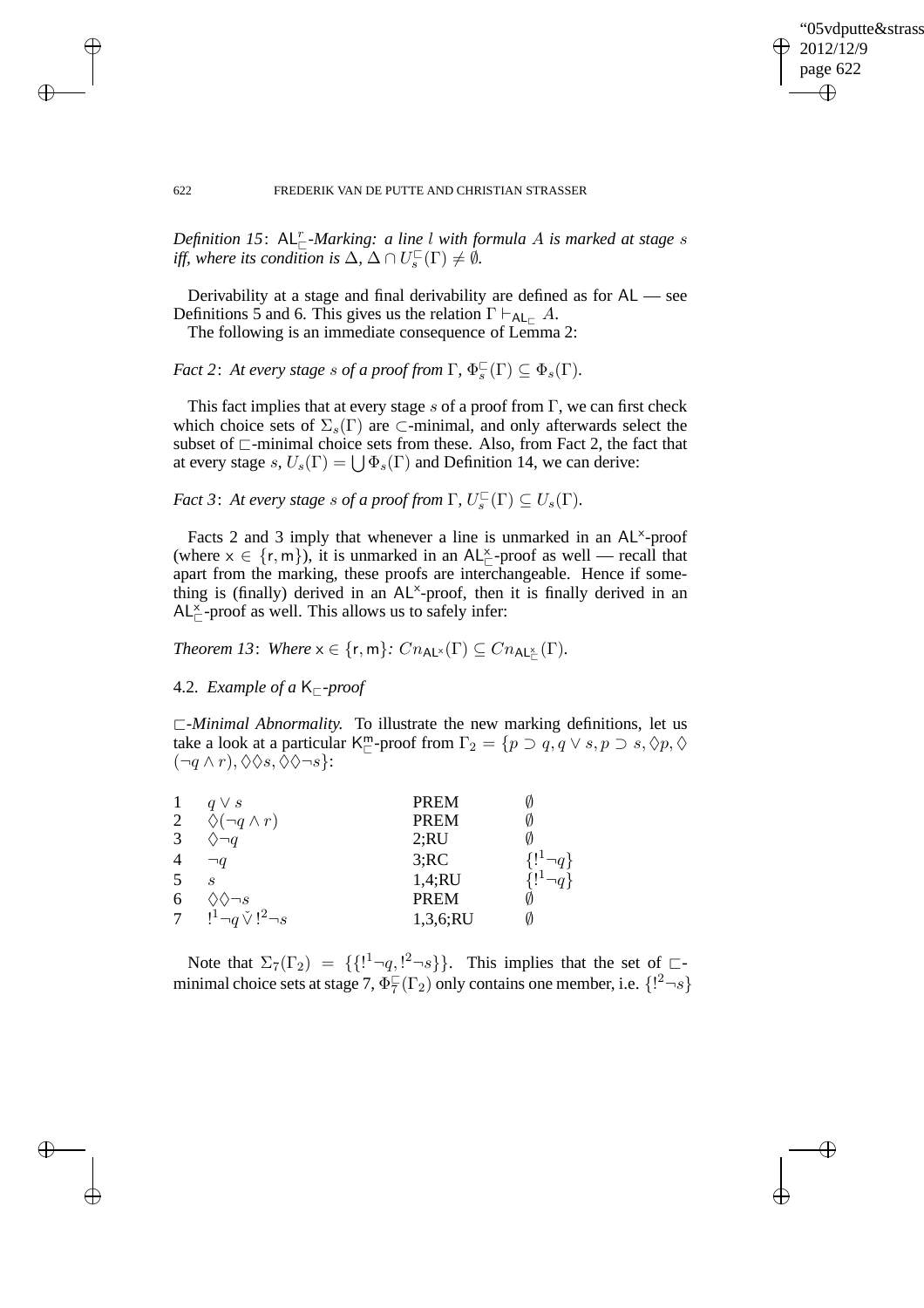*Definition 15*: $\mathsf{AL}^r_\sqsubset$*-Marking: a line $l$ with formula $A$ is marked at stage $s$ iff, where its condition is $\Delta$, $\Delta \cap U^\sqsubset_s(\Gamma) \neq \emptyset$.*

Derivability at a stage and final derivability are defined as for $\mathsf{AL}$ — see Definitions 5 and 6. This gives us the relation $\Gamma \vdash_{\mathsf{AL}_\sqsubset} A$.

The following is an immediate consequence of Lemma 2:

*Fact 2*: *At every stage $s$ of a proof from $\Gamma$, $\Phi^\sqsubset_s(\Gamma) \subseteq \Phi_s(\Gamma)$.*

This fact implies that at every stage $s$ of a proof from $\Gamma$, we can first check which choice sets of $\Sigma_s(\Gamma)$ are $\subset$-minimal, and only afterwards select the subset of $\sqsubset$-minimal choice sets from these. Also, from Fact 2, the fact that at every stage $s$, $U_s(\Gamma) = \bigcup \Phi_s(\Gamma)$ and Definition 14, we can derive:

*Fact 3*: *At every stage $s$ of a proof from $\Gamma$, $U^\sqsubset_s(\Gamma) \subseteq U_s(\Gamma)$.*

Facts 2 and 3 imply that whenever a line is unmarked in an $\mathsf{AL}^\mathsf{x}$-proof (where $\mathsf{x} \in \{\mathsf{r}, \mathsf{m}\}$), it is unmarked in an $\mathsf{AL}^\mathsf{x}_\sqsubset$-proof as well — recall that apart from the marking, these proofs are interchangeable. Hence if something is (finally) derived in an $\mathsf{AL}^\mathsf{x}$-proof, then it is finally derived in an $\mathsf{AL}^\mathsf{x}_\sqsubset$-proof as well. This allows us to safely infer:

*Theorem 13*: *Where $\mathsf{x} \in \{\mathsf{r}, \mathsf{m}\}$: $Cn_{\mathsf{AL}^\mathsf{x}}(\Gamma) \subseteq Cn_{\mathsf{AL}^\mathsf{x}_\sqsubset}(\Gamma)$.*

## 4.2. *Example of a $\mathsf{K}_\sqsubset$-proof*

*$\sqsubset$-Minimal Abnormality.* To illustrate the new marking definitions, let us take a look at a particular $\mathsf{K}^\mathsf{m}_\sqsubset$-proof from $\Gamma_2 = \{p \supset q, q \vee s, p \supset s, \Diamond p, \Diamond(\neg q \wedge r), \Diamond\Diamond s, \Diamond\Diamond\neg s\}$:

| | | | |
|---|---|---|---|
| 1 | $q \vee s$ | PREM | $\emptyset$ |
| 2 | $\Diamond(\neg q \wedge r)$ | PREM | $\emptyset$ |
| 3 | $\Diamond\neg q$ | 2;RU | $\emptyset$ |
| 4 | $\neg q$ | 3;RC | $\{!^1\neg q\}$ |
| 5 | $s$ | 1,4;RU | $\{!^1\neg q\}$ |
| 6 | $\Diamond\Diamond\neg s$ | PREM | $\emptyset$ |
| 7 | $!^1\neg q \check{\vee} !^2\neg s$ | 1,3,6;RU | $\emptyset$ |

Note that $\Sigma_7(\Gamma_2) = \{\{!^1\neg q, !^2\neg s\}\}$. This implies that the set of $\sqsubset$-minimal choice sets at stage 7, $\Phi^\sqsubset_7(\Gamma_2)$ only contains one member, i.e. $\{!^2\neg s\}$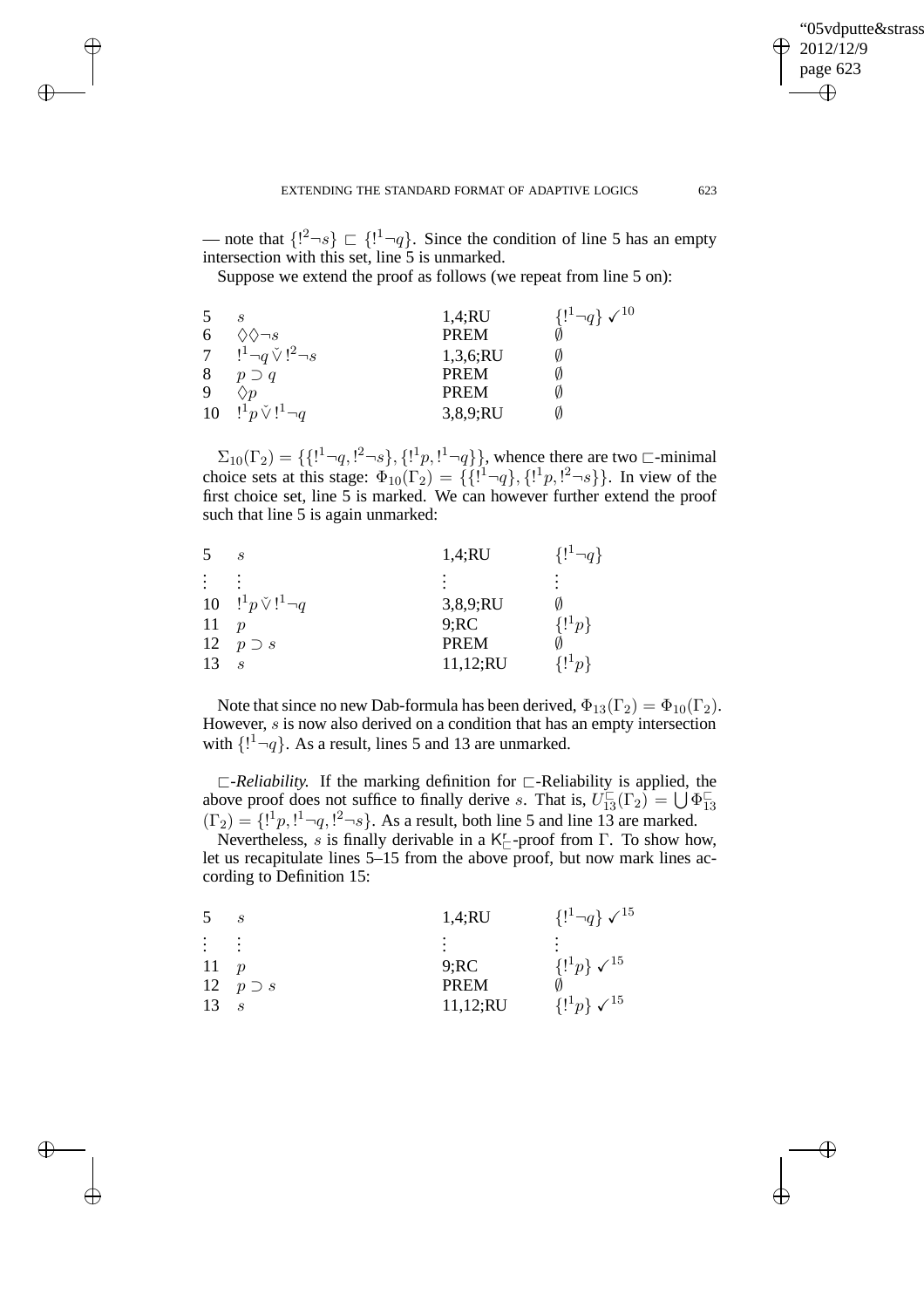— note that $\{!^2\neg s\} \sqsubset \{!^1\neg q\}$. Since the condition of line 5 has an empty intersection with this set, line 5 is unmarked.

Suppose we extend the proof as follows (we repeat from line 5 on):

| | | | |
|---|---|---|---|
| 5 | $s$ | 1,4;RU | $\{!^1\neg q\}$ ✓$^{10}$ |
| 6 | $\Diamond\Diamond\neg s$ | PREM | $\emptyset$ |
| 7 | $!^1\neg q \,\check{\vee}\, !^2\neg s$ | 1,3,6;RU | $\emptyset$ |
| 8 | $p \supset q$ | PREM | $\emptyset$ |
| 9 | $\Diamond p$ | PREM | $\emptyset$ |
| 10 | $!^1 p \,\check{\vee}\, !^1\neg q$ | 3,8,9;RU | $\emptyset$ |

$\Sigma_{10}(\Gamma_2) = \{\{!^1\neg q, !^2\neg s\}, \{!^1 p, !^1\neg q\}\}$, whence there are two $\sqsubset$-minimal choice sets at this stage: $\Phi_{10}(\Gamma_2) = \{\{!^1\neg q\}, \{!^1 p, !^2\neg s\}\}$. In view of the first choice set, line 5 is marked. We can however further extend the proof such that line 5 is again unmarked:

| | | | |
|---|---|---|---|
| 5 | $s$ | 1,4;RU | $\{!^1\neg q\}$ |
| ⋮ | ⋮ | ⋮ | ⋮ |
| 10 | $!^1 p \,\check{\vee}\, !^1\neg q$ | 3,8,9;RU | $\emptyset$ |
| 11 | $p$ | 9;RC | $\{!^1 p\}$ |
| 12 | $p \supset s$ | PREM | $\emptyset$ |
| 13 | $s$ | 11,12;RU | $\{!^1 p\}$ |

Note that since no new Dab-formula has been derived, $\Phi_{13}(\Gamma_2) = \Phi_{10}(\Gamma_2)$. However, $s$ is now also derived on a condition that has an empty intersection with $\{!^1\neg q\}$. As a result, lines 5 and 13 are unmarked.

*$\sqsubset$-Reliability.* If the marking definition for $\sqsubset$-Reliability is applied, the above proof does not suffice to finally derive $s$. That is, $U^{\sqsubset}_{13}(\Gamma_2) = \bigcup \Phi^{\sqsubset}_{13}(\Gamma_2) = \{!^1 p, !^1\neg q, !^2\neg s\}$. As a result, both line 5 and line 13 are marked.

Nevertheless, $s$ is finally derivable in a $\mathsf{K}^{\mathsf{r}}_{\sqsubset}$-proof from $\Gamma$. To show how, let us recapitulate lines 5–15 from the above proof, but now mark lines according to Definition 15:

| | | | |
|---|---|---|---|
| 5 | $s$ | 1,4;RU | $\{!^1\neg q\}$ ✓$^{15}$ |
| ⋮ | ⋮ | ⋮ | ⋮ |
| 11 | $p$ | 9;RC | $\{!^1 p\}$ ✓$^{15}$ |
| 12 | $p \supset s$ | PREM | $\emptyset$ |
| 13 | $s$ | 11,12;RU | $\{!^1 p\}$ ✓$^{15}$ |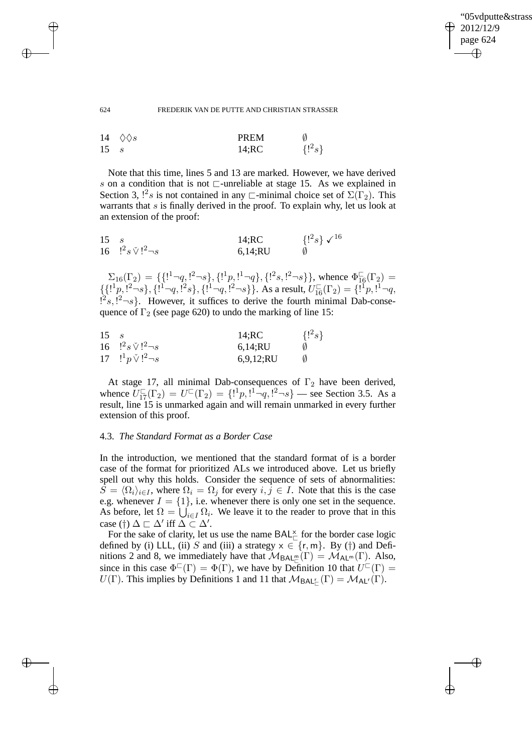| | | | |
|---|---|---|---|
| 14 | $\Diamond\Diamond s$ | PREM | $\emptyset$ |
| 15 | $s$ | 14;RC | $\{!^2 s\}$ |

Note that this time, lines 5 and 13 are marked. However, we have derived $s$ on a condition that is not $\sqsubset$-unreliable at stage 15. As we explained in Section 3, $!^2 s$ is not contained in any $\sqsubset$-minimal choice set of $\Sigma(\Gamma_2)$. This warrants that $s$ is finally derived in the proof. To explain why, let us look at an extension of the proof:

| | | | |
|---|---|---|---|
| 15 | $s$ | 14;RC | $\{!^2 s\} \checkmark^{16}$ |
| 16 | $!^2 s \,\check{\vee}\, !^2 \neg s$ | 6,14;RU | $\emptyset$ |

$\Sigma_{16}(\Gamma_2) = \{\{!^1\neg q, !^2\neg s\}, \{!^1 p, !^1\neg q\}, \{!^2 s, !^2\neg s\}\}$, whence $\Phi^{\sqsubset}_{16}(\Gamma_2) = \{\{!^1 p, !^2\neg s\}, \{!^1\neg q, !^2 s\}, \{!^1\neg q, !^2\neg s\}\}$. As a result, $U^{\sqsubset}_{16}(\Gamma_2) = \{!^1 p, !^1\neg q, !^2 s, !^2\neg s\}$. However, it suffices to derive the fourth minimal Dab-consequence of $\Gamma_2$ (see page 620) to undo the marking of line 15:

| | | | |
|---|---|---|---|
| 15 | $s$ | 14;RC | $\{!^2 s\}$ |
| 16 | $!^2 s \,\check{\vee}\, !^2 \neg s$ | 6,14;RU | $\emptyset$ |
| 17 | $!^1 p \,\check{\vee}\, !^2 \neg s$ | 6,9,12;RU | $\emptyset$ |

At stage 17, all minimal Dab-consequences of $\Gamma_2$ have been derived, whence $U^{\sqsubset}_{17}(\Gamma_2) = U^{\sqsubset}(\Gamma_2) = \{!^1 p, !^1\neg q, !^2\neg s\}$ — see Section 3.5. As a result, line 15 is unmarked again and will remain unmarked in every further extension of this proof.

### 4.3. *The Standard Format as a Border Case*

In the introduction, we mentioned that the standard format of is a border case of the format for prioritized ALs we introduced above. Let us briefly spell out why this holds. Consider the sequence of sets of abnormalities: $S = \langle \Omega_i \rangle_{i \in I}$, where $\Omega_i = \Omega_j$ for every $i, j \in I$. Note that this is the case e.g. whenever $I = \{1\}$, i.e. whenever there is only one set in the sequence. As before, let $\Omega = \bigcup_{i \in I} \Omega_i$. We leave it to the reader to prove that in this case (†) $\Delta \sqsubset \Delta'$ iff $\Delta \subset \Delta'$.

For the sake of clarity, let us use the name $\mathsf{BAL}^{\mathsf{x}}_{\sqsubset}$ for the border case logic defined by (i) LLL, (ii) $S$ and (iii) a strategy $\mathsf{x} \in \{\mathsf{r}, \mathsf{m}\}$. By (†) and Definitions 2 and 8, we immediately have that $\mathcal{M}_{\mathsf{BAL}^{\mathsf{m}}_{\sqsubset}}(\Gamma) = \mathcal{M}_{\mathsf{AL}^{\mathsf{m}}}(\Gamma)$. Also, since in this case $\Phi^{\sqsubset}(\Gamma) = \Phi(\Gamma)$, we have by Definition 10 that $U^{\sqsubset}(\Gamma) = U(\Gamma)$. This implies by Definitions 1 and 11 that $\mathcal{M}_{\mathsf{BAL}^{\mathsf{r}}_{\sqsubset}}(\Gamma) = \mathcal{M}_{\mathsf{AL}^{\mathsf{r}}}(\Gamma)$.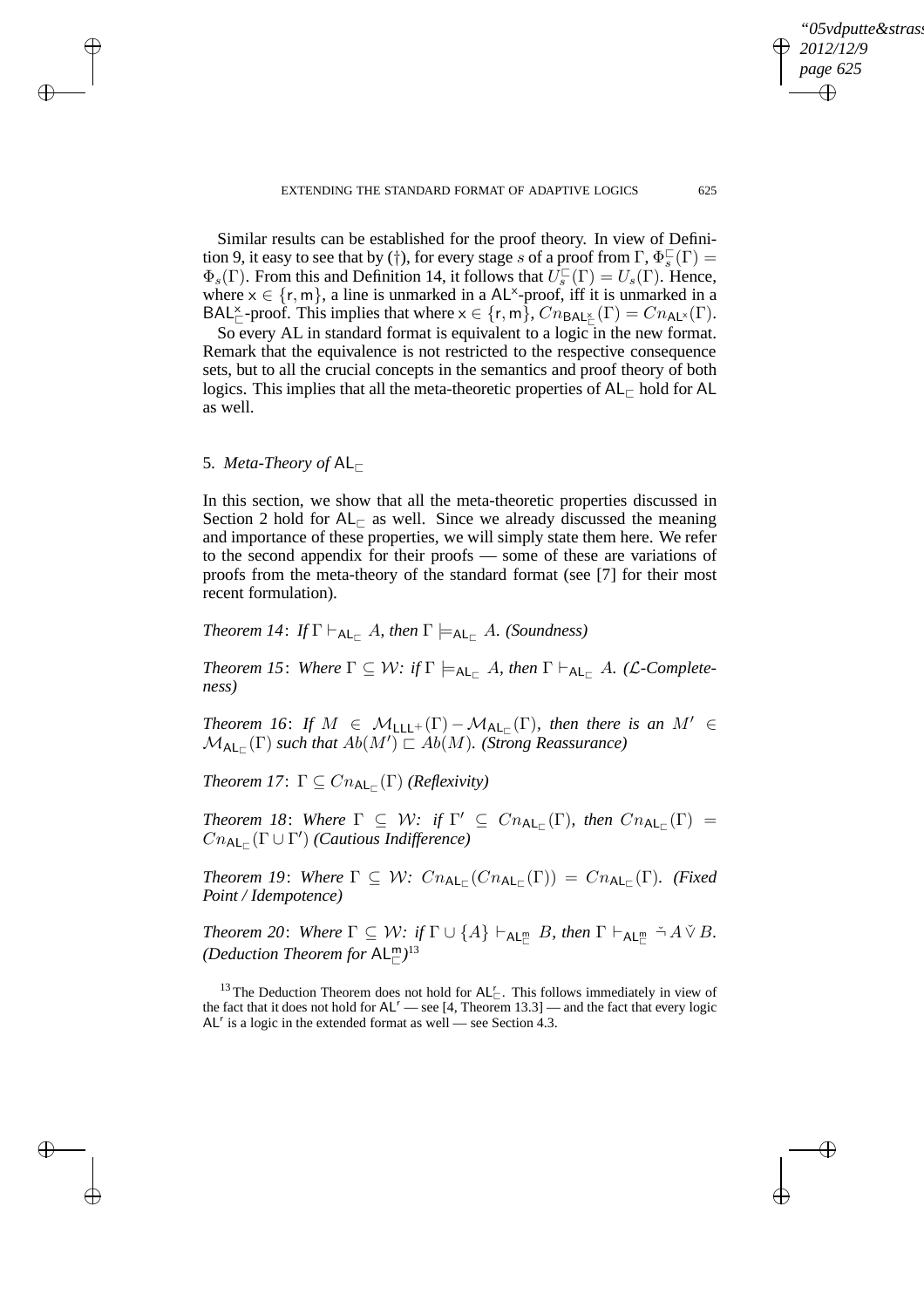Similar results can be established for the proof theory. In view of Definition 9, it easy to see that by (†), for every stage $s$ of a proof from $\Gamma$, $\Phi^{\sqsubset}_s(\Gamma) = \Phi_s(\Gamma)$. From this and Definition 14, it follows that $U^{\sqsubset}_s(\Gamma) = U_s(\Gamma)$. Hence, where $\mathsf{x} \in \{\mathsf{r}, \mathsf{m}\}$, a line is unmarked in a $\mathsf{AL}^{\mathsf{x}}$-proof, iff it is unmarked in a $\mathsf{BAL}^{\mathsf{x}}_{\sqsubset}$-proof. This implies that where $\mathsf{x} \in \{\mathsf{r}, \mathsf{m}\}$, $Cn_{\mathsf{BAL}^{\mathsf{x}}_{\sqsubset}}(\Gamma) = Cn_{\mathsf{AL}^{\mathsf{x}}}(\Gamma)$.

So every AL in standard format is equivalent to a logic in the new format. Remark that the equivalence is not restricted to the respective consequence sets, but to all the crucial concepts in the semantics and proof theory of both logics. This implies that all the meta-theoretic properties of $\mathsf{AL}_{\sqsubset}$ hold for AL as well.

## 5. *Meta-Theory of* $\mathsf{AL}_{\sqsubset}$

In this section, we show that all the meta-theoretic properties discussed in Section 2 hold for $\mathsf{AL}_{\sqsubset}$ as well. Since we already discussed the meaning and importance of these properties, we will simply state them here. We refer to the second appendix for their proofs — some of these are variations of proofs from the meta-theory of the standard format (see [7] for their most recent formulation).

*Theorem 14*: *If* $\Gamma \vdash_{\mathsf{AL}_{\sqsubset}} A$*, then* $\Gamma \models_{\mathsf{AL}_{\sqsubset}} A$*. (Soundness)*

*Theorem 15*: *Where* $\Gamma \subseteq \mathcal{W}$*: if* $\Gamma \models_{\mathsf{AL}_{\sqsubset}} A$*, then* $\Gamma \vdash_{\mathsf{AL}_{\sqsubset}} A$*. ($\mathcal{L}$-Completeness)*

*Theorem 16*: *If* $M \in \mathcal{M}_{\mathsf{LLL}^+}(\Gamma) - \mathcal{M}_{\mathsf{AL}_{\sqsubset}}(\Gamma)$*, then there is an* $M' \in \mathcal{M}_{\mathsf{AL}_{\sqsubset}}(\Gamma)$ *such that* $Ab(M') \sqsubset Ab(M)$*. (Strong Reassurance)*

*Theorem 17*: $\Gamma \subseteq Cn_{\mathsf{AL}_{\sqsubset}}(\Gamma)$ *(Reflexivity)*

*Theorem 18*: *Where* $\Gamma \subseteq \mathcal{W}$*: if* $\Gamma' \subseteq Cn_{\mathsf{AL}_{\sqsubset}}(\Gamma)$*, then* $Cn_{\mathsf{AL}_{\sqsubset}}(\Gamma) = Cn_{\mathsf{AL}_{\sqsubset}}(\Gamma \cup \Gamma')$ *(Cautious Indifference)*

*Theorem 19*: *Where* $\Gamma \subseteq \mathcal{W}$*:* $Cn_{\mathsf{AL}_{\sqsubset}}(Cn_{\mathsf{AL}_{\sqsubset}}(\Gamma)) = Cn_{\mathsf{AL}_{\sqsubset}}(\Gamma)$*. (Fixed Point / Idempotence)*

*Theorem 20*: *Where* $\Gamma \subseteq \mathcal{W}$*: if* $\Gamma \cup \{A\} \vdash_{\mathsf{AL}^{\mathsf{m}}_{\sqsubset}} B$*, then* $\Gamma \vdash_{\mathsf{AL}^{\mathsf{m}}_{\sqsubset}} \check{\neg} A \,\check{\vee}\, B$*. (Deduction Theorem for* $\mathsf{AL}^{\mathsf{m}}_{\sqsubset}$*)*[13]

[13] The Deduction Theorem does not hold for $\mathsf{AL}^{\mathsf{r}}_{\sqsubset}$. This follows immediately in view of the fact that it does not hold for $\mathsf{AL}^{\mathsf{r}}$ — see [4, Theorem 13.3] — and the fact that every logic $\mathsf{AL}^{\mathsf{r}}$ is a logic in the extended format as well — see Section 4.3.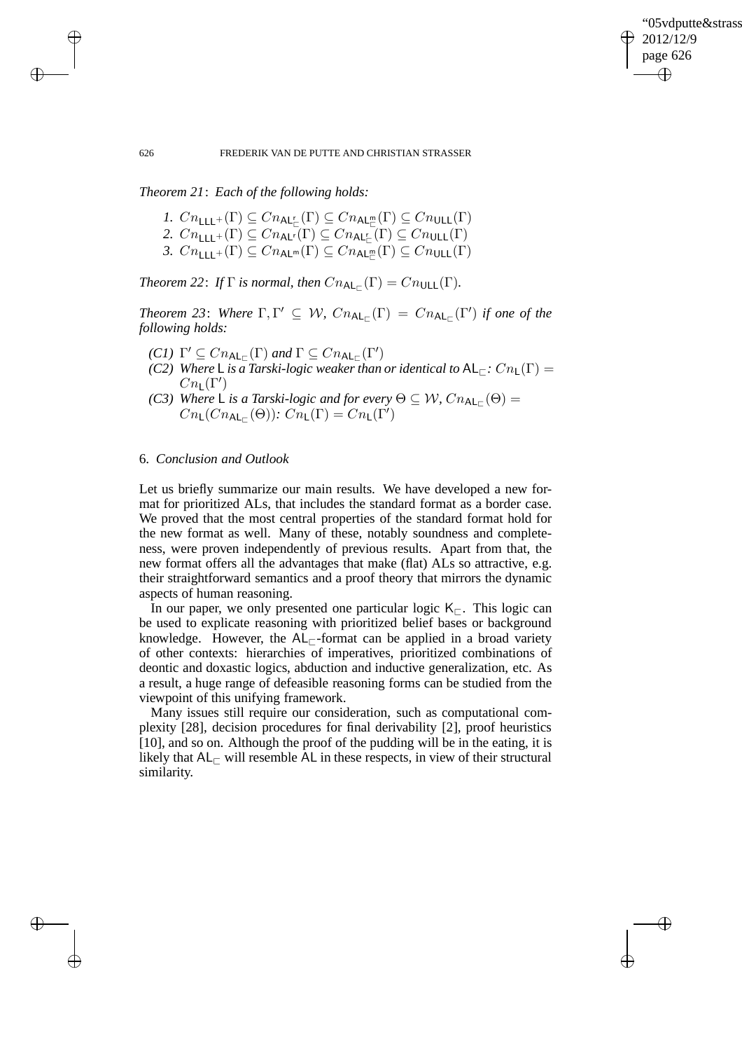*Theorem 21*: *Each of the following holds:*

1. $Cn_{\mathsf{LLL}^+}(\Gamma) \subseteq Cn_{\mathsf{AL}^{\mathsf{r}}_{\sqsubset}}(\Gamma) \subseteq Cn_{\mathsf{AL}^{\mathsf{m}}_{\sqsubset}}(\Gamma) \subseteq Cn_{\mathsf{ULL}}(\Gamma)$
2. $Cn_{\mathsf{LLL}^+}(\Gamma) \subseteq Cn_{\mathsf{AL}^{\mathsf{r}}}(\Gamma) \subseteq Cn_{\mathsf{AL}^{\mathsf{r}}_{\sqsubset}}(\Gamma) \subseteq Cn_{\mathsf{ULL}}(\Gamma)$
3. $Cn_{\mathsf{LLL}^+}(\Gamma) \subseteq Cn_{\mathsf{AL}^{\mathsf{m}}}(\Gamma) \subseteq Cn_{\mathsf{AL}^{\mathsf{m}}_{\sqsubset}}(\Gamma) \subseteq Cn_{\mathsf{ULL}}(\Gamma)$

*Theorem 22*: *If* $\Gamma$ *is normal, then* $Cn_{\mathsf{AL}_{\sqsubset}}(\Gamma) = Cn_{\mathsf{ULL}}(\Gamma)$.

*Theorem 23*: *Where* $\Gamma, \Gamma' \subseteq \mathcal{W}$, $Cn_{\mathsf{AL}_{\sqsubset}}(\Gamma) = Cn_{\mathsf{AL}_{\sqsubset}}(\Gamma')$ *if one of the following holds:*

- *(C1)* $\Gamma' \subseteq Cn_{\mathsf{AL}_{\sqsubset}}(\Gamma)$ *and* $\Gamma \subseteq Cn_{\mathsf{AL}_{\sqsubset}}(\Gamma')$
- *(C2) Where* $\mathsf{L}$ *is a Tarski-logic weaker than or identical to* $\mathsf{AL}_{\sqsubset}$*:* $Cn_{\mathsf{L}}(\Gamma) = Cn_{\mathsf{L}}(\Gamma')$
- *(C3) Where* $\mathsf{L}$ *is a Tarski-logic and for every* $\Theta \subseteq \mathcal{W}$, $Cn_{\mathsf{AL}_{\sqsubset}}(\Theta) = Cn_{\mathsf{L}}(Cn_{\mathsf{AL}_{\sqsubset}}(\Theta))$*:* $Cn_{\mathsf{L}}(\Gamma) = Cn_{\mathsf{L}}(\Gamma')$

## 6. *Conclusion and Outlook*

Let us briefly summarize our main results. We have developed a new format for prioritized ALs, that includes the standard format as a border case. We proved that the most central properties of the standard format hold for the new format as well. Many of these, notably soundness and completeness, were proven independently of previous results. Apart from that, the new format offers all the advantages that make (flat) ALs so attractive, e.g. their straightforward semantics and a proof theory that mirrors the dynamic aspects of human reasoning.

In our paper, we only presented one particular logic $\mathsf{K}_{\sqsubset}$. This logic can be used to explicate reasoning with prioritized belief bases or background knowledge. However, the $\mathsf{AL}_{\sqsubset}$-format can be applied in a broad variety of other contexts: hierarchies of imperatives, prioritized combinations of deontic and doxastic logics, abduction and inductive generalization, etc. As a result, a huge range of defeasible reasoning forms can be studied from the viewpoint of this unifying framework.

Many issues still require our consideration, such as computational complexity [28], decision procedures for final derivability [2], proof heuristics [10], and so on. Although the proof of the pudding will be in the eating, it is likely that $\mathsf{AL}_{\sqsubset}$ will resemble $\mathsf{AL}$ in these respects, in view of their structural similarity.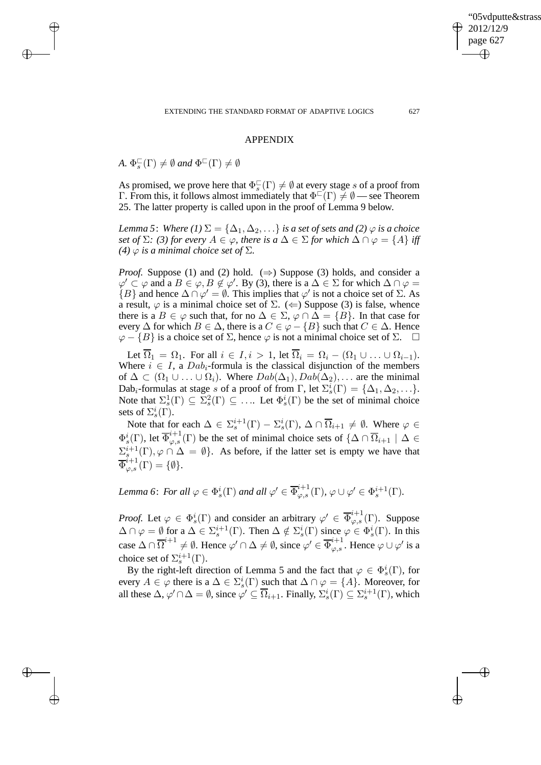## APPENDIX

### A. $\Phi^{\sqsubset}_s(\Gamma) \neq \emptyset$ *and* $\Phi^{\sqsubset}(\Gamma) \neq \emptyset$

As promised, we prove here that $\Phi^{\sqsubset}_s(\Gamma) \neq \emptyset$ at every stage $s$ of a proof from $\Gamma$. From this, it follows almost immediately that $\Phi^{\sqsubset}(\Gamma) \neq \emptyset$ — see Theorem 25. The latter property is called upon in the proof of Lemma 9 below.

*Lemma 5*: *Where (1) $\Sigma = \{\Delta_1, \Delta_2, \ldots\}$ is a set of sets and (2) $\varphi$ is a choice set of $\Sigma$: (3) for every $A \in \varphi$, there is a $\Delta \in \Sigma$ for which $\Delta \cap \varphi = \{A\}$ iff (4) $\varphi$ is a minimal choice set of $\Sigma$.*

*Proof.* Suppose (1) and (2) hold. ($\Rightarrow$) Suppose (3) holds, and consider a $\varphi' \subset \varphi$ and a $B \in \varphi, B \notin \varphi'$. By (3), there is a $\Delta \in \Sigma$ for which $\Delta \cap \varphi = \{B\}$ and hence $\Delta \cap \varphi' = \emptyset$. This implies that $\varphi'$ is not a choice set of $\Sigma$. As a result, $\varphi$ is a minimal choice set of $\Sigma$. ($\Leftarrow$) Suppose (3) is false, whence there is a $B \in \varphi$ such that, for no $\Delta \in \Sigma$, $\varphi \cap \Delta = \{B\}$. In that case for every $\Delta$ for which $B \in \Delta$, there is a $C \in \varphi - \{B\}$ such that $C \in \Delta$. Hence $\varphi - \{B\}$ is a choice set of $\Sigma$, hence $\varphi$ is not a minimal choice set of $\Sigma$. $\Box$

Let $\overline{\Omega}_1 = \Omega_1$. For all $i \in I, i > 1$, let $\overline{\Omega}_i = \Omega_i - (\Omega_1 \cup \ldots \cup \Omega_{i-1})$. Where $i \in I$, a $Dab_i$-formula is the classical disjunction of the members of $\Delta \subset (\Omega_1 \cup \ldots \cup \Omega_i)$. Where $Dab(\Delta_1), Dab(\Delta_2), \ldots$ are the minimal Dab$_i$-formulas at stage $s$ of a proof of from $\Gamma$, let $\Sigma^i_s(\Gamma) = \{\Delta_1, \Delta_2, \ldots\}$. Note that $\Sigma^1_s(\Gamma) \subseteq \Sigma^2_s(\Gamma) \subseteq \ldots$. Let $\Phi^i_s(\Gamma)$ be the set of minimal choice sets of $\Sigma^i_s(\Gamma)$.

Note that for each $\Delta \in \Sigma^{i+1}_s(\Gamma) - \Sigma^i_s(\Gamma)$, $\Delta \cap \overline{\Omega}_{i+1} \neq \emptyset$. Where $\varphi \in \Phi^i_s(\Gamma)$, let $\overline{\Phi}^{i+1}_{\varphi,s}(\Gamma)$ be the set of minimal choice sets of $\{\Delta \cap \overline{\Omega}_{i+1} \mid \Delta \in \Sigma^{i+1}_s(\Gamma), \varphi \cap \Delta = \emptyset\}$. As before, if the latter set is empty we have that $\overline{\Phi}^{i+1}_{\varphi,s}(\Gamma) = \{\emptyset\}$.

*Lemma 6*: *For all $\varphi \in \Phi^i_s(\Gamma)$ and all $\varphi' \in \overline{\Phi}^{i+1}_{\varphi,s}(\Gamma)$, $\varphi \cup \varphi' \in \Phi^{i+1}_s(\Gamma)$.*

*Proof.* Let $\varphi \in \Phi^i_s(\Gamma)$ and consider an arbitrary $\varphi' \in \overline{\Phi}^{i+1}_{\varphi,s}(\Gamma)$. Suppose $\Delta \cap \varphi = \emptyset$ for a $\Delta \in \Sigma^{i+1}_s(\Gamma)$. Then $\Delta \notin \Sigma^i_s(\Gamma)$ since $\varphi \in \Phi^i_s(\Gamma)$. In this case $\Delta \cap \overline{\Omega}^{i+1} \neq \emptyset$. Hence $\varphi' \cap \Delta \neq \emptyset$, since $\varphi' \in \overline{\Phi}^{i+1}_{\varphi,s}$. Hence $\varphi \cup \varphi'$ is a choice set of $\Sigma^{i+1}_s(\Gamma)$.

By the right-left direction of Lemma 5 and the fact that $\varphi \in \Phi^i_s(\Gamma)$, for every $A \in \varphi$ there is a $\Delta \in \Sigma^i_s(\Gamma)$ such that $\Delta \cap \varphi = \{A\}$. Moreover, for all these $\Delta$, $\varphi' \cap \Delta = \emptyset$, since $\varphi' \subseteq \overline{\Omega}_{i+1}$. Finally, $\Sigma^i_s(\Gamma) \subseteq \Sigma^{i+1}_s(\Gamma)$, which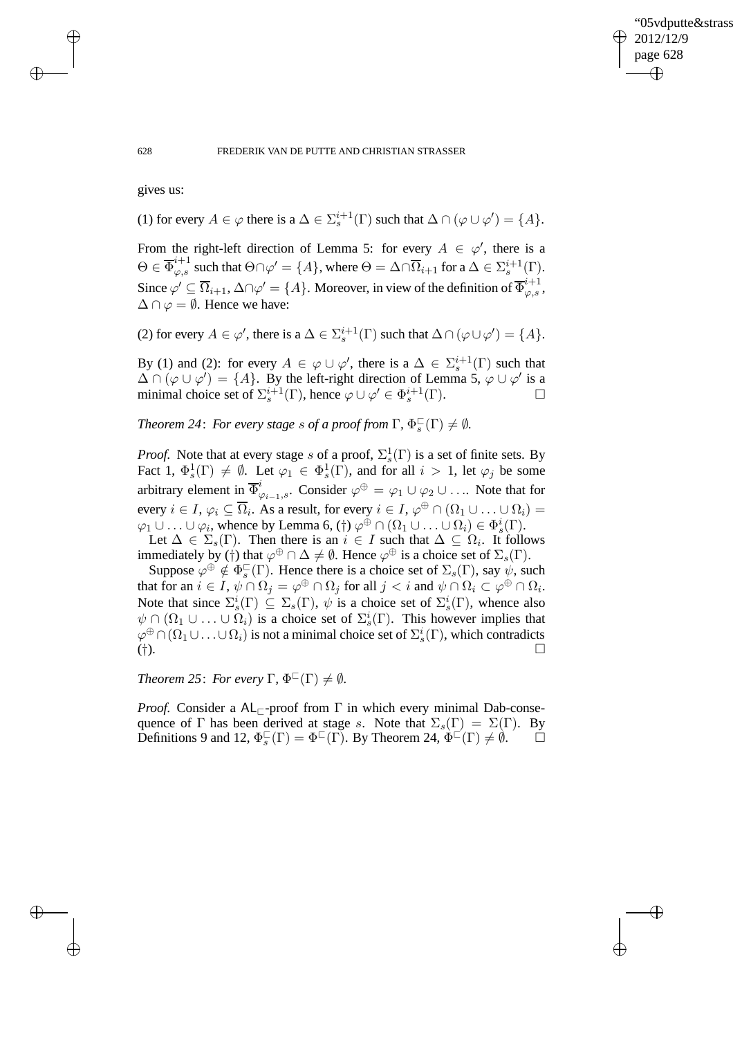gives us:

(1) for every $A \in \varphi$ there is a $\Delta \in \Sigma_s^{i+1}(\Gamma)$ such that $\Delta \cap (\varphi \cup \varphi') = \{A\}$.

From the right-left direction of Lemma 5: for every $A \in \varphi'$, there is a $\Theta \in \overline{\Phi}_{\varphi,s}^{i+1}$ such that $\Theta \cap \varphi' = \{A\}$, where $\Theta = \Delta \cap \overline{\Omega}_{i+1}$ for a $\Delta \in \Sigma_s^{i+1}(\Gamma)$. Since $\varphi' \subseteq \overline{\Omega}_{i+1}$, $\Delta \cap \varphi' = \{A\}$. Moreover, in view of the definition of $\overline{\Phi}_{\varphi,s}^{i+1}$, $\Delta \cap \varphi = \emptyset$. Hence we have:

(2) for every $A \in \varphi'$, there is a $\Delta \in \Sigma_s^{i+1}(\Gamma)$ such that $\Delta \cap (\varphi \cup \varphi') = \{A\}$.

By (1) and (2): for every $A \in \varphi \cup \varphi'$, there is a $\Delta \in \Sigma_s^{i+1}(\Gamma)$ such that $\Delta \cap (\varphi \cup \varphi') = \{A\}$. By the left-right direction of Lemma 5, $\varphi \cup \varphi'$ is a minimal choice set of $\Sigma_s^{i+1}(\Gamma)$, hence $\varphi \cup \varphi' \in \Phi_s^{i+1}(\Gamma)$. □

*Theorem 24*: *For every stage $s$ of a proof from $\Gamma$, $\Phi_s^{\sqsubset}(\Gamma) \neq \emptyset$.*

*Proof.* Note that at every stage $s$ of a proof, $\Sigma_s^1(\Gamma)$ is a set of finite sets. By Fact 1, $\Phi_s^1(\Gamma) \neq \emptyset$. Let $\varphi_1 \in \Phi_s^1(\Gamma)$, and for all $i > 1$, let $\varphi_j$ be some arbitrary element in $\overline{\Phi}_{\varphi_{i-1},s}^{i}$. Consider $\varphi^{\oplus} = \varphi_1 \cup \varphi_2 \cup \ldots$. Note that for every $i \in I$, $\varphi_i \subseteq \overline{\Omega}_i$. As a result, for every $i \in I$, $\varphi^{\oplus} \cap (\Omega_1 \cup \ldots \cup \Omega_i) = \varphi_1 \cup \ldots \cup \varphi_i$, whence by Lemma 6, (†) $\varphi^{\oplus} \cap (\Omega_1 \cup \ldots \cup \Omega_i) \in \Phi_s^i(\Gamma)$.

Let $\Delta \in \Sigma_s(\Gamma)$. Then there is an $i \in I$ such that $\Delta \subseteq \Omega_i$. It follows immediately by (†) that $\varphi^{\oplus} \cap \Delta \neq \emptyset$. Hence $\varphi^{\oplus}$ is a choice set of $\Sigma_s(\Gamma)$.

Suppose $\varphi^{\oplus} \notin \Phi_s^{\sqsubset}(\Gamma)$. Hence there is a choice set of $\Sigma_s(\Gamma)$, say $\psi$, such that for an $i \in I$, $\psi \cap \Omega_j = \varphi^{\oplus} \cap \Omega_j$ for all $j < i$ and $\psi \cap \Omega_i \subset \varphi^{\oplus} \cap \Omega_i$. Note that since $\Sigma_s^i(\Gamma) \subseteq \Sigma_s(\Gamma)$, $\psi$ is a choice set of $\Sigma_s^i(\Gamma)$, whence also $\psi \cap (\Omega_1 \cup \ldots \cup \Omega_i)$ is a choice set of $\Sigma_s^i(\Gamma)$. This however implies that $\varphi^{\oplus} \cap (\Omega_1 \cup \ldots \cup \Omega_i)$ is not a minimal choice set of $\Sigma_s^i(\Gamma)$, which contradicts (†). □

*Theorem 25*: *For every $\Gamma$, $\Phi^{\sqsubset}(\Gamma) \neq \emptyset$.*

*Proof.* Consider a $\mathsf{AL}_{\sqsubset}$-proof from $\Gamma$ in which every minimal Dab-consequence of $\Gamma$ has been derived at stage $s$. Note that $\Sigma_s(\Gamma) = \Sigma(\Gamma)$. By Definitions 9 and 12, $\Phi_s^{\sqsubset}(\Gamma) = \Phi^{\sqsubset}(\Gamma)$. By Theorem 24, $\Phi^{\sqsubset}(\Gamma) \neq \emptyset$. □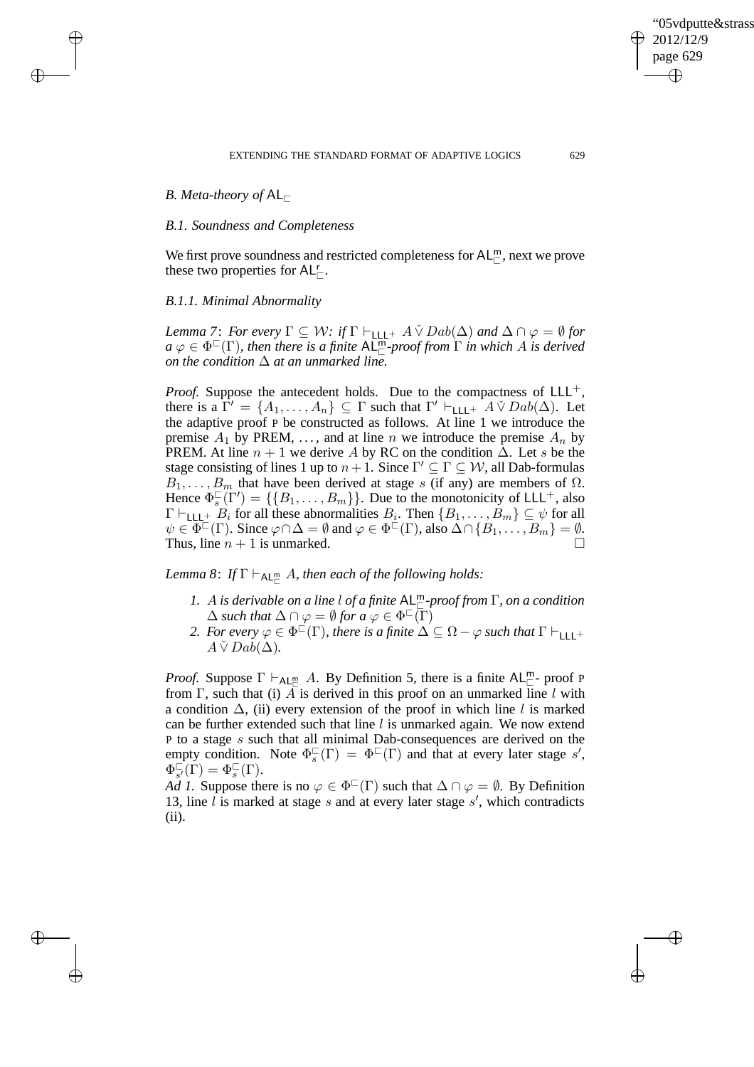### B. Meta-theory of $\mathsf{AL}_{\sqsubset}$

#### B.1. Soundness and Completeness

We first prove soundness and restricted completeness for $\mathsf{AL}^{\mathsf{m}}_{\sqsubset}$, next we prove these two properties for $\mathsf{AL}^{\mathsf{r}}_{\sqsubset}$.

#### B.1.1. Minimal Abnormality

*Lemma 7*: *For every $\Gamma \subseteq \mathcal{W}$: if $\Gamma \vdash_{\mathsf{LLL}^+} A \check{\vee} Dab(\Delta)$ and $\Delta \cap \varphi = \emptyset$ for a $\varphi \in \Phi^{\sqsubset}(\Gamma)$, then there is a finite $\mathsf{AL}^{\mathsf{m}}_{\sqsubset}$-proof from $\Gamma$ in which $A$ is derived on the condition $\Delta$ at an unmarked line.*

*Proof.* Suppose the antecedent holds. Due to the compactness of $\mathsf{LLL}^+$, there is a $\Gamma' = \{A_1, \ldots, A_n\} \subseteq \Gamma$ such that $\Gamma' \vdash_{\mathsf{LLL}^+} A \check{\vee} Dab(\Delta)$. Let the adaptive proof P be constructed as follows. At line 1 we introduce the premise $A_1$ by PREM, ..., and at line $n$ we introduce the premise $A_n$ by PREM. At line $n+1$ we derive $A$ by RC on the condition $\Delta$. Let $s$ be the stage consisting of lines 1 up to $n+1$. Since $\Gamma' \subseteq \Gamma \subseteq \mathcal{W}$, all Dab-formulas $B_1, \ldots, B_m$ that have been derived at stage $s$ (if any) are members of $\Omega$. Hence $\Phi^{\sqsubset}_s(\Gamma') = \{\{B_1, \ldots, B_m\}\}$. Due to the monotonicity of $\mathsf{LLL}^+$, also $\Gamma \vdash_{\mathsf{LLL}^+} B_i$ for all these abnormalities $B_i$. Then $\{B_1, \ldots, B_m\} \subseteq \psi$ for all $\psi \in \Phi^{\sqsubset}(\Gamma)$. Since $\varphi \cap \Delta = \emptyset$ and $\varphi \in \Phi^{\sqsubset}(\Gamma)$, also $\Delta \cap \{B_1, \ldots, B_m\} = \emptyset$. Thus, line $n+1$ is unmarked. □

*Lemma 8*: *If $\Gamma \vdash_{\mathsf{AL}^{\mathsf{m}}_{\sqsubset}} A$, then each of the following holds:*

1. *$A$ is derivable on a line $l$ of a finite $\mathsf{AL}^{\mathsf{m}}_{\sqsubset}$-proof from $\Gamma$, on a condition $\Delta$ such that $\Delta \cap \varphi = \emptyset$ for a $\varphi \in \Phi^{\sqsubset}(\Gamma)$*
2. *For every $\varphi \in \Phi^{\sqsubset}(\Gamma)$, there is a finite $\Delta \subseteq \Omega - \varphi$ such that $\Gamma \vdash_{\mathsf{LLL}^+} A \check{\vee} Dab(\Delta)$.*

*Proof.* Suppose $\Gamma \vdash_{\mathsf{AL}^{\mathsf{m}}_{\sqsubset}} A$. By Definition 5, there is a finite $\mathsf{AL}^{\mathsf{m}}_{\sqsubset}$- proof P from $\Gamma$, such that (i) $A$ is derived in this proof on an unmarked line $l$ with a condition $\Delta$, (ii) every extension of the proof in which line $l$ is marked can be further extended such that line $l$ is unmarked again. We now extend P to a stage $s$ such that all minimal Dab-consequences are derived on the empty condition. Note $\Phi^{\sqsubset}_s(\Gamma) = \Phi^{\sqsubset}(\Gamma)$ and that at every later stage $s'$, $\Phi^{\sqsubset}_{s'}(\Gamma) = \Phi^{\sqsubset}_s(\Gamma)$.

*Ad 1.* Suppose there is no $\varphi \in \Phi^{\sqsubset}(\Gamma)$ such that $\Delta \cap \varphi = \emptyset$. By Definition 13, line $l$ is marked at stage $s$ and at every later stage $s'$, which contradicts (ii).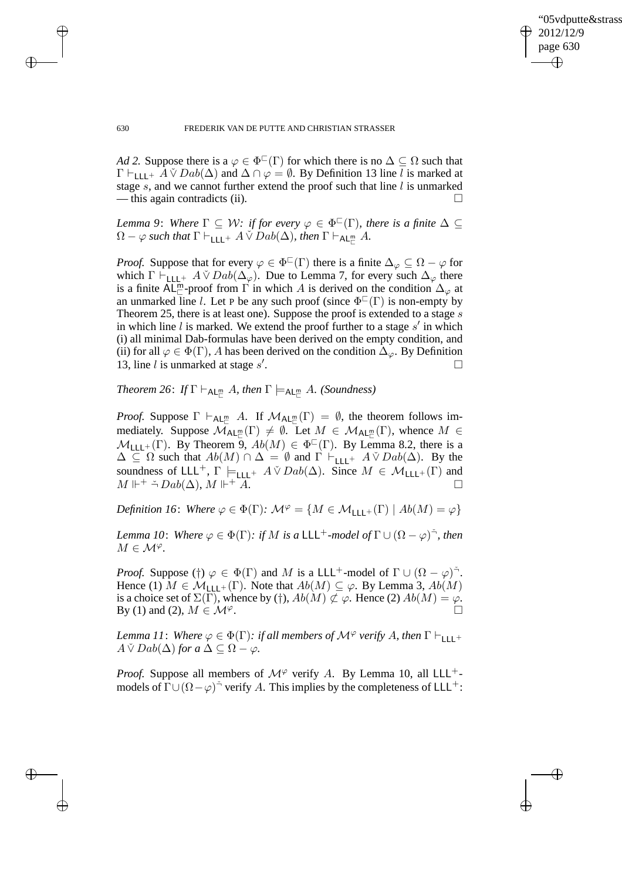*Ad 2.* Suppose there is a $\varphi \in \Phi^{\sqsubset}(\Gamma)$ for which there is no $\Delta \subseteq \Omega$ such that $\Gamma \vdash_{\mathsf{LLL}^+} A \check{\vee} Dab(\Delta)$ and $\Delta \cap \varphi = \emptyset$. By Definition 13 line $l$ is marked at stage $s$, and we cannot further extend the proof such that line $l$ is unmarked — this again contradicts (ii). □

*Lemma 9*: *Where $\Gamma \subseteq \mathcal{W}$: if for every $\varphi \in \Phi^{\sqsubset}(\Gamma)$, there is a finite $\Delta \subseteq \Omega - \varphi$ such that $\Gamma \vdash_{\mathsf{LLL}^+} A \check{\vee} Dab(\Delta)$, then $\Gamma \vdash_{\mathsf{AL}^{\mathsf{m}}_{\sqsubset}} A$.*

*Proof.* Suppose that for every $\varphi \in \Phi^{\sqsubset}(\Gamma)$ there is a finite $\Delta_\varphi \subseteq \Omega - \varphi$ for which $\Gamma \vdash_{\mathsf{LLL}^+} A \check{\vee} Dab(\Delta_\varphi)$. Due to Lemma 7, for every such $\Delta_\varphi$ there is a finite $\mathsf{AL}^{\mathsf{m}}_{\sqsubset}$-proof from $\Gamma$ in which $A$ is derived on the condition $\Delta_\varphi$ at an unmarked line $l$. Let P be any such proof (since $\Phi^{\sqsubset}(\Gamma)$ is non-empty by Theorem 25, there is at least one). Suppose the proof is extended to a stage $s$ in which line $l$ is marked. We extend the proof further to a stage $s'$ in which (i) all minimal Dab-formulas have been derived on the empty condition, and (ii) for all $\varphi \in \Phi(\Gamma)$, $A$ has been derived on the condition $\Delta_\varphi$. By Definition 13, line $l$ is unmarked at stage $s'$. □

*Theorem 26*: *If $\Gamma \vdash_{\mathsf{AL}^{\mathsf{m}}_{\sqsubset}} A$, then $\Gamma \models_{\mathsf{AL}^{\mathsf{m}}_{\sqsubset}} A$. (Soundness)*

*Proof.* Suppose $\Gamma \vdash_{\mathsf{AL}^{\mathsf{m}}_{\sqsubset}} A$. If $\mathcal{M}_{\mathsf{AL}^{\mathsf{m}}_{\sqsubset}}(\Gamma) = \emptyset$, the theorem follows immediately. Suppose $\mathcal{M}_{\mathsf{AL}^{\mathsf{m}}_{\sqsubset}}(\Gamma) \neq \emptyset$. Let $M \in \mathcal{M}_{\mathsf{AL}^{\mathsf{m}}_{\sqsubset}}(\Gamma)$, whence $M \in \mathcal{M}_{\mathsf{LLL}^+}(\Gamma)$. By Theorem 9, $Ab(M) \in \Phi^{\sqsubset}(\Gamma)$. By Lemma 8.2, there is a $\Delta \subseteq \Omega$ such that $Ab(M) \cap \Delta = \emptyset$ and $\Gamma \vdash_{\mathsf{LLL}^+} A \check{\vee} Dab(\Delta)$. By the soundness of $\mathsf{LLL}^+$, $\Gamma \models_{\mathsf{LLL}^+} A \check{\vee} Dab(\Delta)$. Since $M \in \mathcal{M}_{\mathsf{LLL}^+}(\Gamma)$ and $M \Vdash^+ \check{\neg} Dab(\Delta)$, $M \Vdash^+ A$. □

*Definition 16*: *Where $\varphi \in \Phi(\Gamma)$: $\mathcal{M}^\varphi = \{M \in \mathcal{M}_{\mathsf{LLL}^+}(\Gamma) \mid Ab(M) = \varphi\}$*

*Lemma 10*: *Where $\varphi \in \Phi(\Gamma)$: if $M$ is a $\mathsf{LLL}^+$-model of $\Gamma \cup (\Omega - \varphi)^{\check{\neg}}$, then $M \in \mathcal{M}^\varphi$.*

*Proof.* Suppose (†) $\varphi \in \Phi(\Gamma)$ and $M$ is a $\mathsf{LLL}^+$-model of $\Gamma \cup (\Omega - \varphi)^{\check{\neg}}$. Hence (1) $M \in \mathcal{M}_{\mathsf{LLL}^+}(\Gamma)$. Note that $Ab(M) \subseteq \varphi$. By Lemma 3, $Ab(M)$ is a choice set of $\Sigma(\Gamma)$, whence by (†), $Ab(M) \not\subset \varphi$. Hence (2) $Ab(M) = \varphi$. By (1) and (2), $M \in \mathcal{M}^\varphi$. □

*Lemma 11*: *Where $\varphi \in \Phi(\Gamma)$: if all members of $\mathcal{M}^\varphi$ verify $A$, then $\Gamma \vdash_{\mathsf{LLL}^+} A \check{\vee} Dab(\Delta)$ for a $\Delta \subseteq \Omega - \varphi$.*

*Proof.* Suppose all members of $\mathcal{M}^\varphi$ verify $A$. By Lemma 10, all $\mathsf{LLL}^+$-models of $\Gamma \cup (\Omega - \varphi)^{\check{\neg}}$ verify $A$. This implies by the completeness of $\mathsf{LLL}^+$: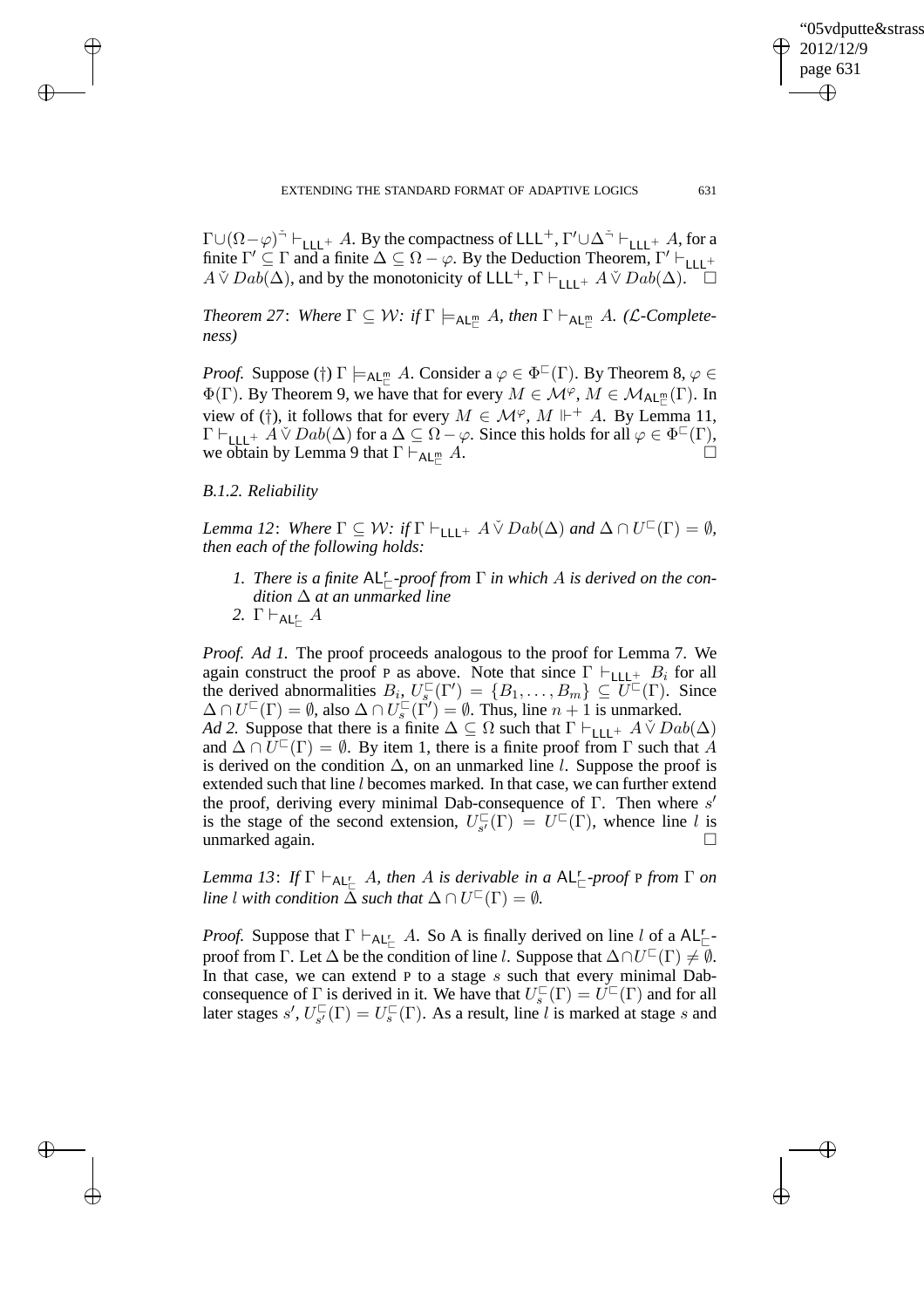$\Gamma \cup (\Omega - \varphi)^{\check{\neg}} \vdash_{\mathsf{LLL}^+} A$. By the compactness of $\mathsf{LLL}^+$, $\Gamma' \cup \Delta^{\check{\neg}} \vdash_{\mathsf{LLL}^+} A$, for a finite $\Gamma' \subseteq \Gamma$ and a finite $\Delta \subseteq \Omega - \varphi$. By the Deduction Theorem, $\Gamma' \vdash_{\mathsf{LLL}^+} A \check{\vee} Dab(\Delta)$, and by the monotonicity of $\mathsf{LLL}^+$, $\Gamma \vdash_{\mathsf{LLL}^+} A \check{\vee} Dab(\Delta)$. □

*Theorem 27*: *Where $\Gamma \subseteq \mathcal{W}$: if $\Gamma \models_{\mathsf{AL}^{\mathsf{m}}_{\sqsubset}} A$, then $\Gamma \vdash_{\mathsf{AL}^{\mathsf{m}}_{\sqsubset}} A$. ($\mathcal{L}$-Completeness)*

*Proof.* Suppose (†) $\Gamma \models_{\mathsf{AL}^{\mathsf{m}}_{\sqsubset}} A$. Consider a $\varphi \in \Phi^{\sqsubset}(\Gamma)$. By Theorem 8, $\varphi \in \Phi(\Gamma)$. By Theorem 9, we have that for every $M \in \mathcal{M}^{\varphi}$, $M \in \mathcal{M}_{\mathsf{AL}^{\mathsf{m}}_{\sqsubset}}(\Gamma)$. In view of (†), it follows that for every $M \in \mathcal{M}^{\varphi}$, $M \Vdash^{+} A$. By Lemma 11, $\Gamma \vdash_{\mathsf{LLL}^+} A \check{\vee} Dab(\Delta)$ for a $\Delta \subseteq \Omega - \varphi$. Since this holds for all $\varphi \in \Phi^{\sqsubset}(\Gamma)$, we obtain by Lemma 9 that $\Gamma \vdash_{\mathsf{AL}^{\mathsf{m}}_{\sqsubset}} A$. □

*B.1.2. Reliability*

*Lemma 12*: *Where $\Gamma \subseteq \mathcal{W}$: if $\Gamma \vdash_{\mathsf{LLL}^+} A \check{\vee} Dab(\Delta)$ and $\Delta \cap U^{\sqsubset}(\Gamma) = \emptyset$, then each of the following holds:*

1. *There is a finite $\mathsf{AL}^{\mathsf{r}}_{\sqsubset}$-proof from $\Gamma$ in which $A$ is derived on the condition $\Delta$ at an unmarked line*
2. *$\Gamma \vdash_{\mathsf{AL}^{\mathsf{r}}_{\sqsubset}} A$*

*Proof. Ad 1.* The proof proceeds analogous to the proof for Lemma 7. We again construct the proof P as above. Note that since $\Gamma \vdash_{\mathsf{LLL}^+} B_i$ for all the derived abnormalities $B_i$, $U^{\sqsubset}_s(\Gamma') = \{B_1, \ldots, B_m\} \subseteq U^{\sqsubset}(\Gamma)$. Since $\Delta \cap U^{\sqsubset}(\Gamma) = \emptyset$, also $\Delta \cap U^{\sqsubset}_s(\Gamma') = \emptyset$. Thus, line $n+1$ is unmarked.
*Ad 2.* Suppose that there is a finite $\Delta \subseteq \Omega$ such that $\Gamma \vdash_{\mathsf{LLL}^+} A \check{\vee} Dab(\Delta)$ and $\Delta \cap U^{\sqsubset}(\Gamma) = \emptyset$. By item 1, there is a finite proof from $\Gamma$ such that $A$ is derived on the condition $\Delta$, on an unmarked line $l$. Suppose the proof is extended such that line $l$ becomes marked. In that case, we can further extend the proof, deriving every minimal Dab-consequence of $\Gamma$. Then where $s'$ is the stage of the second extension, $U^{\sqsubset}_{s'}(\Gamma) = U^{\sqsubset}(\Gamma)$, whence line $l$ is unmarked again. □

*Lemma 13*: *If $\Gamma \vdash_{\mathsf{AL}^{\mathsf{r}}_{\sqsubset}} A$, then $A$ is derivable in a $\mathsf{AL}^{\mathsf{r}}_{\sqsubset}$-proof P from $\Gamma$ on line $l$ with condition $\Delta$ such that $\Delta \cap U^{\sqsubset}(\Gamma) = \emptyset$.*

*Proof.* Suppose that $\Gamma \vdash_{\mathsf{AL}^{\mathsf{r}}_{\sqsubset}} A$. So A is finally derived on line $l$ of a $\mathsf{AL}^{\mathsf{r}}_{\sqsubset}$-proof from $\Gamma$. Let $\Delta$ be the condition of line $l$. Suppose that $\Delta \cap U^{\sqsubset}(\Gamma) \neq \emptyset$. In that case, we can extend P to a stage $s$ such that every minimal Dab-consequence of $\Gamma$ is derived in it. We have that $U^{\sqsubset}_s(\Gamma) = U^{\sqsubset}(\Gamma)$ and for all later stages $s'$, $U^{\sqsubset}_{s'}(\Gamma) = U^{\sqsubset}_s(\Gamma)$. As a result, line $l$ is marked at stage $s$ and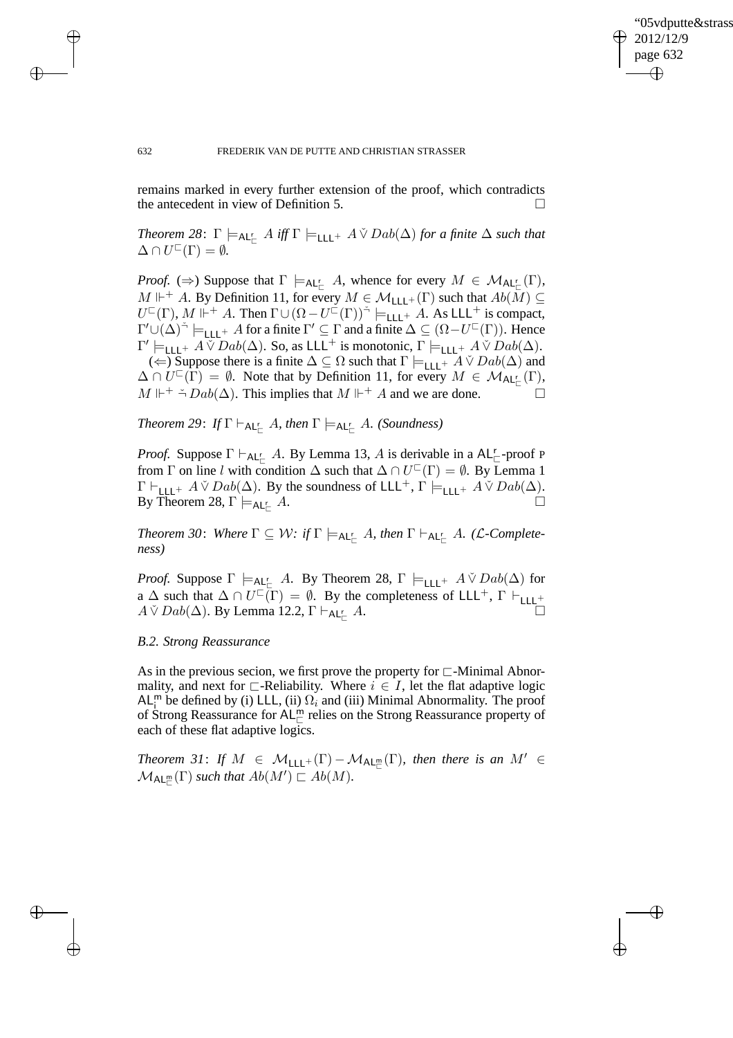remains marked in every further extension of the proof, which contradicts the antecedent in view of Definition 5. □

*Theorem 28*: $\Gamma \models_{\mathsf{AL}^{\mathsf{r}}_{\sqsubset}} A$ *iff* $\Gamma \models_{\mathsf{LLL}^+} A \check{\vee} Dab(\Delta)$ *for a finite* $\Delta$ *such that* $\Delta \cap U^{\sqsubset}(\Gamma) = \emptyset$.

*Proof.* ($\Rightarrow$) Suppose that $\Gamma \models_{\mathsf{AL}^{\mathsf{r}}_{\sqsubset}} A$, whence for every $M \in \mathcal{M}_{\mathsf{AL}^{\mathsf{r}}_{\sqsubset}}(\Gamma)$, $M \Vdash^+ A$. By Definition 11, for every $M \in \mathcal{M}_{\mathsf{LLL}^+}(\Gamma)$ such that $Ab(M) \subseteq U^{\sqsubset}(\Gamma)$, $M \Vdash^+ A$. Then $\Gamma \cup (\Omega - U^{\sqsubset}(\Gamma))^{\check{\neg}} \models_{\mathsf{LLL}^+} A$. As $\mathsf{LLL}^+$ is compact, $\Gamma' \cup (\Delta)^{\check{\neg}} \models_{\mathsf{LLL}^+} A$ for a finite $\Gamma' \subseteq \Gamma$ and a finite $\Delta \subseteq (\Omega - U^{\sqsubset}(\Gamma))$. Hence $\Gamma' \models_{\mathsf{LLL}^+} A \check{\vee} Dab(\Delta)$. So, as $\mathsf{LLL}^+$ is monotonic, $\Gamma \models_{\mathsf{LLL}^+} A \check{\vee} Dab(\Delta)$.

($\Leftarrow$) Suppose there is a finite $\Delta \subseteq \Omega$ such that $\Gamma \models_{\mathsf{LLL}^+} A \check{\vee} Dab(\Delta)$ and $\Delta \cap U^{\sqsubset}(\Gamma) = \emptyset$. Note that by Definition 11, for every $M \in \mathcal{M}_{\mathsf{AL}^{\mathsf{r}}_{\sqsubset}}(\Gamma)$, $M \Vdash^+ \check{\neg} Dab(\Delta)$. This implies that $M \Vdash^+ A$ and we are done. □

*Theorem 29*: *If* $\Gamma \vdash_{\mathsf{AL}^{\mathsf{r}}_{\sqsubset}} A$, *then* $\Gamma \models_{\mathsf{AL}^{\mathsf{r}}_{\sqsubset}} A$. *(Soundness)*

*Proof.* Suppose $\Gamma \vdash_{\mathsf{AL}^{\mathsf{r}}_{\sqsubset}} A$. By Lemma 13, $A$ is derivable in a $\mathsf{AL}^{\mathsf{r}}_{\sqsubset}$-proof P from $\Gamma$ on line $l$ with condition $\Delta$ such that $\Delta \cap U^{\sqsubset}(\Gamma) = \emptyset$. By Lemma 1 $\Gamma \vdash_{\mathsf{LLL}^+} A \check{\vee} Dab(\Delta)$. By the soundness of $\mathsf{LLL}^+$, $\Gamma \models_{\mathsf{LLL}^+} A \check{\vee} Dab(\Delta)$. By Theorem 28, $\Gamma \models_{\mathsf{AL}^{\mathsf{r}}_{\sqsubset}} A$. □

*Theorem 30*: *Where* $\Gamma \subseteq \mathcal{W}$: *if* $\Gamma \models_{\mathsf{AL}^{\mathsf{r}}_{\sqsubset}} A$, *then* $\Gamma \vdash_{\mathsf{AL}^{\mathsf{r}}_{\sqsubset}} A$. *($\mathcal{L}$-Completeness)*

*Proof.* Suppose $\Gamma \models_{\mathsf{AL}^{\mathsf{r}}_{\sqsubset}} A$. By Theorem 28, $\Gamma \models_{\mathsf{LLL}^+} A \check{\vee} Dab(\Delta)$ for a $\Delta$ such that $\Delta \cap U^{\sqsubset}(\Gamma) = \emptyset$. By the completeness of $\mathsf{LLL}^+$, $\Gamma \vdash_{\mathsf{LLL}^+} A \check{\vee} Dab(\Delta)$. By Lemma 12.2, $\Gamma \vdash_{\mathsf{AL}^{\mathsf{r}}_{\sqsubset}} A$. □

### B.2. Strong Reassurance

As in the previous secion, we first prove the property for $\sqsubset$-Minimal Abnormality, and next for $\sqsubset$-Reliability. Where $i \in I$, let the flat adaptive logic $\mathsf{AL}^{\mathsf{m}}_{\mathsf{i}}$ be defined by (i) $\mathsf{LLL}$, (ii) $\Omega_i$ and (iii) Minimal Abnormality. The proof of Strong Reassurance for $\mathsf{AL}^{\mathsf{m}}_{\sqsubset}$ relies on the Strong Reassurance property of each of these flat adaptive logics.

*Theorem 31*: *If* $M \in \mathcal{M}_{\mathsf{LLL}^+}(\Gamma) - \mathcal{M}_{\mathsf{AL}^{\mathsf{m}}_{\sqsubset}}(\Gamma)$, *then there is an* $M' \in \mathcal{M}_{\mathsf{AL}^{\mathsf{m}}_{\sqsubset}}(\Gamma)$ *such that* $Ab(M') \sqsubset Ab(M)$.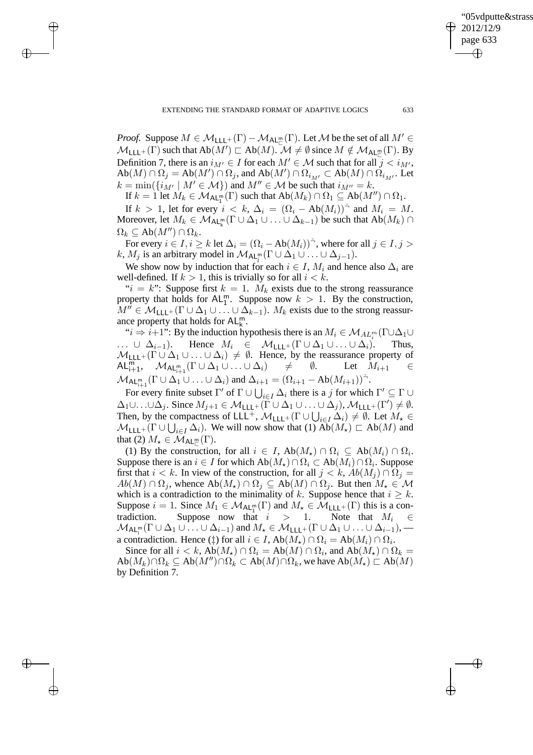*Proof.* Suppose $M \in \mathcal{M}_{\mathsf{LLL}^+}(\Gamma) - \mathcal{M}_{\mathsf{AL}^{\mathsf{m}}_{\sqsubset}}(\Gamma)$. Let $\mathcal{M}$ be the set of all $M' \in \mathcal{M}_{\mathsf{LLL}^+}(\Gamma)$ such that $\mathrm{Ab}(M') \sqsubset \mathrm{Ab}(M)$. $\mathcal{M} \neq \emptyset$ since $M \notin \mathcal{M}_{\mathsf{AL}^{\mathsf{m}}_{\sqsubset}}(\Gamma)$. By Definition 7, there is an $i_{M'} \in I$ for each $M' \in \mathcal{M}$ such that for all $j < i_{M'}$, $\mathrm{Ab}(M) \cap \Omega_j = \mathrm{Ab}(M') \cap \Omega_j$, and $\mathrm{Ab}(M') \cap \Omega_{i_{M'}} \subset \mathrm{Ab}(M) \cap \Omega_{i_{M'}}$. Let $k = \min(\{i_{M'} \mid M' \in \mathcal{M}\})$ and $M'' \in \mathcal{M}$ be such that $i_{M''} = k$.

If $k = 1$ let $M_k \in \mathcal{M}_{\mathsf{AL}^{\mathsf{m}}_1}(\Gamma)$ such that $\mathrm{Ab}(M_k) \cap \Omega_1 \subseteq \mathrm{Ab}(M'') \cap \Omega_1$.

If $k > 1$, let for every $i < k$, $\Delta_i = (\Omega_i - \mathrm{Ab}(M_i))^{\check{\neg}}$ and $M_i = M$. Moreover, let $M_k \in \mathcal{M}_{\mathsf{AL}^{\mathsf{m}}_k}(\Gamma \cup \Delta_1 \cup \ldots \cup \Delta_{k-1})$ be such that $\mathrm{Ab}(M_k) \cap \Omega_k \subseteq \mathrm{Ab}(M'') \cap \Omega_k$.

For every $i \in I, i \geq k$ let $\Delta_i = (\Omega_i - \mathrm{Ab}(M_i))^{\check{\neg}}$, where for all $j \in I, j > k$, $M_j$ is an arbitrary model in $\mathcal{M}_{\mathsf{AL}^{\mathsf{m}}_j}(\Gamma \cup \Delta_1 \cup \ldots \cup \Delta_{j-1})$.

We show now by induction that for each $i \in I$, $M_i$ and hence also $\Delta_i$ are well-defined. If $k > 1$, this is trivially so for all $i < k$.

"$i = k$": Suppose first $k = 1$. $M_k$ exists due to the strong reassurance property that holds for $\mathsf{AL}^{\mathsf{m}}_1$. Suppose now $k > 1$. By the construction, $M'' \in \mathcal{M}_{\mathsf{LLL}^+}(\Gamma \cup \Delta_1 \cup \ldots \cup \Delta_{k-1})$. $M_k$ exists due to the strong reassurance property that holds for $\mathsf{AL}^{\mathsf{m}}_k$.

"$i \Rightarrow i+1$": By the induction hypothesis there is an $M_i \in \mathcal{M}_{AL^m_i}(\Gamma \cup \Delta_1 \cup \ldots \cup \Delta_{i-1})$. Hence $M_i \in \mathcal{M}_{\mathsf{LLL}^+}(\Gamma \cup \Delta_1 \cup \ldots \cup \Delta_i)$. Thus, $\mathcal{M}_{\mathsf{LLL}^+}(\Gamma \cup \Delta_1 \cup \ldots \cup \Delta_i) \neq \emptyset$. Hence, by the reassurance property of $\mathsf{AL}^{\mathsf{m}}_{i+1}$, $\mathcal{M}_{\mathsf{AL}^{\mathsf{m}}_{i+1}}(\Gamma \cup \Delta_1 \cup \ldots \cup \Delta_i) \neq \emptyset$. Let $M_{i+1} \in \mathcal{M}_{\mathsf{AL}^{\mathsf{m}}_{i+1}}(\Gamma \cup \Delta_1 \cup \ldots \cup \Delta_i)$ and $\Delta_{i+1} = (\Omega_{i+1} - \mathrm{Ab}(M_{i+1}))^{\check{\neg}}$.

For every finite subset $\Gamma'$ of $\Gamma \cup \bigcup_{i \in I} \Delta_i$ there is a $j$ for which $\Gamma' \subseteq \Gamma \cup \Delta_1 \cup \ldots \cup \Delta_j$. Since $M_{j+1} \in \mathcal{M}_{\mathsf{LLL}^+}(\Gamma \cup \Delta_1 \cup \ldots \cup \Delta_j)$, $\mathcal{M}_{\mathsf{LLL}^+}(\Gamma') \neq \emptyset$. Then, by the compactness of $\mathsf{LLL}^+$, $\mathcal{M}_{\mathsf{LLL}^+}(\Gamma \cup \bigcup_{i \in I} \Delta_i) \neq \emptyset$. Let $M_\star \in \mathcal{M}_{\mathsf{LLL}^+}(\Gamma \cup \bigcup_{i \in I} \Delta_i)$. We will now show that (1) $\mathrm{Ab}(M_\star) \sqsubset \mathrm{Ab}(M)$ and that (2) $M_\star \in \mathcal{M}_{\mathsf{AL}^{\mathsf{m}}_{\sqsubset}}(\Gamma)$.

(1) By the construction, for all $i \in I$, $\mathrm{Ab}(M_\star) \cap \Omega_i \subseteq \mathrm{Ab}(M_i) \cap \Omega_i$. Suppose there is an $i \in I$ for which $\mathrm{Ab}(M_\star) \cap \Omega_i \subset \mathrm{Ab}(M_i) \cap \Omega_i$. Suppose first that $i < k$. In view of the construction, for all $j < k$, $Ab(M_j) \cap \Omega_j = Ab(M) \cap \Omega_j$, whence $\mathrm{Ab}(M_\star) \cap \Omega_j \subseteq \mathrm{Ab}(M) \cap \Omega_j$. But then $M_\star \in \mathcal{M}$ which is a contradiction to the minimality of $k$. Suppose hence that $i \geq k$. Suppose $i = 1$. Since $M_1 \in \mathcal{M}_{\mathsf{AL}^{\mathsf{m}}_1}(\Gamma)$ and $M_\star \in \mathcal{M}_{\mathsf{LLL}^+}(\Gamma)$ this is a contradiction. Suppose now that $i > 1$. Note that $M_i \in \mathcal{M}_{\mathsf{AL}^{\mathsf{m}}_i}(\Gamma \cup \Delta_1 \cup \ldots \cup \Delta_{i-1})$ and $M_\star \in \mathcal{M}_{\mathsf{LLL}^+}(\Gamma \cup \Delta_1 \cup \ldots \cup \Delta_{i-1})$, — a contradiction. Hence (‡) for all $i \in I$, $\mathrm{Ab}(M_\star) \cap \Omega_i = \mathrm{Ab}(M_i) \cap \Omega_i$.

Since for all $i < k$, $\mathrm{Ab}(M_\star) \cap \Omega_i = \mathrm{Ab}(M) \cap \Omega_i$, and $\mathrm{Ab}(M_\star) \cap \Omega_k = \mathrm{Ab}(M_k) \cap \Omega_k \subseteq \mathrm{Ab}(M'') \cap \Omega_k \subset \mathrm{Ab}(M) \cap \Omega_k$, we have $\mathrm{Ab}(M_\star) \sqsubset \mathrm{Ab}(M)$ by Definition 7.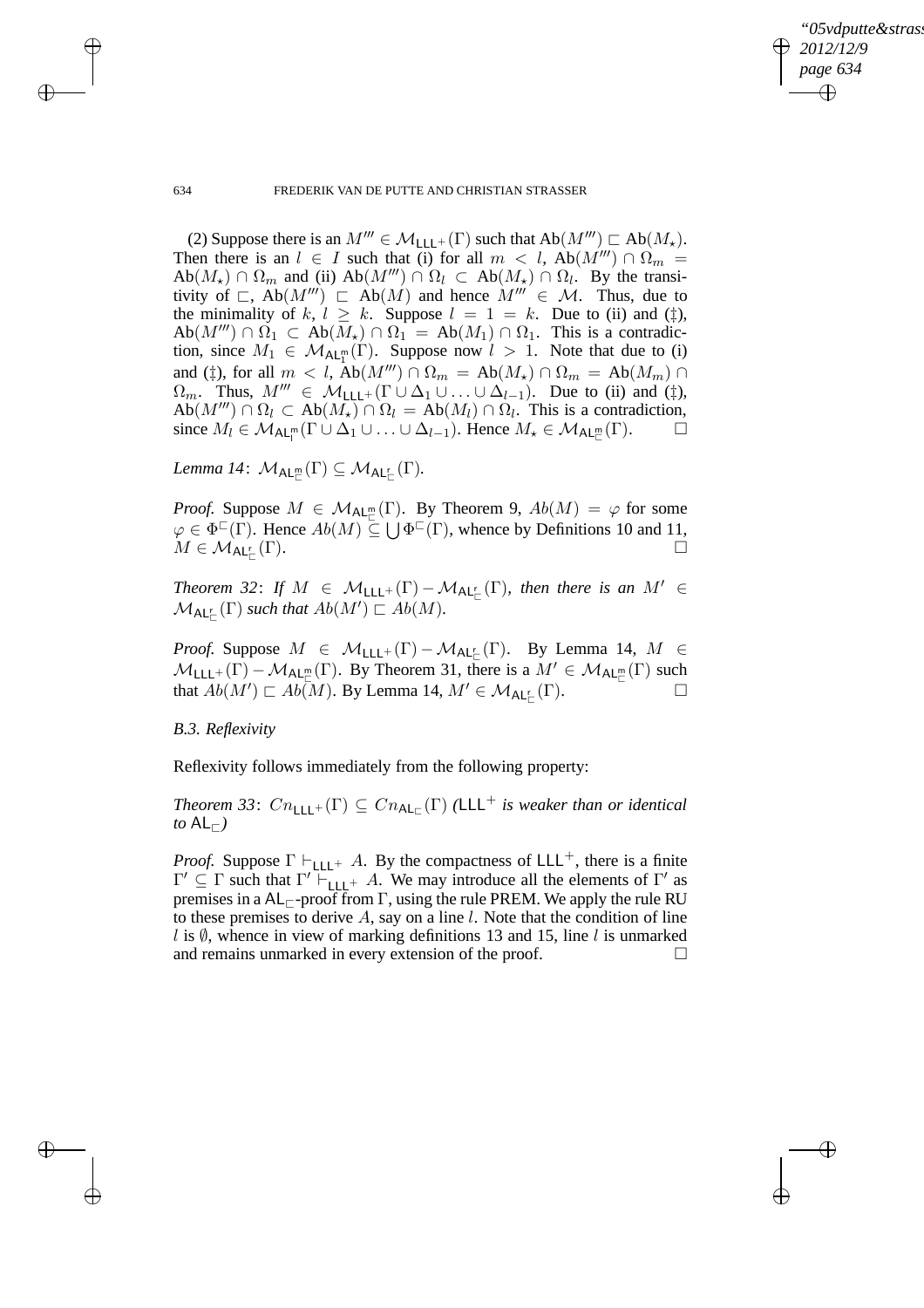(2) Suppose there is an $M''' \in \mathcal{M}_{\mathsf{LLL}^+}(\Gamma)$ such that $\mathrm{Ab}(M''') \sqsubset \mathrm{Ab}(M_\star)$. Then there is an $l \in I$ such that (i) for all $m < l$, $\mathrm{Ab}(M''') \cap \Omega_m = \mathrm{Ab}(M_\star) \cap \Omega_m$ and (ii) $\mathrm{Ab}(M''') \cap \Omega_l \subset \mathrm{Ab}(M_\star) \cap \Omega_l$. By the transitivity of $\sqsubset$, $\mathrm{Ab}(M''') \sqsubset \mathrm{Ab}(M)$ and hence $M''' \in \mathcal{M}$. Thus, due to the minimality of $k$, $l \geq k$. Suppose $l = 1 = k$. Due to (ii) and (‡), $\mathrm{Ab}(M''') \cap \Omega_1 \subset \mathrm{Ab}(M_\star) \cap \Omega_1 = \mathrm{Ab}(M_1) \cap \Omega_1$. This is a contradiction, since $M_1 \in \mathcal{M}_{\mathsf{AL}^{\mathsf{m}}_1}(\Gamma)$. Suppose now $l > 1$. Note that due to (i) and (‡), for all $m < l$, $\mathrm{Ab}(M''') \cap \Omega_m = \mathrm{Ab}(M_\star) \cap \Omega_m = \mathrm{Ab}(M_m) \cap \Omega_m$. Thus, $M''' \in \mathcal{M}_{\mathsf{LLL}^+}(\Gamma \cup \Delta_1 \cup \ldots \cup \Delta_{l-1})$. Due to (ii) and (‡), $\mathrm{Ab}(M''') \cap \Omega_l \subset \mathrm{Ab}(M_\star) \cap \Omega_l = \mathrm{Ab}(M_l) \cap \Omega_l$. This is a contradiction, since $M_l \in \mathcal{M}_{\mathsf{AL}^{\mathsf{m}}_l}(\Gamma \cup \Delta_1 \cup \ldots \cup \Delta_{l-1})$. Hence $M_\star \in \mathcal{M}_{\mathsf{AL}^{\mathsf{m}}_\sqsubset}(\Gamma)$. □

*Lemma 14*: $\mathcal{M}_{\mathsf{AL}^{\mathsf{m}}_\sqsubset}(\Gamma) \subseteq \mathcal{M}_{\mathsf{AL}^{\mathsf{r}}_\sqsubset}(\Gamma)$.

*Proof.* Suppose $M \in \mathcal{M}_{\mathsf{AL}^{\mathsf{m}}_\sqsubset}(\Gamma)$. By Theorem 9, $Ab(M) = \varphi$ for some $\varphi \in \Phi^\sqsubset(\Gamma)$. Hence $Ab(M) \subseteq \bigcup \Phi^\sqsubset(\Gamma)$, whence by Definitions 10 and 11, $M \in \mathcal{M}_{\mathsf{AL}^{\mathsf{r}}_\sqsubset}(\Gamma)$. □

*Theorem 32*: *If $M \in \mathcal{M}_{\mathsf{LLL}^+}(\Gamma) - \mathcal{M}_{\mathsf{AL}^{\mathsf{r}}_\sqsubset}(\Gamma)$, then there is an $M' \in \mathcal{M}_{\mathsf{AL}^{\mathsf{r}}_\sqsubset}(\Gamma)$ such that $Ab(M') \sqsubset Ab(M)$.*

*Proof.* Suppose $M \in \mathcal{M}_{\mathsf{LLL}^+}(\Gamma) - \mathcal{M}_{\mathsf{AL}^{\mathsf{r}}_\sqsubset}(\Gamma)$. By Lemma 14, $M \in \mathcal{M}_{\mathsf{LLL}^+}(\Gamma) - \mathcal{M}_{\mathsf{AL}^{\mathsf{m}}_\sqsubset}(\Gamma)$. By Theorem 31, there is a $M' \in \mathcal{M}_{\mathsf{AL}^{\mathsf{m}}_\sqsubset}(\Gamma)$ such that $Ab(M') \sqsubset Ab(M)$. By Lemma 14, $M' \in \mathcal{M}_{\mathsf{AL}^{\mathsf{r}}_\sqsubset}(\Gamma)$. □

### *B.3. Reflexivity*

Reflexivity follows immediately from the following property:

*Theorem 33*: $Cn_{\mathsf{LLL}^+}(\Gamma) \subseteq Cn_{\mathsf{AL}_\sqsubset}(\Gamma)$ *($\mathsf{LLL}^+$ is weaker than or identical to $\mathsf{AL}_\sqsubset$)*

*Proof.* Suppose $\Gamma \vdash_{\mathsf{LLL}^+} A$. By the compactness of $\mathsf{LLL}^+$, there is a finite $\Gamma' \subseteq \Gamma$ such that $\Gamma' \vdash_{\mathsf{LLL}^+} A$. We may introduce all the elements of $\Gamma'$ as premises in a $\mathsf{AL}_\sqsubset$-proof from $\Gamma$, using the rule PREM. We apply the rule RU to these premises to derive $A$, say on a line $l$. Note that the condition of line $l$ is $\emptyset$, whence in view of marking definitions 13 and 15, line $l$ is unmarked and remains unmarked in every extension of the proof. □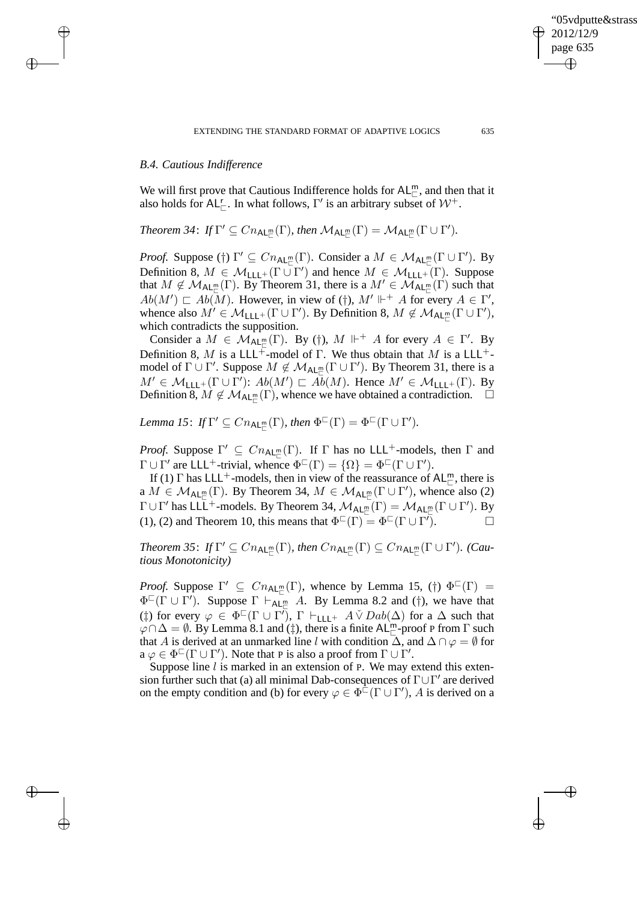### B.4. Cautious Indifference

We will first prove that Cautious Indifference holds for $\mathsf{AL}^{\mathsf{m}}_{\sqsubset}$, and then that it also holds for $\mathsf{AL}^{\mathsf{r}}_{\sqsubset}$. In what follows, $\Gamma'$ is an arbitrary subset of $\mathcal{W}^+$.

*Theorem 34*: *If* $\Gamma' \subseteq Cn_{\mathsf{AL}^{\mathsf{m}}_{\sqsubset}}(\Gamma)$, *then* $\mathcal{M}_{\mathsf{AL}^{\mathsf{m}}_{\sqsubset}}(\Gamma) = \mathcal{M}_{\mathsf{AL}^{\mathsf{m}}_{\sqsubset}}(\Gamma \cup \Gamma')$.

*Proof.* Suppose (†) $\Gamma' \subseteq Cn_{\mathsf{AL}^{\mathsf{m}}_{\sqsubset}}(\Gamma)$. Consider a $M \in \mathcal{M}_{\mathsf{AL}^{\mathsf{m}}_{\sqsubset}}(\Gamma \cup \Gamma')$. By Definition 8, $M \in \mathcal{M}_{\mathsf{LLL}^+}(\Gamma \cup \Gamma')$ and hence $M \in \mathcal{M}_{\mathsf{LLL}^+}(\Gamma)$. Suppose that $M \notin \mathcal{M}_{\mathsf{AL}^{\mathsf{m}}_{\sqsubset}}(\Gamma)$. By Theorem 31, there is a $M' \in \mathcal{M}_{\mathsf{AL}^{\mathsf{m}}_{\sqsubset}}(\Gamma)$ such that $Ab(M') \sqsubset Ab(M)$. However, in view of (†), $M' \Vdash^+ A$ for every $A \in \Gamma'$, whence also $M' \in \mathcal{M}_{\mathsf{LLL}^+}(\Gamma \cup \Gamma')$. By Definition 8, $M \notin \mathcal{M}_{\mathsf{AL}^{\mathsf{m}}_{\sqsubset}}(\Gamma \cup \Gamma')$, which contradicts the supposition.

Consider a $M \in \mathcal{M}_{\mathsf{AL}^{\mathsf{m}}_{\sqsubset}}(\Gamma)$. By (†), $M \Vdash^+ A$ for every $A \in \Gamma'$. By Definition 8, $M$ is a $\mathsf{LLL}^+$-model of $\Gamma$. We thus obtain that $M$ is a $\mathsf{LLL}^+$-model of $\Gamma \cup \Gamma'$. Suppose $M \notin \mathcal{M}_{\mathsf{AL}^{\mathsf{m}}_{\sqsubset}}(\Gamma \cup \Gamma')$. By Theorem 31, there is a $M' \in \mathcal{M}_{\mathsf{LLL}^+}(\Gamma \cup \Gamma')$: $Ab(M') \sqsubset Ab(M)$. Hence $M' \in \mathcal{M}_{\mathsf{LLL}^+}(\Gamma)$. By Definition 8, $M \notin \mathcal{M}_{\mathsf{AL}^{\mathsf{m}}_{\sqsubset}}(\Gamma)$, whence we have obtained a contradiction. □

*Lemma 15*: *If* $\Gamma' \subseteq Cn_{\mathsf{AL}^{\mathsf{m}}_{\sqsubset}}(\Gamma)$, *then* $\Phi^{\sqsubset}(\Gamma) = \Phi^{\sqsubset}(\Gamma \cup \Gamma')$.

*Proof.* Suppose $\Gamma' \subseteq Cn_{\mathsf{AL}^{\mathsf{m}}_{\sqsubset}}(\Gamma)$. If $\Gamma$ has no $\mathsf{LLL}^+$-models, then $\Gamma$ and $\Gamma \cup \Gamma'$ are $\mathsf{LLL}^+$-trivial, whence $\Phi^{\sqsubset}(\Gamma) = \{\Omega\} = \Phi^{\sqsubset}(\Gamma \cup \Gamma')$.

If (1) $\Gamma$ has $\mathsf{LLL}^+$-models, then in view of the reassurance of $\mathsf{AL}^{\mathsf{m}}_{\sqsubset}$, there is a $M \in \mathcal{M}_{\mathsf{AL}^{\mathsf{m}}_{\sqsubset}}(\Gamma)$. By Theorem 34, $M \in \mathcal{M}_{\mathsf{AL}^{\mathsf{m}}_{\sqsubset}}(\Gamma \cup \Gamma')$, whence also (2) $\Gamma \cup \Gamma'$ has $\mathsf{LLL}^+$-models. By Theorem 34, $\mathcal{M}_{\mathsf{AL}^{\mathsf{m}}_{\sqsubset}}(\Gamma) = \mathcal{M}_{\mathsf{AL}^{\mathsf{m}}_{\sqsubset}}(\Gamma \cup \Gamma')$. By (1), (2) and Theorem 10, this means that $\Phi^{\sqsubset}(\Gamma) = \Phi^{\sqsubset}(\Gamma \cup \Gamma')$. □

*Theorem 35*: *If* $\Gamma' \subseteq Cn_{\mathsf{AL}^{\mathsf{m}}_{\sqsubset}}(\Gamma)$, *then* $Cn_{\mathsf{AL}^{\mathsf{m}}_{\sqsubset}}(\Gamma) \subseteq Cn_{\mathsf{AL}^{\mathsf{m}}_{\sqsubset}}(\Gamma \cup \Gamma')$. *(Cautious Monotonicity)*

*Proof.* Suppose $\Gamma' \subseteq Cn_{\mathsf{AL}^{\mathsf{m}}_{\sqsubset}}(\Gamma)$, whence by Lemma 15, (†) $\Phi^{\sqsubset}(\Gamma) = \Phi^{\sqsubset}(\Gamma \cup \Gamma')$. Suppose $\Gamma \vdash_{\mathsf{AL}^{\mathsf{m}}_{\sqsubset}} A$. By Lemma 8.2 and (†), we have that (‡) for every $\varphi \in \Phi^{\sqsubset}(\Gamma \cup \Gamma')$, $\Gamma \vdash_{\mathsf{LLL}^+} A \check{\vee} Dab(\Delta)$ for a $\Delta$ such that $\varphi \cap \Delta = \emptyset$. By Lemma 8.1 and (‡), there is a finite $\mathsf{AL}^{\mathsf{m}}_{\sqsubset}$-proof $\mathrm{P}$ from $\Gamma$ such that $A$ is derived at an unmarked line $l$ with condition $\Delta$, and $\Delta \cap \varphi = \emptyset$ for a $\varphi \in \Phi^{\sqsubset}(\Gamma \cup \Gamma')$. Note that $\mathrm{P}$ is also a proof from $\Gamma \cup \Gamma'$.

Suppose line $l$ is marked in an extension of $\mathrm{P}$. We may extend this extension further such that (a) all minimal Dab-consequences of $\Gamma \cup \Gamma'$ are derived on the empty condition and (b) for every $\varphi \in \Phi^{\sqsubset}(\Gamma \cup \Gamma')$, $A$ is derived on a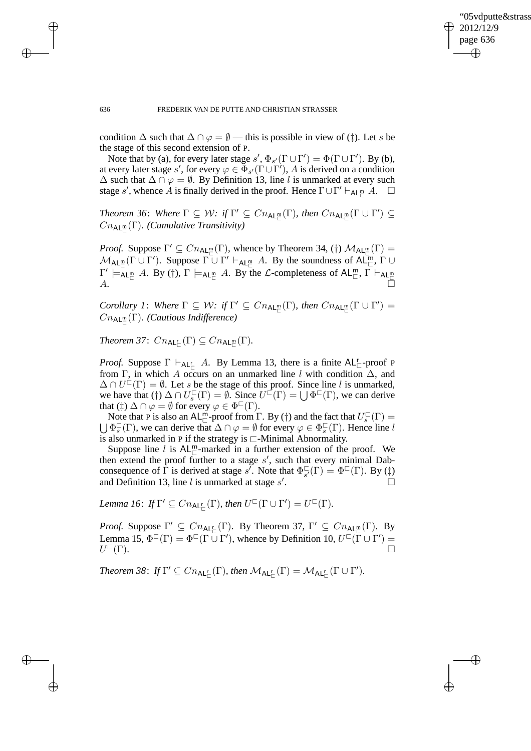condition $\Delta$ such that $\Delta \cap \varphi = \emptyset$ — this is possible in view of (‡). Let $s$ be the stage of this second extension of P.

Note that by (a), for every later stage $s'$, $\Phi_{s'}(\Gamma \cup \Gamma') = \Phi(\Gamma \cup \Gamma')$. By (b), at every later stage $s'$, for every $\varphi \in \Phi_{s'}(\Gamma \cup \Gamma')$, $A$ is derived on a condition $\Delta$ such that $\Delta \cap \varphi = \emptyset$. By Definition 13, line $l$ is unmarked at every such stage $s'$, whence $A$ is finally derived in the proof. Hence $\Gamma \cup \Gamma' \vdash_{\mathsf{AL}^{\mathsf{m}}_{\sqsubset}} A$. $\square$

*Theorem 36*: *Where* $\Gamma \subseteq \mathcal{W}$*: if* $\Gamma' \subseteq Cn_{\mathsf{AL}^{\mathsf{m}}_{\sqsubset}}(\Gamma)$*, then* $Cn_{\mathsf{AL}^{\mathsf{m}}_{\sqsubset}}(\Gamma \cup \Gamma') \subseteq Cn_{\mathsf{AL}^{\mathsf{m}}_{\sqsubset}}(\Gamma)$*. (Cumulative Transitivity)*

*Proof.* Suppose $\Gamma' \subseteq Cn_{\mathsf{AL}^{\mathsf{m}}_{\sqsubset}}(\Gamma)$, whence by Theorem 34, (†) $\mathcal{M}_{\mathsf{AL}^{\mathsf{m}}_{\sqsubset}}(\Gamma) = \mathcal{M}_{\mathsf{AL}^{\mathsf{m}}_{\sqsubset}}(\Gamma \cup \Gamma')$. Suppose $\Gamma \cup \Gamma' \vdash_{\mathsf{AL}^{\mathsf{m}}_{\sqsubset}} A$. By the soundness of $\mathsf{AL}^{\mathsf{m}}_{\sqsubset}$, $\Gamma \cup \Gamma' \models_{\mathsf{AL}^{\mathsf{m}}_{\sqsubset}} A$. By (†), $\Gamma \models_{\mathsf{AL}^{\mathsf{m}}_{\sqsubset}} A$. By the $\mathcal{L}$-completeness of $\mathsf{AL}^{\mathsf{m}}_{\sqsubset}$, $\Gamma \vdash_{\mathsf{AL}^{\mathsf{m}}_{\sqsubset}} A$. $\square$

*Corollary 1*: *Where* $\Gamma \subseteq \mathcal{W}$*: if* $\Gamma' \subseteq Cn_{\mathsf{AL}^{\mathsf{m}}_{\sqsubset}}(\Gamma)$*, then* $Cn_{\mathsf{AL}^{\mathsf{m}}_{\sqsubset}}(\Gamma \cup \Gamma') = Cn_{\mathsf{AL}^{\mathsf{m}}_{\sqsubset}}(\Gamma)$*. (Cautious Indifference)*

*Theorem 37*: $Cn_{\mathsf{AL}^{\mathsf{r}}_{\sqsubset}}(\Gamma) \subseteq Cn_{\mathsf{AL}^{\mathsf{m}}_{\sqsubset}}(\Gamma)$.

*Proof.* Suppose $\Gamma \vdash_{\mathsf{AL}^{\mathsf{r}}_{\sqsubset}} A$. By Lemma 13, there is a finite $\mathsf{AL}^{\mathsf{r}}_{\sqsubset}$-proof P from $\Gamma$, in which $A$ occurs on an unmarked line $l$ with condition $\Delta$, and $\Delta \cap U^{\sqsubset}(\Gamma) = \emptyset$. Let $s$ be the stage of this proof. Since line $l$ is unmarked, we have that (†) $\Delta \cap U^{\sqsubset}_s(\Gamma) = \emptyset$. Since $U^{\sqsubset}(\Gamma) = \bigcup \Phi^{\sqsubset}(\Gamma)$, we can derive that (‡) $\Delta \cap \varphi = \emptyset$ for every $\varphi \in \Phi^{\sqsubset}(\Gamma)$.

Note that P is also an $\mathsf{AL}^{\mathsf{m}}_{\sqsubset}$-proof from $\Gamma$. By (†) and the fact that $U^{\sqsubset}_s(\Gamma) = \bigcup \Phi^{\sqsubset}_s(\Gamma)$, we can derive that $\Delta \cap \varphi = \emptyset$ for every $\varphi \in \Phi^{\sqsubset}_s(\Gamma)$. Hence line $l$ is also unmarked in P if the strategy is $\sqsubset$-Minimal Abnormality.

Suppose line $l$ is $\mathsf{AL}^{\mathsf{m}}_{\sqsubset}$-marked in a further extension of the proof. We then extend the proof further to a stage $s'$, such that every minimal Dab-consequence of $\Gamma$ is derived at stage $s'$. Note that $\Phi^{\sqsubset}_{s'}(\Gamma) = \Phi^{\sqsubset}(\Gamma)$. By (‡) and Definition 13, line $l$ is unmarked at stage $s'$. $\square$

*Lemma 16*: *If* $\Gamma' \subseteq Cn_{\mathsf{AL}^{\mathsf{r}}_{\sqsubset}}(\Gamma)$*, then* $U^{\sqsubset}(\Gamma \cup \Gamma') = U^{\sqsubset}(\Gamma)$.

*Proof.* Suppose $\Gamma' \subseteq Cn_{\mathsf{AL}^{\mathsf{r}}_{\sqsubset}}(\Gamma)$. By Theorem 37, $\Gamma' \subseteq Cn_{\mathsf{AL}^{\mathsf{m}}_{\sqsubset}}(\Gamma)$. By Lemma 15, $\Phi^{\sqsubset}(\Gamma) = \Phi^{\sqsubset}(\Gamma \cup \Gamma')$, whence by Definition 10, $U^{\sqsubset}(\Gamma \cup \Gamma') = U^{\sqsubset}(\Gamma)$. $\square$

*Theorem 38*: *If* $\Gamma' \subseteq Cn_{\mathsf{AL}^{\mathsf{r}}_{\sqsubset}}(\Gamma)$*, then* $\mathcal{M}_{\mathsf{AL}^{\mathsf{r}}_{\sqsubset}}(\Gamma) = \mathcal{M}_{\mathsf{AL}^{\mathsf{r}}_{\sqsubset}}(\Gamma \cup \Gamma')$.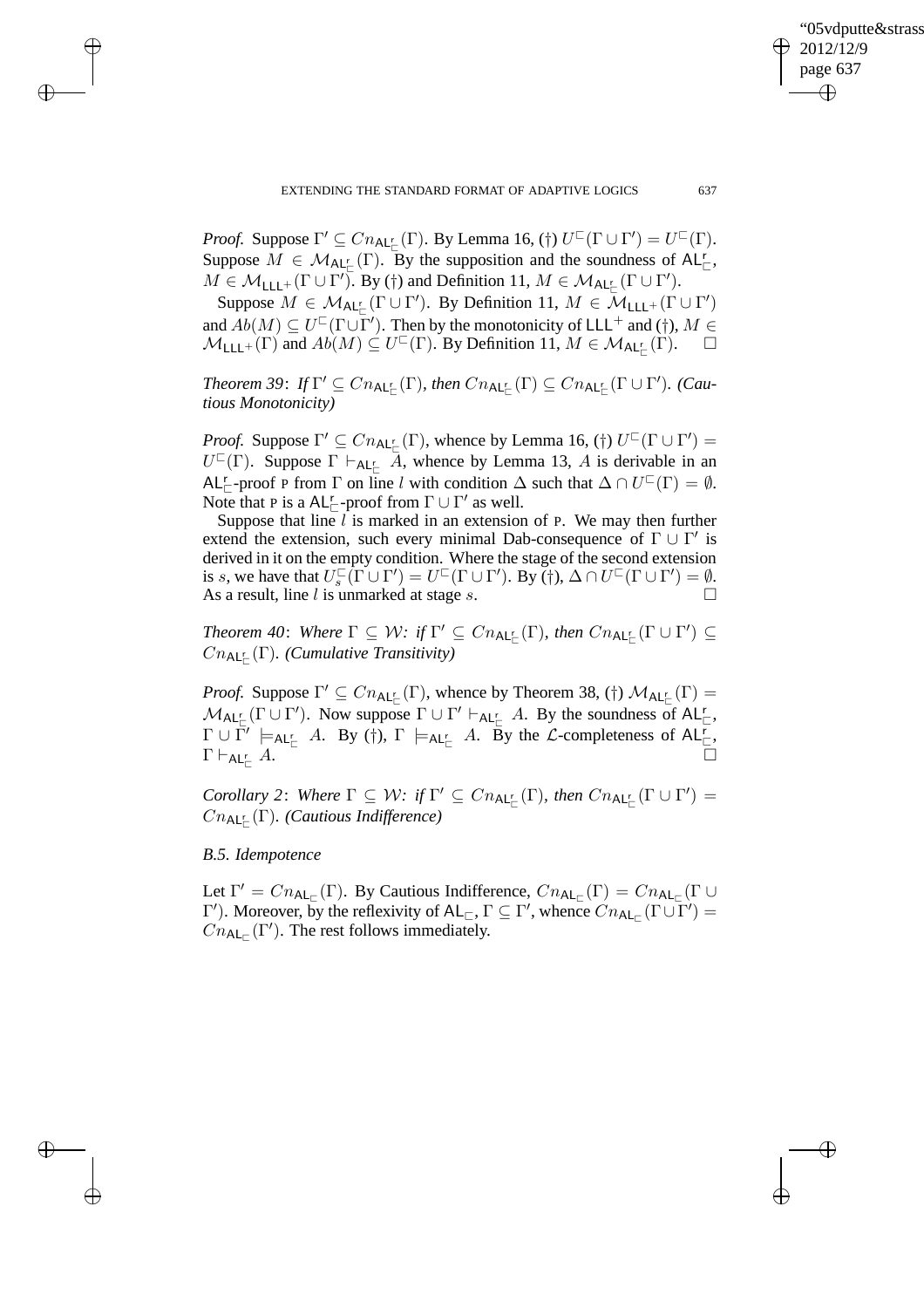*Proof.* Suppose $\Gamma' \subseteq Cn_{\mathsf{AL}^{\mathsf{r}}_{\sqsubset}}(\Gamma)$. By Lemma 16, (†) $U^{\sqsubset}(\Gamma \cup \Gamma') = U^{\sqsubset}(\Gamma)$. Suppose $M \in \mathcal{M}_{\mathsf{AL}^{\mathsf{r}}_{\sqsubset}}(\Gamma)$. By the supposition and the soundness of $\mathsf{AL}^{\mathsf{r}}_{\sqsubset}$, $M \in \mathcal{M}_{\mathsf{LLL}^+}(\Gamma \cup \Gamma')$. By (†) and Definition 11, $M \in \mathcal{M}_{\mathsf{AL}^{\mathsf{r}}_{\sqsubset}}(\Gamma \cup \Gamma')$.

Suppose $M \in \mathcal{M}_{\mathsf{AL}^{\mathsf{r}}_{\sqsubset}}(\Gamma \cup \Gamma')$. By Definition 11, $M \in \mathcal{M}_{\mathsf{LLL}^+}(\Gamma \cup \Gamma')$ and $Ab(M) \subseteq U^{\sqsubset}(\Gamma \cup \Gamma')$. Then by the monotonicity of $\mathsf{LLL}^+$ and (†), $M \in \mathcal{M}_{\mathsf{LLL}^+}(\Gamma)$ and $Ab(M) \subseteq U^{\sqsubset}(\Gamma)$. By Definition 11, $M \in \mathcal{M}_{\mathsf{AL}^{\mathsf{r}}_{\sqsubset}}(\Gamma)$. □

*Theorem 39*: *If $\Gamma' \subseteq Cn_{\mathsf{AL}^{\mathsf{r}}_{\sqsubset}}(\Gamma)$, then $Cn_{\mathsf{AL}^{\mathsf{r}}_{\sqsubset}}(\Gamma) \subseteq Cn_{\mathsf{AL}^{\mathsf{r}}_{\sqsubset}}(\Gamma \cup \Gamma')$. (Cautious Monotonicity)*

*Proof.* Suppose $\Gamma' \subseteq Cn_{\mathsf{AL}^{\mathsf{r}}_{\sqsubset}}(\Gamma)$, whence by Lemma 16, (†) $U^{\sqsubset}(\Gamma \cup \Gamma') = U^{\sqsubset}(\Gamma)$. Suppose $\Gamma \vdash_{\mathsf{AL}^{\mathsf{r}}_{\sqsubset}} A$, whence by Lemma 13, $A$ is derivable in an $\mathsf{AL}^{\mathsf{r}}_{\sqsubset}$-proof P from $\Gamma$ on line $l$ with condition $\Delta$ such that $\Delta \cap U^{\sqsubset}(\Gamma) = \emptyset$. Note that P is a $\mathsf{AL}^{\mathsf{r}}_{\sqsubset}$-proof from $\Gamma \cup \Gamma'$ as well.

Suppose that line $l$ is marked in an extension of P. We may then further extend the extension, such every minimal Dab-consequence of $\Gamma \cup \Gamma'$ is derived in it on the empty condition. Where the stage of the second extension is $s$, we have that $U^{\sqsubset}_s(\Gamma \cup \Gamma') = U^{\sqsubset}(\Gamma \cup \Gamma')$. By (†), $\Delta \cap U^{\sqsubset}(\Gamma \cup \Gamma') = \emptyset$. As a result, line $l$ is unmarked at stage $s$. □

*Theorem 40*: *Where $\Gamma \subseteq \mathcal{W}$: if $\Gamma' \subseteq Cn_{\mathsf{AL}^{\mathsf{r}}_{\sqsubset}}(\Gamma)$, then $Cn_{\mathsf{AL}^{\mathsf{r}}_{\sqsubset}}(\Gamma \cup \Gamma') \subseteq Cn_{\mathsf{AL}^{\mathsf{r}}_{\sqsubset}}(\Gamma)$. (Cumulative Transitivity)*

*Proof.* Suppose $\Gamma' \subseteq Cn_{\mathsf{AL}^{\mathsf{r}}_{\sqsubset}}(\Gamma)$, whence by Theorem 38, (†) $\mathcal{M}_{\mathsf{AL}^{\mathsf{r}}_{\sqsubset}}(\Gamma) = \mathcal{M}_{\mathsf{AL}^{\mathsf{r}}_{\sqsubset}}(\Gamma \cup \Gamma')$. Now suppose $\Gamma \cup \Gamma' \vdash_{\mathsf{AL}^{\mathsf{r}}_{\sqsubset}} A$. By the soundness of $\mathsf{AL}^{\mathsf{r}}_{\sqsubset}$, $\Gamma \cup \Gamma' \models_{\mathsf{AL}^{\mathsf{r}}_{\sqsubset}} A$. By (†), $\Gamma \models_{\mathsf{AL}^{\mathsf{r}}_{\sqsubset}} A$. By the $\mathcal{L}$-completeness of $\mathsf{AL}^{\mathsf{r}}_{\sqsubset}$, $\Gamma \vdash_{\mathsf{AL}^{\mathsf{r}}_{\sqsubset}} A$. □

*Corollary 2*: *Where $\Gamma \subseteq \mathcal{W}$: if $\Gamma' \subseteq Cn_{\mathsf{AL}^{\mathsf{r}}_{\sqsubset}}(\Gamma)$, then $Cn_{\mathsf{AL}^{\mathsf{r}}_{\sqsubset}}(\Gamma \cup \Gamma') = Cn_{\mathsf{AL}^{\mathsf{r}}_{\sqsubset}}(\Gamma)$. (Cautious Indifference)*

### *B.5. Idempotence*

Let $\Gamma' = Cn_{\mathsf{AL}_{\sqsubset}}(\Gamma)$. By Cautious Indifference, $Cn_{\mathsf{AL}_{\sqsubset}}(\Gamma) = Cn_{\mathsf{AL}_{\sqsubset}}(\Gamma \cup \Gamma')$. Moreover, by the reflexivity of $\mathsf{AL}_{\sqsubset}$, $\Gamma \subseteq \Gamma'$, whence $Cn_{\mathsf{AL}_{\sqsubset}}(\Gamma \cup \Gamma') = Cn_{\mathsf{AL}_{\sqsubset}}(\Gamma')$. The rest follows immediately.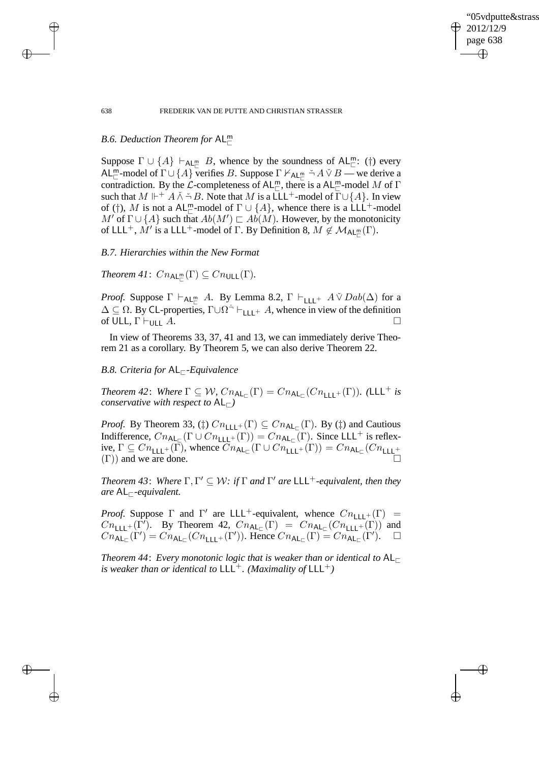### B.6. Deduction Theorem for $\mathsf{AL}^{\mathsf{m}}_{\sqsubset}$

Suppose $\Gamma \cup \{A\} \vdash_{\mathsf{AL}^{\mathsf{m}}_{\sqsubset}} B$, whence by the soundness of $\mathsf{AL}^{\mathsf{m}}_{\sqsubset}$: (†) every $\mathsf{AL}^{\mathsf{m}}_{\sqsubset}$-model of $\Gamma \cup \{A\}$ verifies $B$. Suppose $\Gamma \nvdash_{\mathsf{AL}^{\mathsf{m}}_{\sqsubset}} \check{\neg} A \check{\vee} B$ — we derive a contradiction. By the $\mathcal{L}$-completeness of $\mathsf{AL}^{\mathsf{m}}_{\sqsubset}$, there is a $\mathsf{AL}^{\mathsf{m}}_{\sqsubset}$-model $M$ of $\Gamma$ such that $M \Vdash^{+} A \check{\wedge} \check{\neg} B$. Note that $M$ is a $\mathsf{LLL}^{+}$-model of $\Gamma \cup \{A\}$. In view of (†), $M$ is not a $\mathsf{AL}^{\mathsf{m}}_{\sqsubset}$-model of $\Gamma \cup \{A\}$, whence there is a $\mathsf{LLL}^{+}$-model $M'$ of $\Gamma \cup \{A\}$ such that $Ab(M') \sqsubset Ab(M)$. However, by the monotonicity of $\mathsf{LLL}^{+}$, $M'$ is a $\mathsf{LLL}^{+}$-model of $\Gamma$. By Definition 8, $M \notin \mathcal{M}_{\mathsf{AL}^{\mathsf{m}}_{\sqsubset}}(\Gamma)$.

### B.7. Hierarchies within the New Format

*Theorem 41*: $Cn_{\mathsf{AL}^{\mathsf{m}}_{\sqsubset}}(\Gamma) \subseteq Cn_{\mathsf{ULL}}(\Gamma)$.

*Proof.* Suppose $\Gamma \vdash_{\mathsf{AL}^{\mathsf{m}}_{\sqsubset}} A$. By Lemma 8.2, $\Gamma \vdash_{\mathsf{LLL}^{+}} A \check{\vee} Dab(\Delta)$ for a $\Delta \subseteq \Omega$. By CL-properties, $\Gamma \cup \Omega^{\check{\neg}} \vdash_{\mathsf{LLL}^{+}} A$, whence in view of the definition of ULL, $\Gamma \vdash_{\mathsf{ULL}} A$. □

In view of Theorems 33, 37, 41 and 13, we can immediately derive Theorem 21 as a corollary. By Theorem 5, we can also derive Theorem 22.

### B.8. Criteria for $\mathsf{AL}_{\sqsubset}$-Equivalence

*Theorem 42*: *Where $\Gamma \subseteq \mathcal{W}$, $Cn_{\mathsf{AL}_{\sqsubset}}(\Gamma) = Cn_{\mathsf{AL}_{\sqsubset}}(Cn_{\mathsf{LLL}^{+}}(\Gamma))$. ($\mathsf{LLL}^{+}$ is conservative with respect to $\mathsf{AL}_{\sqsubset}$)*

*Proof.* By Theorem 33, (‡) $Cn_{\mathsf{LLL}^{+}}(\Gamma) \subseteq Cn_{\mathsf{AL}_{\sqsubset}}(\Gamma)$. By (‡) and Cautious Indifference, $Cn_{\mathsf{AL}_{\sqsubset}}(\Gamma \cup Cn_{\mathsf{LLL}^{+}}(\Gamma)) = Cn_{\mathsf{AL}_{\sqsubset}}(\Gamma)$. Since $\mathsf{LLL}^{+}$ is reflexive, $\Gamma \subseteq Cn_{\mathsf{LLL}^{+}}(\Gamma)$, whence $Cn_{\mathsf{AL}_{\sqsubset}}(\Gamma \cup Cn_{\mathsf{LLL}^{+}}(\Gamma)) = Cn_{\mathsf{AL}_{\sqsubset}}(Cn_{\mathsf{LLL}^{+}}(\Gamma))$ and we are done. □

*Theorem 43*: *Where $\Gamma, \Gamma' \subseteq \mathcal{W}$: if $\Gamma$ and $\Gamma'$ are $\mathsf{LLL}^{+}$-equivalent, then they are $\mathsf{AL}_{\sqsubset}$-equivalent.*

*Proof.* Suppose $\Gamma$ and $\Gamma'$ are $\mathsf{LLL}^{+}$-equivalent, whence $Cn_{\mathsf{LLL}^{+}}(\Gamma) = Cn_{\mathsf{LLL}^{+}}(\Gamma')$. By Theorem 42, $Cn_{\mathsf{AL}_{\sqsubset}}(\Gamma) = Cn_{\mathsf{AL}_{\sqsubset}}(Cn_{\mathsf{LLL}^{+}}(\Gamma))$ and $Cn_{\mathsf{AL}_{\sqsubset}}(\Gamma') = Cn_{\mathsf{AL}_{\sqsubset}}(Cn_{\mathsf{LLL}^{+}}(\Gamma'))$. Hence $Cn_{\mathsf{AL}_{\sqsubset}}(\Gamma) = Cn_{\mathsf{AL}_{\sqsubset}}(\Gamma')$. □

*Theorem 44*: *Every monotonic logic that is weaker than or identical to $\mathsf{AL}_{\sqsubset}$ is weaker than or identical to $\mathsf{LLL}^{+}$. (Maximality of $\mathsf{LLL}^{+}$)*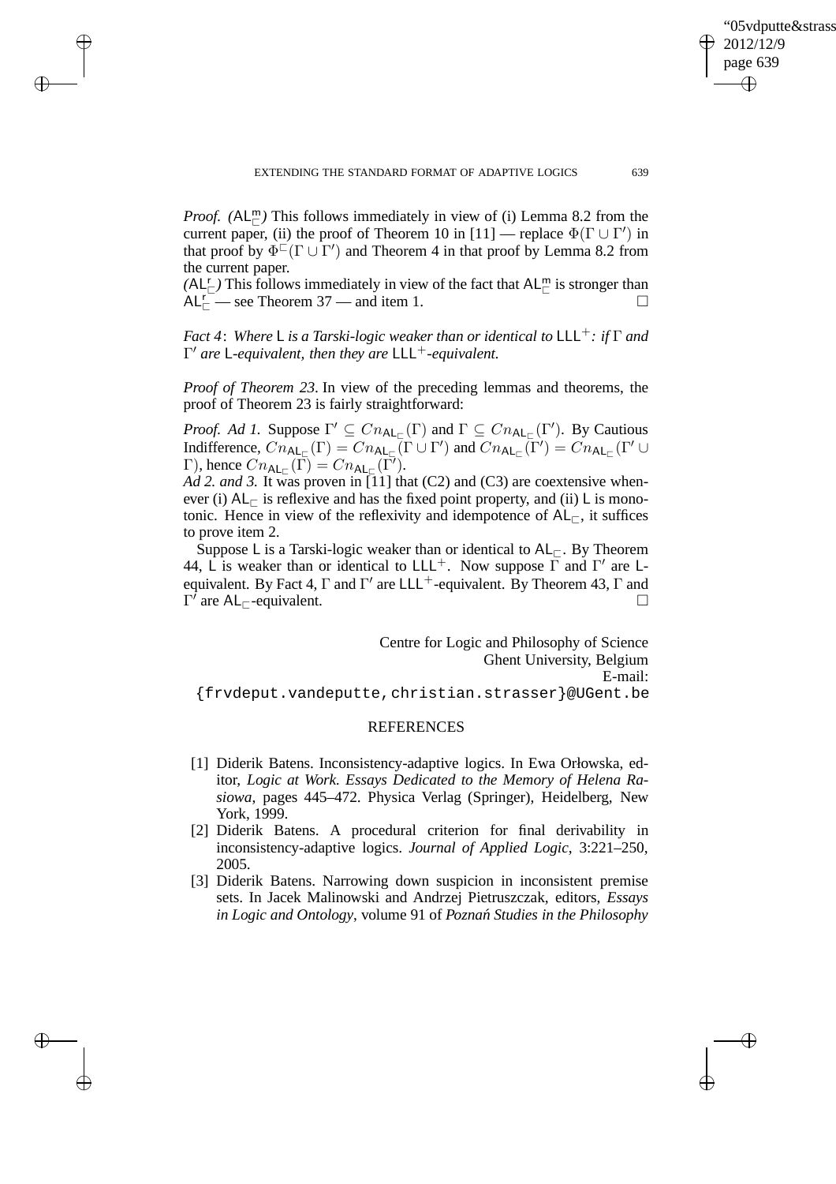*Proof.* *($\mathsf{AL}^{\mathsf{m}}_{\sqsubset}$)* This follows immediately in view of (i) Lemma 8.2 from the current paper, (ii) the proof of Theorem 10 in [11] — replace $\Phi(\Gamma \cup \Gamma')$ in that proof by $\Phi^{\sqsubset}(\Gamma \cup \Gamma')$ and Theorem 4 in that proof by Lemma 8.2 from the current paper.
*($\mathsf{AL}^{\mathsf{r}}_{\sqsubset}$)* This follows immediately in view of the fact that $\mathsf{AL}^{\mathsf{m}}_{\sqsubset}$ is stronger than $\mathsf{AL}^{\mathsf{r}}_{\sqsubset}$ — see Theorem 37 — and item 1. □

*Fact 4*: *Where* $\mathsf{L}$ *is a Tarski-logic weaker than or identical to* $\mathsf{LLL}^{+}$*: if* $\Gamma$ *and* $\Gamma'$ *are* $\mathsf{L}$*-equivalent, then they are* $\mathsf{LLL}^{+}$*-equivalent.*

*Proof of Theorem 23*. In view of the preceding lemmas and theorems, the proof of Theorem 23 is fairly straightforward:

*Proof. Ad 1.* Suppose $\Gamma' \subseteq Cn_{\mathsf{AL}_{\sqsubset}}(\Gamma)$ and $\Gamma \subseteq Cn_{\mathsf{AL}_{\sqsubset}}(\Gamma')$. By Cautious Indifference, $Cn_{\mathsf{AL}_{\sqsubset}}(\Gamma) = Cn_{\mathsf{AL}_{\sqsubset}}(\Gamma \cup \Gamma')$ and $Cn_{\mathsf{AL}_{\sqsubset}}(\Gamma') = Cn_{\mathsf{AL}_{\sqsubset}}(\Gamma' \cup \Gamma)$, hence $Cn_{\mathsf{AL}_{\sqsubset}}(\Gamma) = Cn_{\mathsf{AL}_{\sqsubset}}(\Gamma')$.
*Ad 2. and 3.* It was proven in [11] that (C2) and (C3) are coextensive whenever (i) $\mathsf{AL}_{\sqsubset}$ is reflexive and has the fixed point property, and (ii) $\mathsf{L}$ is monotonic. Hence in view of the reflexivity and idempotence of $\mathsf{AL}_{\sqsubset}$, it suffices to prove item 2.

Suppose $\mathsf{L}$ is a Tarski-logic weaker than or identical to $\mathsf{AL}_{\sqsubset}$. By Theorem 44, $\mathsf{L}$ is weaker than or identical to $\mathsf{LLL}^{+}$. Now suppose $\Gamma$ and $\Gamma'$ are $\mathsf{L}$-equivalent. By Fact 4, $\Gamma$ and $\Gamma'$ are $\mathsf{LLL}^{+}$-equivalent. By Theorem 43, $\Gamma$ and $\Gamma'$ are $\mathsf{AL}_{\sqsubset}$-equivalent. □

Centre for Logic and Philosophy of Science
Ghent University, Belgium
E-mail:
{frvdeput.vandeputte,christian.strasser}@UGent.be

## REFERENCES

[1] Diderik Batens. Inconsistency-adaptive logics. In Ewa Orłowska, editor, *Logic at Work. Essays Dedicated to the Memory of Helena Rasiowa*, pages 445–472. Physica Verlag (Springer), Heidelberg, New York, 1999.

[2] Diderik Batens. A procedural criterion for final derivability in inconsistency-adaptive logics. *Journal of Applied Logic*, 3:221–250, 2005.

[3] Diderik Batens. Narrowing down suspicion in inconsistent premise sets. In Jacek Malinowski and Andrzej Pietruszczak, editors, *Essays in Logic and Ontology*, volume 91 of *Poznań Studies in the Philosophy*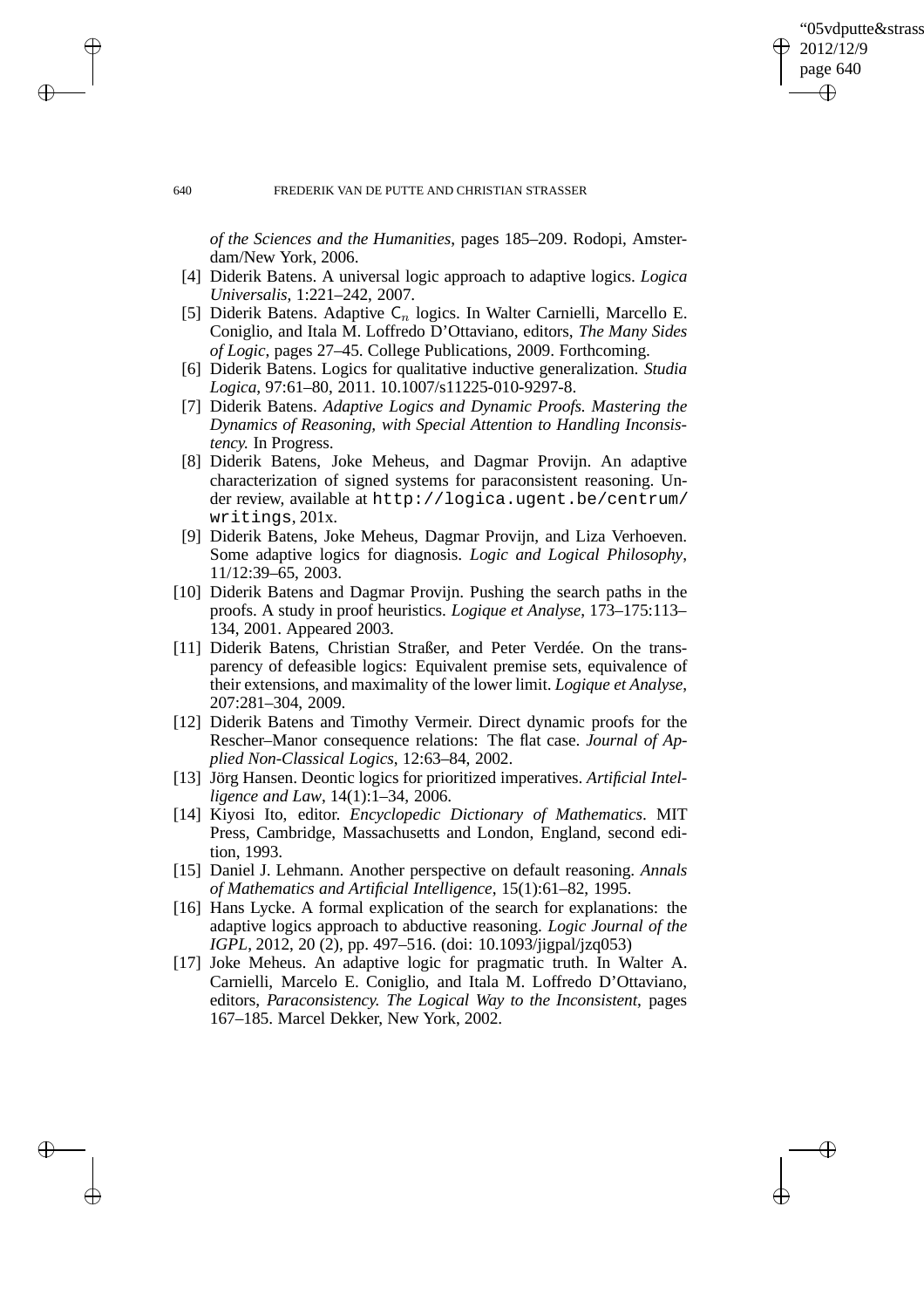*of the Sciences and the Humanities*, pages 185–209. Rodopi, Amsterdam/New York, 2006.

[4] Diderik Batens. A universal logic approach to adaptive logics. *Logica Universalis*, 1:221–242, 2007.

[5] Diderik Batens. Adaptive $\mathsf{C}_n$ logics. In Walter Carnielli, Marcello E. Coniglio, and Itala M. Loffredo D'Ottaviano, editors, *The Many Sides of Logic*, pages 27–45. College Publications, 2009. Forthcoming.

[6] Diderik Batens. Logics for qualitative inductive generalization. *Studia Logica*, 97:61–80, 2011. 10.1007/s11225-010-9297-8.

[7] Diderik Batens. *Adaptive Logics and Dynamic Proofs. Mastering the Dynamics of Reasoning, with Special Attention to Handling Inconsistency.* In Progress.

[8] Diderik Batens, Joke Meheus, and Dagmar Provijn. An adaptive characterization of signed systems for paraconsistent reasoning. Under review, available at `http://logica.ugent.be/centrum/writings`, 201x.

[9] Diderik Batens, Joke Meheus, Dagmar Provijn, and Liza Verhoeven. Some adaptive logics for diagnosis. *Logic and Logical Philosophy*, 11/12:39–65, 2003.

[10] Diderik Batens and Dagmar Provijn. Pushing the search paths in the proofs. A study in proof heuristics. *Logique et Analyse*, 173–175:113–134, 2001. Appeared 2003.

[11] Diderik Batens, Christian Straßer, and Peter Verdée. On the transparency of defeasible logics: Equivalent premise sets, equivalence of their extensions, and maximality of the lower limit. *Logique et Analyse*, 207:281–304, 2009.

[12] Diderik Batens and Timothy Vermeir. Direct dynamic proofs for the Rescher–Manor consequence relations: The flat case. *Journal of Applied Non-Classical Logics*, 12:63–84, 2002.

[13] Jörg Hansen. Deontic logics for prioritized imperatives. *Artificial Intelligence and Law*, 14(1):1–34, 2006.

[14] Kiyosi Ito, editor. *Encyclopedic Dictionary of Mathematics*. MIT Press, Cambridge, Massachusetts and London, England, second edition, 1993.

[15] Daniel J. Lehmann. Another perspective on default reasoning. *Annals of Mathematics and Artificial Intelligence*, 15(1):61–82, 1995.

[16] Hans Lycke. A formal explication of the search for explanations: the adaptive logics approach to abductive reasoning. *Logic Journal of the IGPL*, 2012, 20 (2), pp. 497–516. (doi: 10.1093/jigpal/jzq053)

[17] Joke Meheus. An adaptive logic for pragmatic truth. In Walter A. Carnielli, Marcelo E. Coniglio, and Itala M. Loffredo D'Ottaviano, editors, *Paraconsistency. The Logical Way to the Inconsistent*, pages 167–185. Marcel Dekker, New York, 2002.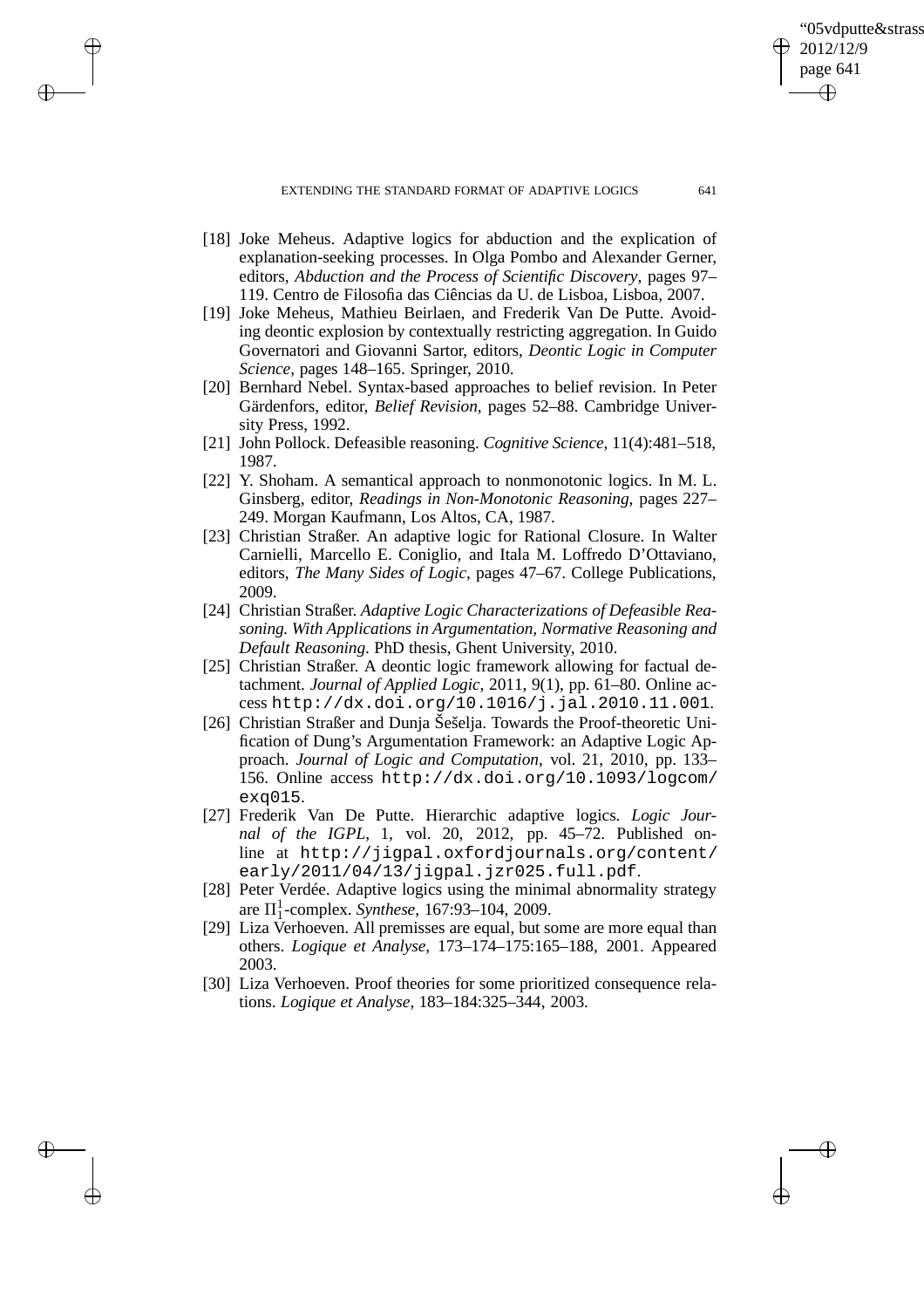[18] Joke Meheus. Adaptive logics for abduction and the explication of explanation-seeking processes. In Olga Pombo and Alexander Gerner, editors, *Abduction and the Process of Scientific Discovery*, pages 97–119. Centro de Filosofia das Ciências da U. de Lisboa, Lisboa, 2007.

[19] Joke Meheus, Mathieu Beirlaen, and Frederik Van De Putte. Avoiding deontic explosion by contextually restricting aggregation. In Guido Governatori and Giovanni Sartor, editors, *Deontic Logic in Computer Science*, pages 148–165. Springer, 2010.

[20] Bernhard Nebel. Syntax-based approaches to belief revision. In Peter Gärdenfors, editor, *Belief Revision*, pages 52–88. Cambridge University Press, 1992.

[21] John Pollock. Defeasible reasoning. *Cognitive Science*, 11(4):481–518, 1987.

[22] Y. Shoham. A semantical approach to nonmonotonic logics. In M. L. Ginsberg, editor, *Readings in Non-Monotonic Reasoning*, pages 227–249. Morgan Kaufmann, Los Altos, CA, 1987.

[23] Christian Straßer. An adaptive logic for Rational Closure. In Walter Carnielli, Marcello E. Coniglio, and Itala M. Loffredo D'Ottaviano, editors, *The Many Sides of Logic*, pages 47–67. College Publications, 2009.

[24] Christian Straßer. *Adaptive Logic Characterizations of Defeasible Reasoning. With Applications in Argumentation, Normative Reasoning and Default Reasoning*. PhD thesis, Ghent University, 2010.

[25] Christian Straßer. A deontic logic framework allowing for factual detachment. *Journal of Applied Logic*, 2011, 9(1), pp. 61–80. Online access http://dx.doi.org/10.1016/j.jal.2010.11.001.

[26] Christian Straßer and Dunja Šešelja. Towards the Proof-theoretic Unification of Dung's Argumentation Framework: an Adaptive Logic Approach. *Journal of Logic and Computation*, vol. 21, 2010, pp. 133–156. Online access http://dx.doi.org/10.1093/logcom/exq015.

[27] Frederik Van De Putte. Hierarchic adaptive logics. *Logic Journal of the IGPL*, 1, vol. 20, 2012, pp. 45–72. Published online at http://jigpal.oxfordjournals.org/content/early/2011/04/13/jigpal.jzr025.full.pdf.

[28] Peter Verdée. Adaptive logics using the minimal abnormality strategy are $\Pi^1_1$-complex. *Synthese*, 167:93–104, 2009.

[29] Liza Verhoeven. All premisses are equal, but some are more equal than others. *Logique et Analyse*, 173–174–175:165–188, 2001. Appeared 2003.

[30] Liza Verhoeven. Proof theories for some prioritized consequence relations. *Logique et Analyse*, 183–184:325–344, 2003.